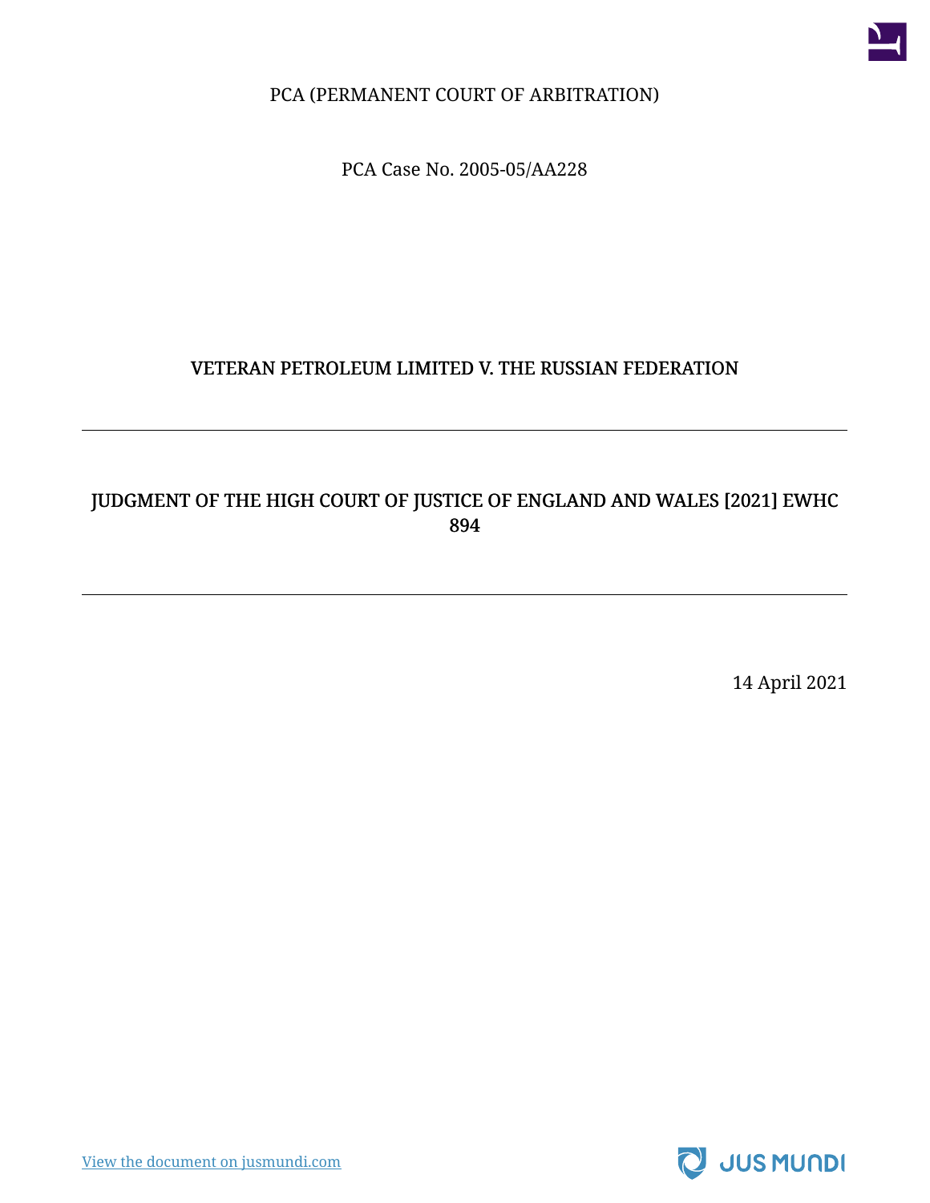PCA (PERMANENT COURT OF ARBITRATION)

PCA Case No. 2005-05/AA228

# VETERAN PETROLEUM LIMITED V. THE RUSSIAN FEDERATION

---

## JUDGMENT OF THE HIGH COURT OF JUSTICE OF ENGLAND AND WALES [2021] EWHC 894

---

14 April 2021

View the document on jusmundi.com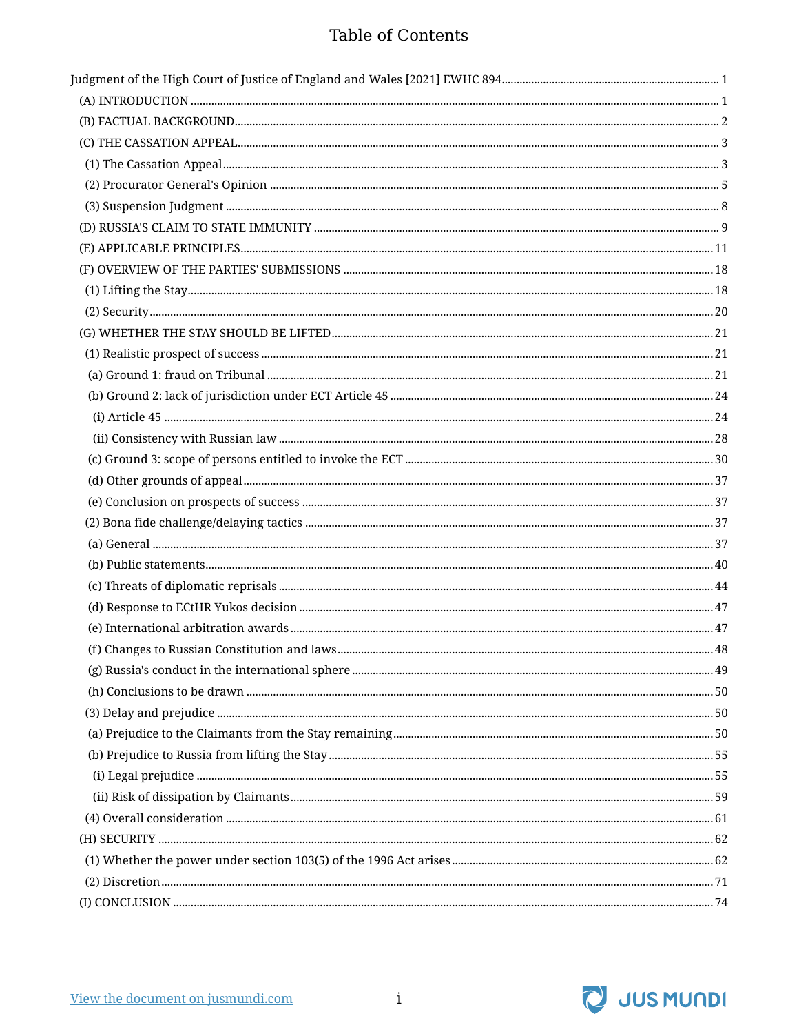# Table of Contents

- Judgment of the High Court of Justice of England and Wales [2021] EWHC 894 ........ 1
  - (A) INTRODUCTION ........ 1
  - (B) FACTUAL BACKGROUND ........ 2
  - (C) THE CASSATION APPEAL ........ 3
    - (1) The Cassation Appeal ........ 3
    - (2) Procurator General's Opinion ........ 5
    - (3) Suspension Judgment ........ 8
  - (D) RUSSIA'S CLAIM TO STATE IMMUNITY ........ 9
  - (E) APPLICABLE PRINCIPLES ........ 11
  - (F) OVERVIEW OF THE PARTIES' SUBMISSIONS ........ 18
    - (1) Lifting the Stay ........ 18
    - (2) Security ........ 20
  - (G) WHETHER THE STAY SHOULD BE LIFTED ........ 21
    - (1) Realistic prospect of success ........ 21
      - (a) Ground 1: fraud on Tribunal ........ 21
      - (b) Ground 2: lack of jurisdiction under ECT Article 45 ........ 24
        - (i) Article 45 ........ 24
        - (ii) Consistency with Russian law ........ 28
      - (c) Ground 3: scope of persons entitled to invoke the ECT ........ 30
      - (d) Other grounds of appeal ........ 37
      - (e) Conclusion on prospects of success ........ 37
    - (2) Bona fide challenge/delaying tactics ........ 37
      - (a) General ........ 37
      - (b) Public statements ........ 40
      - (c) Threats of diplomatic reprisals ........ 44
      - (d) Response to ECtHR Yukos decision ........ 47
      - (e) International arbitration awards ........ 47
      - (f) Changes to Russian Constitution and laws ........ 48
      - (g) Russia's conduct in the international sphere ........ 49
      - (h) Conclusions to be drawn ........ 50
    - (3) Delay and prejudice ........ 50
      - (a) Prejudice to the Claimants from the Stay remaining ........ 50
      - (b) Prejudice to Russia from lifting the Stay ........ 55
        - (i) Legal prejudice ........ 55
        - (ii) Risk of dissipation by Claimants ........ 59
    - (4) Overall consideration ........ 61
  - (H) SECURITY ........ 62
    - (1) Whether the power under section 103(5) of the 1996 Act arises ........ 62
    - (2) Discretion ........ 71
  - (I) CONCLUSION ........ 74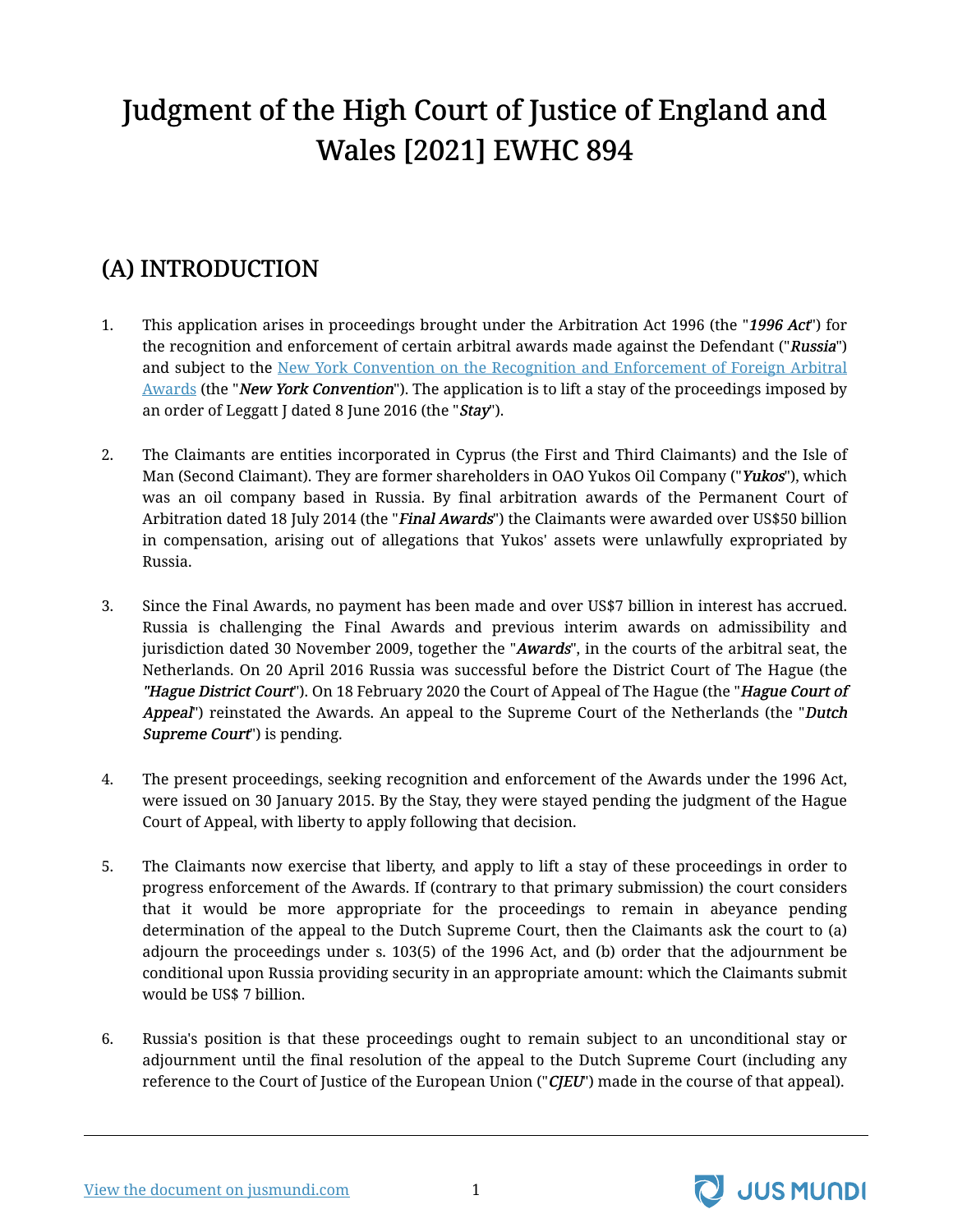# Judgment of the High Court of Justice of England and Wales [2021] EWHC 894

## (A) INTRODUCTION

1. This application arises in proceedings brought under the Arbitration Act 1996 (the "***1996 Act***") for the recognition and enforcement of certain arbitral awards made against the Defendant ("***Russia***") and subject to the New York Convention on the Recognition and Enforcement of Foreign Arbitral Awards (the "***New York Convention***"). The application is to lift a stay of the proceedings imposed by an order of Leggatt J dated 8 June 2016 (the "***Stay***").

2. The Claimants are entities incorporated in Cyprus (the First and Third Claimants) and the Isle of Man (Second Claimant). They are former shareholders in OAO Yukos Oil Company ("***Yukos***"), which was an oil company based in Russia. By final arbitration awards of the Permanent Court of Arbitration dated 18 July 2014 (the "***Final Awards***") the Claimants were awarded over US$50 billion in compensation, arising out of allegations that Yukos' assets were unlawfully expropriated by Russia.

3. Since the Final Awards, no payment has been made and over US$7 billion in interest has accrued. Russia is challenging the Final Awards and previous interim awards on admissibility and jurisdiction dated 30 November 2009, together the "***Awards***", in the courts of the arbitral seat, the Netherlands. On 20 April 2016 Russia was successful before the District Court of The Hague (the "***Hague District Court***"). On 18 February 2020 the Court of Appeal of The Hague (the "***Hague Court of Appeal***") reinstated the Awards. An appeal to the Supreme Court of the Netherlands (the "***Dutch Supreme Court***") is pending.

4. The present proceedings, seeking recognition and enforcement of the Awards under the 1996 Act, were issued on 30 January 2015. By the Stay, they were stayed pending the judgment of the Hague Court of Appeal, with liberty to apply following that decision.

5. The Claimants now exercise that liberty, and apply to lift a stay of these proceedings in order to progress enforcement of the Awards. If (contrary to that primary submission) the court considers that it would be more appropriate for the proceedings to remain in abeyance pending determination of the appeal to the Dutch Supreme Court, then the Claimants ask the court to (a) adjourn the proceedings under s. 103(5) of the 1996 Act, and (b) order that the adjournment be conditional upon Russia providing security in an appropriate amount: which the Claimants submit would be US$ 7 billion.

6. Russia's position is that these proceedings ought to remain subject to an unconditional stay or adjournment until the final resolution of the appeal to the Dutch Supreme Court (including any reference to the Court of Justice of the European Union ("***CJEU***") made in the course of that appeal).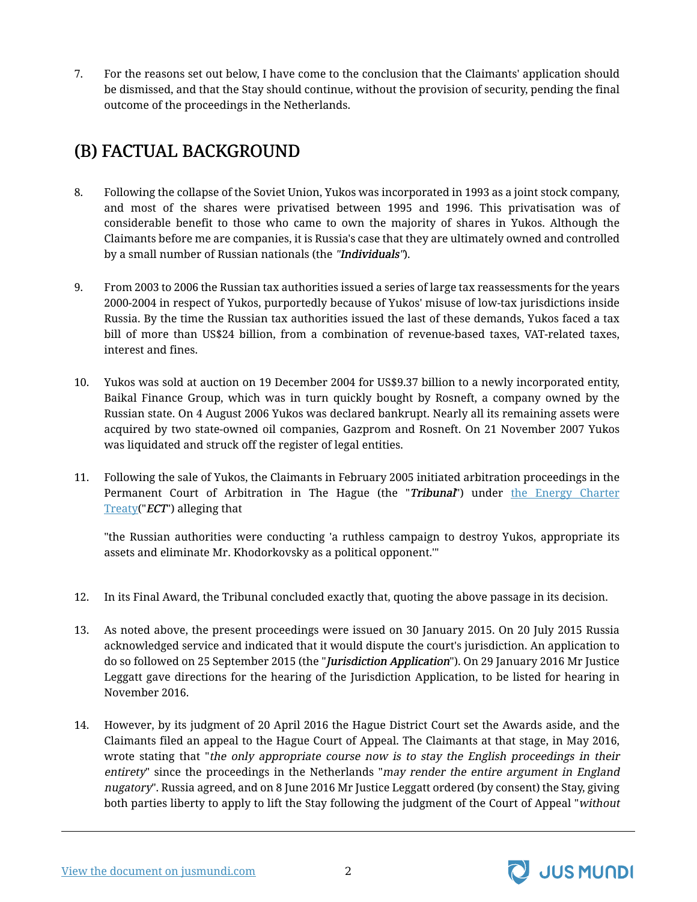7. For the reasons set out below, I have come to the conclusion that the Claimants' application should be dismissed, and that the Stay should continue, without the provision of security, pending the final outcome of the proceedings in the Netherlands.

## (B) FACTUAL BACKGROUND

8. Following the collapse of the Soviet Union, Yukos was incorporated in 1993 as a joint stock company, and most of the shares were privatised between 1995 and 1996. This privatisation was of considerable benefit to those who came to own the majority of shares in Yukos. Although the Claimants before me are companies, it is Russia's case that they are ultimately owned and controlled by a small number of Russian nationals (the *"Individuals"*).

9. From 2003 to 2006 the Russian tax authorities issued a series of large tax reassessments for the years 2000-2004 in respect of Yukos, purportedly because of Yukos' misuse of low-tax jurisdictions inside Russia. By the time the Russian tax authorities issued the last of these demands, Yukos faced a tax bill of more than US$24 billion, from a combination of revenue-based taxes, VAT-related taxes, interest and fines.

10. Yukos was sold at auction on 19 December 2004 for US$9.37 billion to a newly incorporated entity, Baikal Finance Group, which was in turn quickly bought by Rosneft, a company owned by the Russian state. On 4 August 2006 Yukos was declared bankrupt. Nearly all its remaining assets were acquired by two state-owned oil companies, Gazprom and Rosneft. On 21 November 2007 Yukos was liquidated and struck off the register of legal entities.

11. Following the sale of Yukos, the Claimants in February 2005 initiated arbitration proceedings in the Permanent Court of Arbitration in The Hague (the "*Tribunal*") under [the Energy Charter Treaty]("*ECT*") alleging that

   "the Russian authorities were conducting 'a ruthless campaign to destroy Yukos, appropriate its assets and eliminate Mr. Khodorkovsky as a political opponent.'"

12. In its Final Award, the Tribunal concluded exactly that, quoting the above passage in its decision.

13. As noted above, the present proceedings were issued on 30 January 2015. On 20 July 2015 Russia acknowledged service and indicated that it would dispute the court's jurisdiction. An application to do so followed on 25 September 2015 (the "*Jurisdiction Application*"). On 29 January 2016 Mr Justice Leggatt gave directions for the hearing of the Jurisdiction Application, to be listed for hearing in November 2016.

14. However, by its judgment of 20 April 2016 the Hague District Court set the Awards aside, and the Claimants filed an appeal to the Hague Court of Appeal. The Claimants at that stage, in May 2016, wrote stating that "*the only appropriate course now is to stay the English proceedings in their entirety*" since the proceedings in the Netherlands "*may render the entire argument in England nugatory*". Russia agreed, and on 8 June 2016 Mr Justice Leggatt ordered (by consent) the Stay, giving both parties liberty to apply to lift the Stay following the judgment of the Court of Appeal "*without*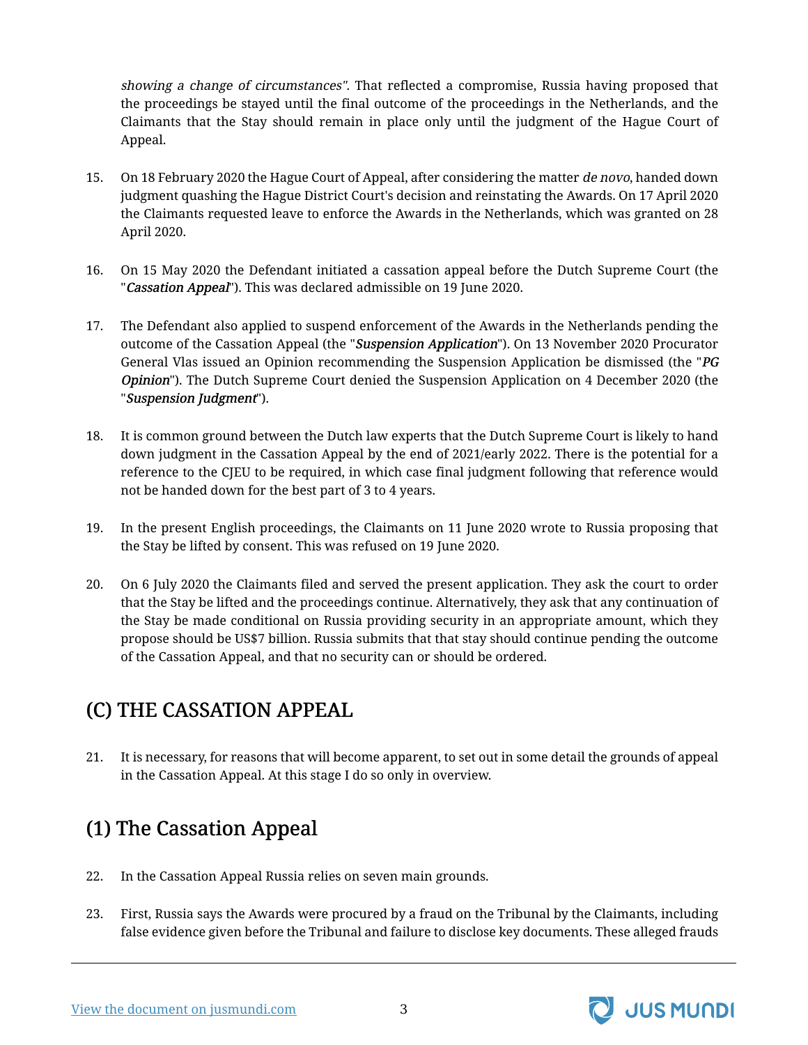*showing a change of circumstances".* That reflected a compromise, Russia having proposed that the proceedings be stayed until the final outcome of the proceedings in the Netherlands, and the Claimants that the Stay should remain in place only until the judgment of the Hague Court of Appeal.

15. On 18 February 2020 the Hague Court of Appeal, after considering the matter *de novo*, handed down judgment quashing the Hague District Court's decision and reinstating the Awards. On 17 April 2020 the Claimants requested leave to enforce the Awards in the Netherlands, which was granted on 28 April 2020.

16. On 15 May 2020 the Defendant initiated a cassation appeal before the Dutch Supreme Court (the "***Cassation Appeal***"). This was declared admissible on 19 June 2020.

17. The Defendant also applied to suspend enforcement of the Awards in the Netherlands pending the outcome of the Cassation Appeal (the "***Suspension Application***"). On 13 November 2020 Procurator General Vlas issued an Opinion recommending the Suspension Application be dismissed (the "***PG Opinion***"). The Dutch Supreme Court denied the Suspension Application on 4 December 2020 (the "***Suspension Judgment***").

18. It is common ground between the Dutch law experts that the Dutch Supreme Court is likely to hand down judgment in the Cassation Appeal by the end of 2021/early 2022. There is the potential for a reference to the CJEU to be required, in which case final judgment following that reference would not be handed down for the best part of 3 to 4 years.

19. In the present English proceedings, the Claimants on 11 June 2020 wrote to Russia proposing that the Stay be lifted by consent. This was refused on 19 June 2020.

20. On 6 July 2020 the Claimants filed and served the present application. They ask the court to order that the Stay be lifted and the proceedings continue. Alternatively, they ask that any continuation of the Stay be made conditional on Russia providing security in an appropriate amount, which they propose should be US$7 billion. Russia submits that that stay should continue pending the outcome of the Cassation Appeal, and that no security can or should be ordered.

## (C) THE CASSATION APPEAL

21. It is necessary, for reasons that will become apparent, to set out in some detail the grounds of appeal in the Cassation Appeal. At this stage I do so only in overview.

## (1) The Cassation Appeal

22. In the Cassation Appeal Russia relies on seven main grounds.

23. First, Russia says the Awards were procured by a fraud on the Tribunal by the Claimants, including false evidence given before the Tribunal and failure to disclose key documents. These alleged frauds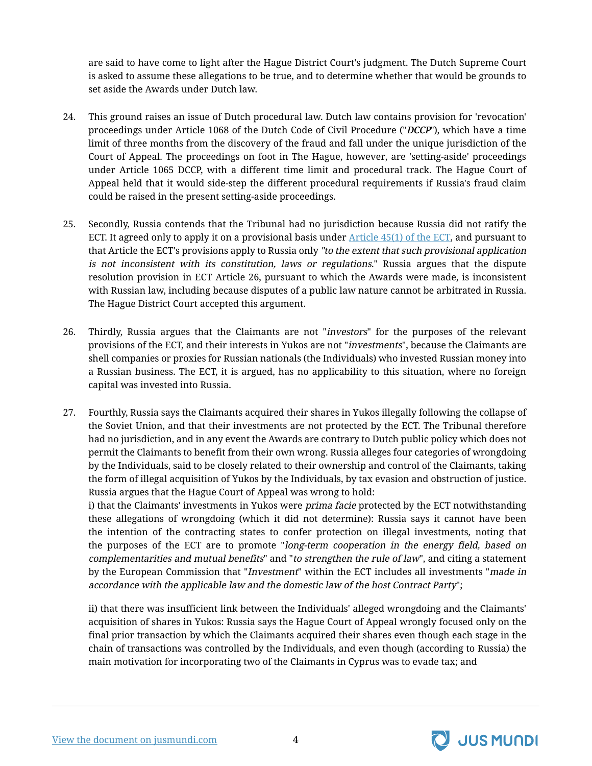are said to have come to light after the Hague District Court's judgment. The Dutch Supreme Court is asked to assume these allegations to be true, and to determine whether that would be grounds to set aside the Awards under Dutch law.

24. This ground raises an issue of Dutch procedural law. Dutch law contains provision for 'revocation' proceedings under Article 1068 of the Dutch Code of Civil Procedure ("*DCCP*"), which have a time limit of three months from the discovery of the fraud and fall under the unique jurisdiction of the Court of Appeal. The proceedings on foot in The Hague, however, are 'setting-aside' proceedings under Article 1065 DCCP, with a different time limit and procedural track. The Hague Court of Appeal held that it would side-step the different procedural requirements if Russia's fraud claim could be raised in the present setting-aside proceedings.

25. Secondly, Russia contends that the Tribunal had no jurisdiction because Russia did not ratify the ECT. It agreed only to apply it on a provisional basis under [Article 45(1) of the ECT](), and pursuant to that Article the ECT's provisions apply to Russia only *"to the extent that such provisional application is not inconsistent with its constitution, laws or regulations*." Russia argues that the dispute resolution provision in ECT Article 26, pursuant to which the Awards were made, is inconsistent with Russian law, including because disputes of a public law nature cannot be arbitrated in Russia. The Hague District Court accepted this argument.

26. Thirdly, Russia argues that the Claimants are not "*investors*" for the purposes of the relevant provisions of the ECT, and their interests in Yukos are not "*investments*", because the Claimants are shell companies or proxies for Russian nationals (the Individuals) who invested Russian money into a Russian business. The ECT, it is argued, has no applicability to this situation, where no foreign capital was invested into Russia.

27. Fourthly, Russia says the Claimants acquired their shares in Yukos illegally following the collapse of the Soviet Union, and that their investments are not protected by the ECT. The Tribunal therefore had no jurisdiction, and in any event the Awards are contrary to Dutch public policy which does not permit the Claimants to benefit from their own wrong. Russia alleges four categories of wrongdoing by the Individuals, said to be closely related to their ownership and control of the Claimants, taking the form of illegal acquisition of Yukos by the Individuals, by tax evasion and obstruction of justice. Russia argues that the Hague Court of Appeal was wrong to hold:

    i) that the Claimants' investments in Yukos were *prima facie* protected by the ECT notwithstanding these allegations of wrongdoing (which it did not determine): Russia says it cannot have been the intention of the contracting states to confer protection on illegal investments, noting that the purposes of the ECT are to promote "*long-term cooperation in the energy field, based on complementarities and mutual benefits*" and "*to strengthen the rule of law*", and citing a statement by the European Commission that "*Investment*" within the ECT includes all investments "*made in accordance with the applicable law and the domestic law of the host Contract Party*";

    ii) that there was insufficient link between the Individuals' alleged wrongdoing and the Claimants' acquisition of shares in Yukos: Russia says the Hague Court of Appeal wrongly focused only on the final prior transaction by which the Claimants acquired their shares even though each stage in the chain of transactions was controlled by the Individuals, and even though (according to Russia) the main motivation for incorporating two of the Claimants in Cyprus was to evade tax; and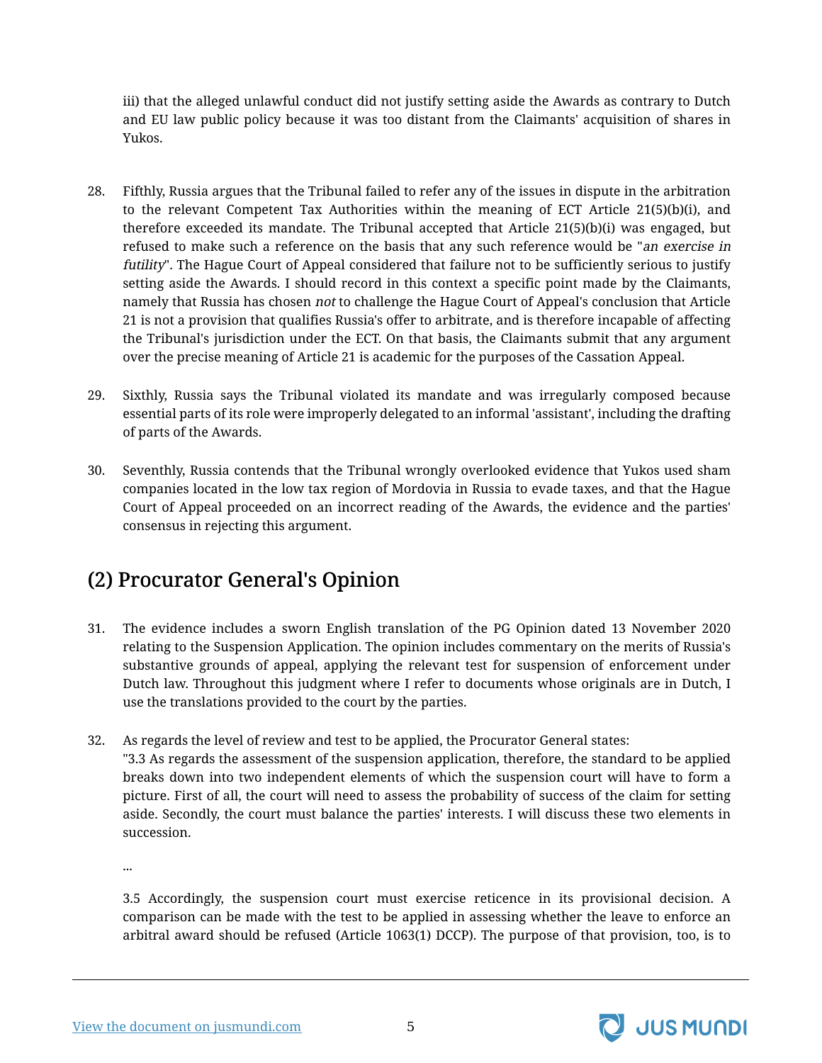iii) that the alleged unlawful conduct did not justify setting aside the Awards as contrary to Dutch and EU law public policy because it was too distant from the Claimants' acquisition of shares in Yukos.

28. Fifthly, Russia argues that the Tribunal failed to refer any of the issues in dispute in the arbitration to the relevant Competent Tax Authorities within the meaning of ECT Article 21(5)(b)(i), and therefore exceeded its mandate. The Tribunal accepted that Article 21(5)(b)(i) was engaged, but refused to make such a reference on the basis that any such reference would be "*an exercise in futility*". The Hague Court of Appeal considered that failure not to be sufficiently serious to justify setting aside the Awards. I should record in this context a specific point made by the Claimants, namely that Russia has chosen *not* to challenge the Hague Court of Appeal's conclusion that Article 21 is not a provision that qualifies Russia's offer to arbitrate, and is therefore incapable of affecting the Tribunal's jurisdiction under the ECT. On that basis, the Claimants submit that any argument over the precise meaning of Article 21 is academic for the purposes of the Cassation Appeal.

29. Sixthly, Russia says the Tribunal violated its mandate and was irregularly composed because essential parts of its role were improperly delegated to an informal 'assistant', including the drafting of parts of the Awards.

30. Seventhly, Russia contends that the Tribunal wrongly overlooked evidence that Yukos used sham companies located in the low tax region of Mordovia in Russia to evade taxes, and that the Hague Court of Appeal proceeded on an incorrect reading of the Awards, the evidence and the parties' consensus in rejecting this argument.

## (2) Procurator General's Opinion

31. The evidence includes a sworn English translation of the PG Opinion dated 13 November 2020 relating to the Suspension Application. The opinion includes commentary on the merits of Russia's substantive grounds of appeal, applying the relevant test for suspension of enforcement under Dutch law. Throughout this judgment where I refer to documents whose originals are in Dutch, I use the translations provided to the court by the parties.

32. As regards the level of review and test to be applied, the Procurator General states:
"3.3 As regards the assessment of the suspension application, therefore, the standard to be applied breaks down into two independent elements of which the suspension court will have to form a picture. First of all, the court will need to assess the probability of success of the claim for setting aside. Secondly, the court must balance the parties' interests. I will discuss these two elements in succession.

...

3.5 Accordingly, the suspension court must exercise reticence in its provisional decision. A comparison can be made with the test to be applied in assessing whether the leave to enforce an arbitral award should be refused (Article 1063(1) DCCP). The purpose of that provision, too, is to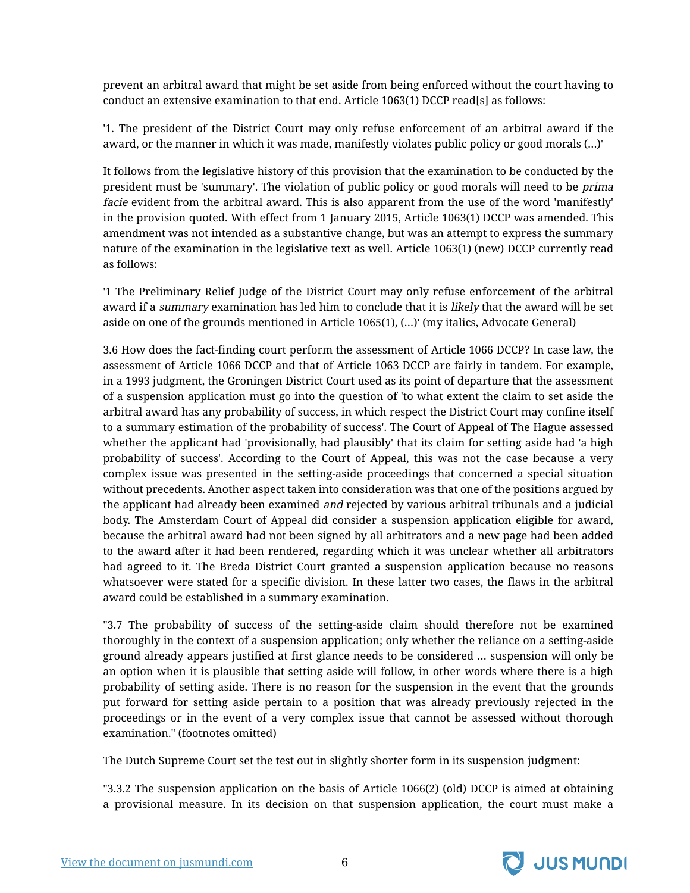prevent an arbitral award that might be set aside from being enforced without the court having to conduct an extensive examination to that end. Article 1063(1) DCCP read[s] as follows:

'1. The president of the District Court may only refuse enforcement of an arbitral award if the award, or the manner in which it was made, manifestly violates public policy or good morals (...)'

It follows from the legislative history of this provision that the examination to be conducted by the president must be 'summary'. The violation of public policy or good morals will need to be *prima facie* evident from the arbitral award. This is also apparent from the use of the word 'manifestly' in the provision quoted. With effect from 1 January 2015, Article 1063(1) DCCP was amended. This amendment was not intended as a substantive change, but was an attempt to express the summary nature of the examination in the legislative text as well. Article 1063(1) (new) DCCP currently read as follows:

'1 The Preliminary Relief Judge of the District Court may only refuse enforcement of the arbitral award if a *summary* examination has led him to conclude that it is *likely* that the award will be set aside on one of the grounds mentioned in Article 1065(1), (...)' (my italics, Advocate General)

3.6 How does the fact-finding court perform the assessment of Article 1066 DCCP? In case law, the assessment of Article 1066 DCCP and that of Article 1063 DCCP are fairly in tandem. For example, in a 1993 judgment, the Groningen District Court used as its point of departure that the assessment of a suspension application must go into the question of 'to what extent the claim to set aside the arbitral award has any probability of success, in which respect the District Court may confine itself to a summary estimation of the probability of success'. The Court of Appeal of The Hague assessed whether the applicant had 'provisionally, had plausibly' that its claim for setting aside had 'a high probability of success'. According to the Court of Appeal, this was not the case because a very complex issue was presented in the setting-aside proceedings that concerned a special situation without precedents. Another aspect taken into consideration was that one of the positions argued by the applicant had already been examined *and* rejected by various arbitral tribunals and a judicial body. The Amsterdam Court of Appeal did consider a suspension application eligible for award, because the arbitral award had not been signed by all arbitrators and a new page had been added to the award after it had been rendered, regarding which it was unclear whether all arbitrators had agreed to it. The Breda District Court granted a suspension application because no reasons whatsoever were stated for a specific division. In these latter two cases, the flaws in the arbitral award could be established in a summary examination.

"3.7 The probability of success of the setting-aside claim should therefore not be examined thoroughly in the context of a suspension application; only whether the reliance on a setting-aside ground already appears justified at first glance needs to be considered ... suspension will only be an option when it is plausible that setting aside will follow, in other words where there is a high probability of setting aside. There is no reason for the suspension in the event that the grounds put forward for setting aside pertain to a position that was already previously rejected in the proceedings or in the event of a very complex issue that cannot be assessed without thorough examination." (footnotes omitted)

The Dutch Supreme Court set the test out in slightly shorter form in its suspension judgment:

"3.3.2 The suspension application on the basis of Article 1066(2) (old) DCCP is aimed at obtaining a provisional measure. In its decision on that suspension application, the court must make a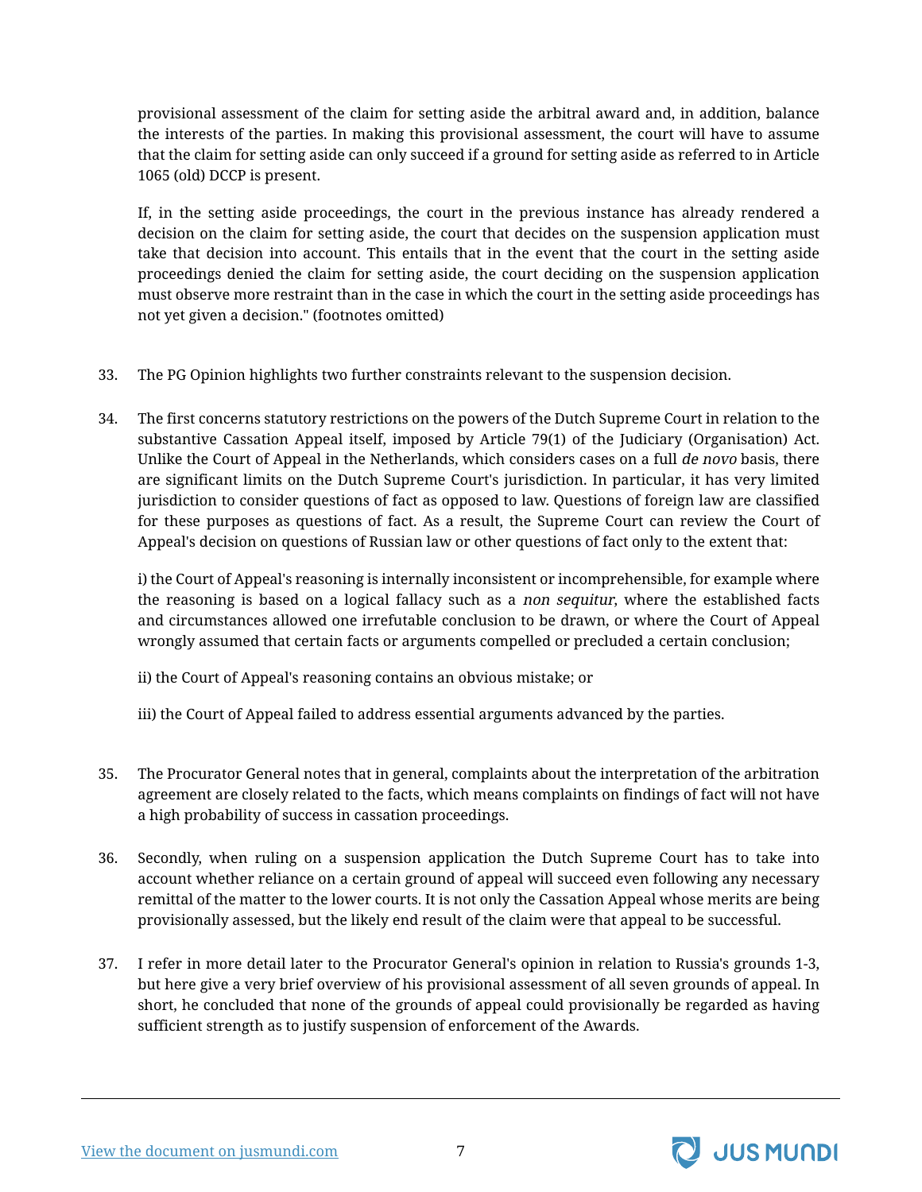provisional assessment of the claim for setting aside the arbitral award and, in addition, balance the interests of the parties. In making this provisional assessment, the court will have to assume that the claim for setting aside can only succeed if a ground for setting aside as referred to in Article 1065 (old) DCCP is present.

If, in the setting aside proceedings, the court in the previous instance has already rendered a decision on the claim for setting aside, the court that decides on the suspension application must take that decision into account. This entails that in the event that the court in the setting aside proceedings denied the claim for setting aside, the court deciding on the suspension application must observe more restraint than in the case in which the court in the setting aside proceedings has not yet given a decision." (footnotes omitted)

33. The PG Opinion highlights two further constraints relevant to the suspension decision.

34. The first concerns statutory restrictions on the powers of the Dutch Supreme Court in relation to the substantive Cassation Appeal itself, imposed by Article 79(1) of the Judiciary (Organisation) Act. Unlike the Court of Appeal in the Netherlands, which considers cases on a full *de novo* basis, there are significant limits on the Dutch Supreme Court's jurisdiction. In particular, it has very limited jurisdiction to consider questions of fact as opposed to law. Questions of foreign law are classified for these purposes as questions of fact. As a result, the Supreme Court can review the Court of Appeal's decision on questions of Russian law or other questions of fact only to the extent that:

    i) the Court of Appeal's reasoning is internally inconsistent or incomprehensible, for example where the reasoning is based on a logical fallacy such as a *non sequitur*, where the established facts and circumstances allowed one irrefutable conclusion to be drawn, or where the Court of Appeal wrongly assumed that certain facts or arguments compelled or precluded a certain conclusion;

    ii) the Court of Appeal's reasoning contains an obvious mistake; or

    iii) the Court of Appeal failed to address essential arguments advanced by the parties.

35. The Procurator General notes that in general, complaints about the interpretation of the arbitration agreement are closely related to the facts, which means complaints on findings of fact will not have a high probability of success in cassation proceedings.

36. Secondly, when ruling on a suspension application the Dutch Supreme Court has to take into account whether reliance on a certain ground of appeal will succeed even following any necessary remittal of the matter to the lower courts. It is not only the Cassation Appeal whose merits are being provisionally assessed, but the likely end result of the claim were that appeal to be successful.

37. I refer in more detail later to the Procurator General's opinion in relation to Russia's grounds 1-3, but here give a very brief overview of his provisional assessment of all seven grounds of appeal. In short, he concluded that none of the grounds of appeal could provisionally be regarded as having sufficient strength as to justify suspension of enforcement of the Awards.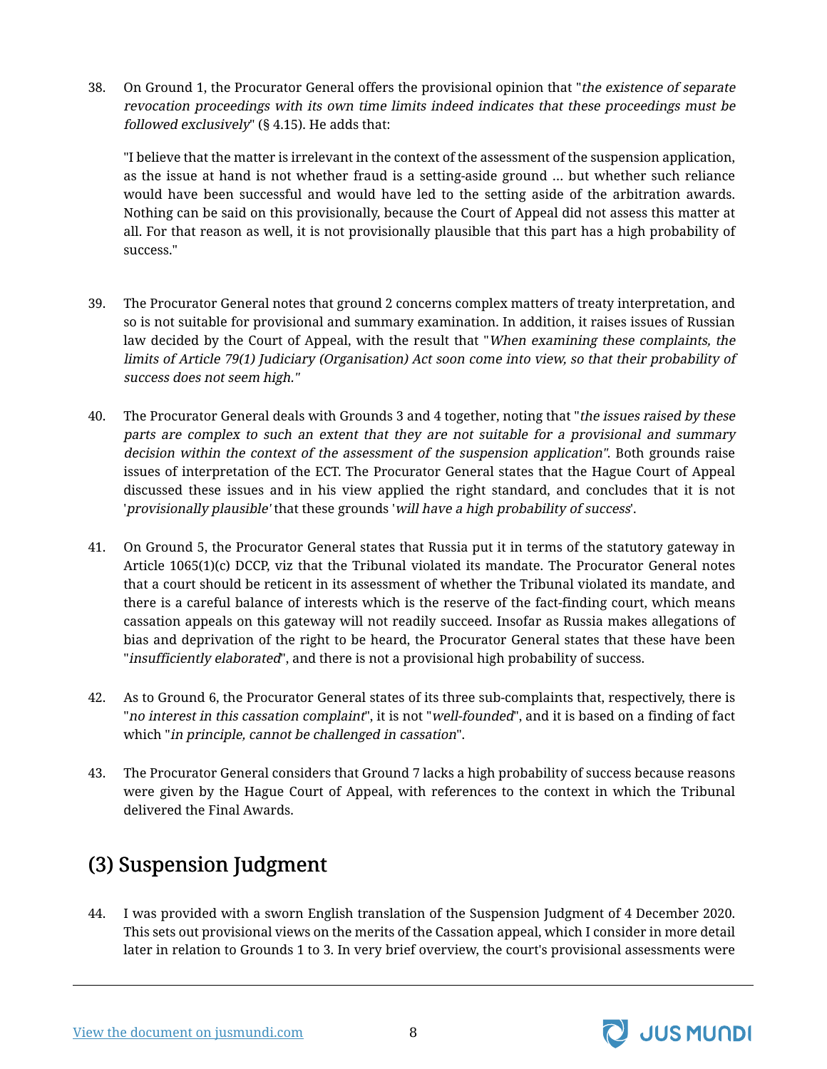38. On Ground 1, the Procurator General offers the provisional opinion that "*the existence of separate revocation proceedings with its own time limits indeed indicates that these proceedings must be followed exclusively*" (§ 4.15). He adds that:

> "I believe that the matter is irrelevant in the context of the assessment of the suspension application, as the issue at hand is not whether fraud is a setting-aside ground … but whether such reliance would have been successful and would have led to the setting aside of the arbitration awards. Nothing can be said on this provisionally, because the Court of Appeal did not assess this matter at all. For that reason as well, it is not provisionally plausible that this part has a high probability of success."

39. The Procurator General notes that ground 2 concerns complex matters of treaty interpretation, and so is not suitable for provisional and summary examination. In addition, it raises issues of Russian law decided by the Court of Appeal, with the result that "*When examining these complaints, the limits of Article 79(1) Judiciary (Organisation) Act soon come into view, so that their probability of success does not seem high.*"

40. The Procurator General deals with Grounds 3 and 4 together, noting that "*the issues raised by these parts are complex to such an extent that they are not suitable for a provisional and summary decision within the context of the assessment of the suspension application*". Both grounds raise issues of interpretation of the ECT. The Procurator General states that the Hague Court of Appeal discussed these issues and in his view applied the right standard, and concludes that it is not '*provisionally plausible*' that these grounds '*will have a high probability of success*'.

41. On Ground 5, the Procurator General states that Russia put it in terms of the statutory gateway in Article 1065(1)(c) DCCP, viz that the Tribunal violated its mandate. The Procurator General notes that a court should be reticent in its assessment of whether the Tribunal violated its mandate, and there is a careful balance of interests which is the reserve of the fact-finding court, which means cassation appeals on this gateway will not readily succeed. Insofar as Russia makes allegations of bias and deprivation of the right to be heard, the Procurator General states that these have been "*insufficiently elaborated*", and there is not a provisional high probability of success.

42. As to Ground 6, the Procurator General states of its three sub-complaints that, respectively, there is "*no interest in this cassation complaint*", it is not "*well-founded*", and it is based on a finding of fact which "*in principle, cannot be challenged in cassation*".

43. The Procurator General considers that Ground 7 lacks a high probability of success because reasons were given by the Hague Court of Appeal, with references to the context in which the Tribunal delivered the Final Awards.

## (3) Suspension Judgment

44. I was provided with a sworn English translation of the Suspension Judgment of 4 December 2020. This sets out provisional views on the merits of the Cassation appeal, which I consider in more detail later in relation to Grounds 1 to 3. In very brief overview, the court's provisional assessments were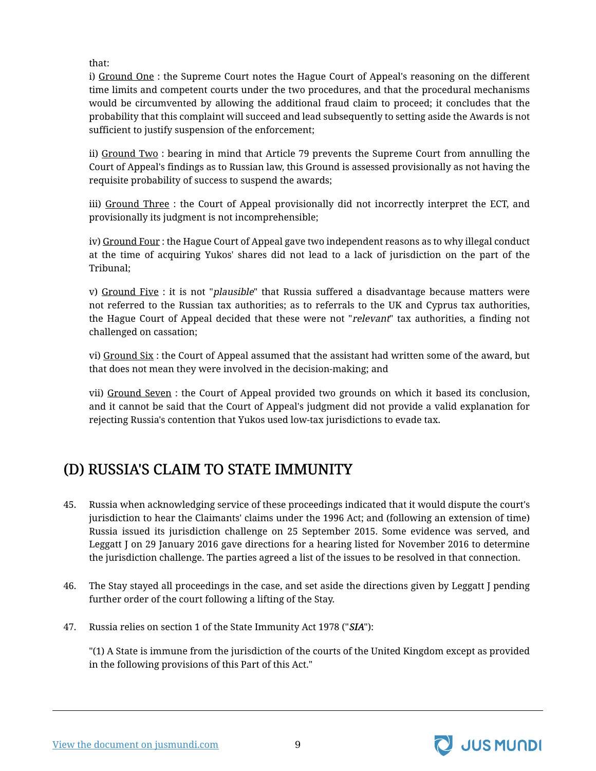that:

i) Ground One : the Supreme Court notes the Hague Court of Appeal's reasoning on the different time limits and competent courts under the two procedures, and that the procedural mechanisms would be circumvented by allowing the additional fraud claim to proceed; it concludes that the probability that this complaint will succeed and lead subsequently to setting aside the Awards is not sufficient to justify suspension of the enforcement;

ii) Ground Two : bearing in mind that Article 79 prevents the Supreme Court from annulling the Court of Appeal's findings as to Russian law, this Ground is assessed provisionally as not having the requisite probability of success to suspend the awards;

iii) Ground Three : the Court of Appeal provisionally did not incorrectly interpret the ECT, and provisionally its judgment is not incomprehensible;

iv) Ground Four : the Hague Court of Appeal gave two independent reasons as to why illegal conduct at the time of acquiring Yukos' shares did not lead to a lack of jurisdiction on the part of the Tribunal;

v) Ground Five : it is not "*plausible*" that Russia suffered a disadvantage because matters were not referred to the Russian tax authorities; as to referrals to the UK and Cyprus tax authorities, the Hague Court of Appeal decided that these were not "*relevant*" tax authorities, a finding not challenged on cassation;

vi) Ground Six : the Court of Appeal assumed that the assistant had written some of the award, but that does not mean they were involved in the decision-making; and

vii) Ground Seven : the Court of Appeal provided two grounds on which it based its conclusion, and it cannot be said that the Court of Appeal's judgment did not provide a valid explanation for rejecting Russia's contention that Yukos used low-tax jurisdictions to evade tax.

## (D) RUSSIA'S CLAIM TO STATE IMMUNITY

45. Russia when acknowledging service of these proceedings indicated that it would dispute the court's jurisdiction to hear the Claimants' claims under the 1996 Act; and (following an extension of time) Russia issued its jurisdiction challenge on 25 September 2015. Some evidence was served, and Leggatt J on 29 January 2016 gave directions for a hearing listed for November 2016 to determine the jurisdiction challenge. The parties agreed a list of the issues to be resolved in that connection.

46. The Stay stayed all proceedings in the case, and set aside the directions given by Leggatt J pending further order of the court following a lifting of the Stay.

47. Russia relies on section 1 of the State Immunity Act 1978 ("*SIA*"):

"(1) A State is immune from the jurisdiction of the courts of the United Kingdom except as provided in the following provisions of this Part of this Act."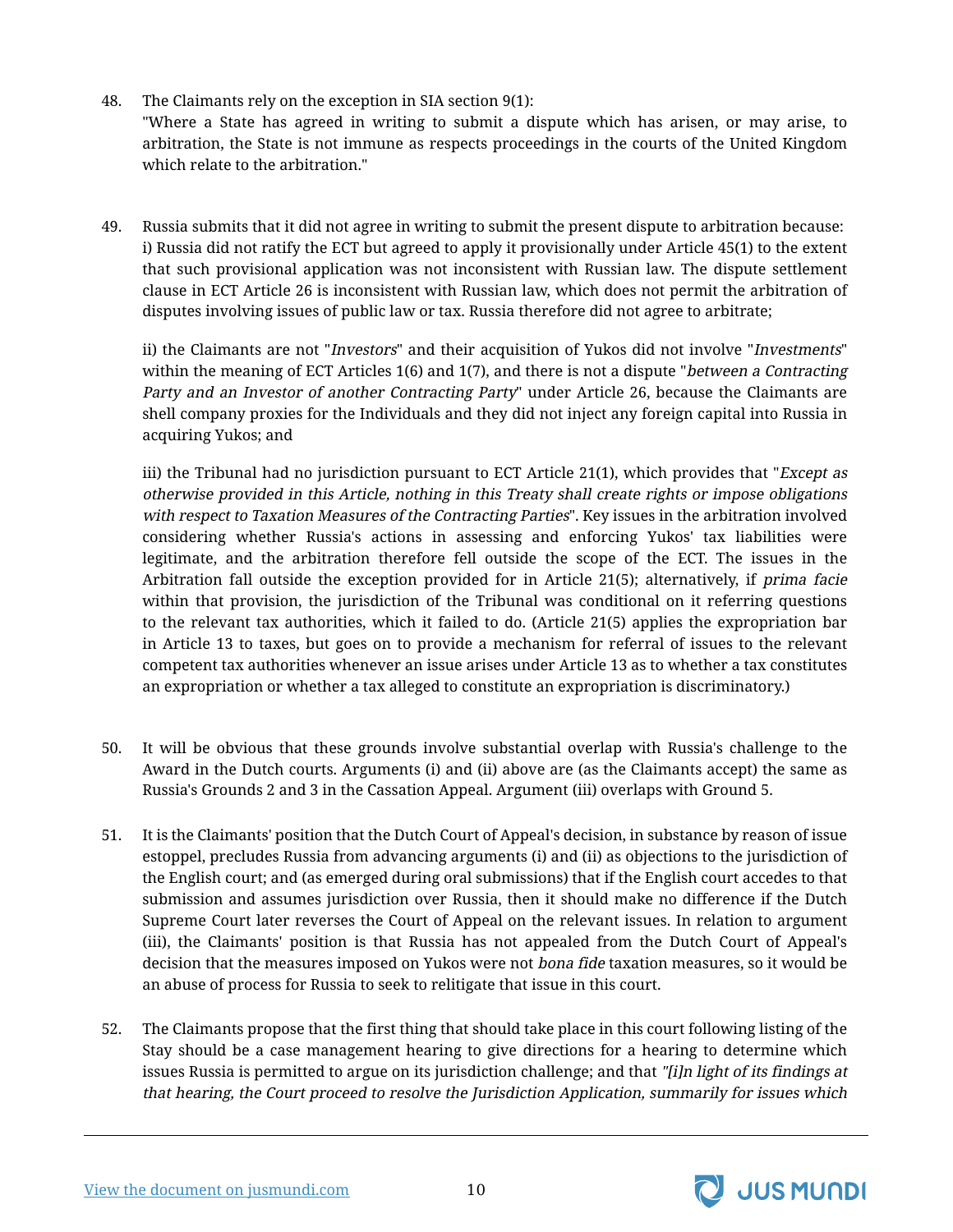48. The Claimants rely on the exception in SIA section 9(1):
"Where a State has agreed in writing to submit a dispute which has arisen, or may arise, to arbitration, the State is not immune as respects proceedings in the courts of the United Kingdom which relate to the arbitration."

49. Russia submits that it did not agree in writing to submit the present dispute to arbitration because:
i) Russia did not ratify the ECT but agreed to apply it provisionally under Article 45(1) to the extent that such provisional application was not inconsistent with Russian law. The dispute settlement clause in ECT Article 26 is inconsistent with Russian law, which does not permit the arbitration of disputes involving issues of public law or tax. Russia therefore did not agree to arbitrate;

ii) the Claimants are not "*Investors*" and their acquisition of Yukos did not involve "*Investments*" within the meaning of ECT Articles 1(6) and 1(7), and there is not a dispute "*between a Contracting Party and an Investor of another Contracting Party*" under Article 26, because the Claimants are shell company proxies for the Individuals and they did not inject any foreign capital into Russia in acquiring Yukos; and

iii) the Tribunal had no jurisdiction pursuant to ECT Article 21(1), which provides that "*Except as otherwise provided in this Article, nothing in this Treaty shall create rights or impose obligations with respect to Taxation Measures of the Contracting Parties*". Key issues in the arbitration involved considering whether Russia's actions in assessing and enforcing Yukos' tax liabilities were legitimate, and the arbitration therefore fell outside the scope of the ECT. The issues in the Arbitration fall outside the exception provided for in Article 21(5); alternatively, if *prima facie* within that provision, the jurisdiction of the Tribunal was conditional on it referring questions to the relevant tax authorities, which it failed to do. (Article 21(5) applies the expropriation bar in Article 13 to taxes, but goes on to provide a mechanism for referral of issues to the relevant competent tax authorities whenever an issue arises under Article 13 as to whether a tax constitutes an expropriation or whether a tax alleged to constitute an expropriation is discriminatory.)

50. It will be obvious that these grounds involve substantial overlap with Russia's challenge to the Award in the Dutch courts. Arguments (i) and (ii) above are (as the Claimants accept) the same as Russia's Grounds 2 and 3 in the Cassation Appeal. Argument (iii) overlaps with Ground 5.

51. It is the Claimants' position that the Dutch Court of Appeal's decision, in substance by reason of issue estoppel, precludes Russia from advancing arguments (i) and (ii) as objections to the jurisdiction of the English court; and (as emerged during oral submissions) that if the English court accedes to that submission and assumes jurisdiction over Russia, then it should make no difference if the Dutch Supreme Court later reverses the Court of Appeal on the relevant issues. In relation to argument (iii), the Claimants' position is that Russia has not appealed from the Dutch Court of Appeal's decision that the measures imposed on Yukos were not *bona fide* taxation measures, so it would be an abuse of process for Russia to seek to relitigate that issue in this court.

52. The Claimants propose that the first thing that should take place in this court following listing of the Stay should be a case management hearing to give directions for a hearing to determine which issues Russia is permitted to argue on its jurisdiction challenge; and that *"[i]n light of its findings at that hearing, the Court proceed to resolve the Jurisdiction Application, summarily for issues which*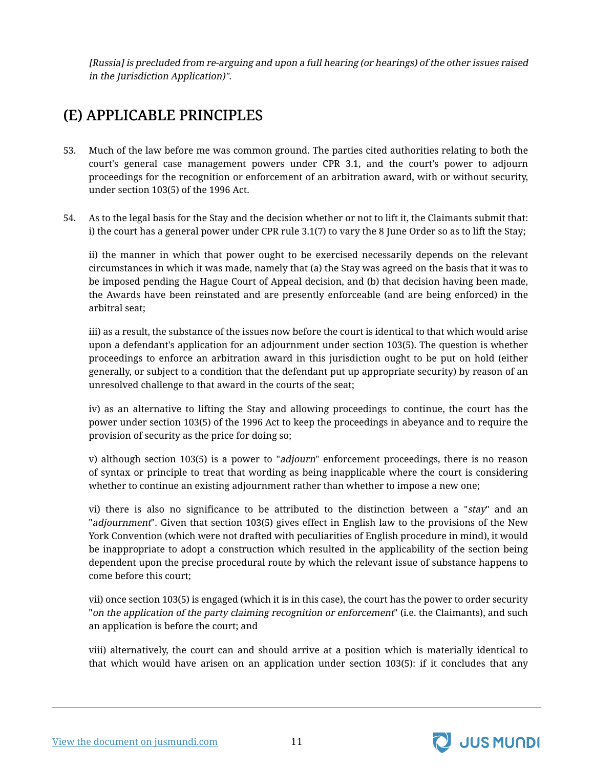*[Russia] is precluded from re-arguing and upon a full hearing (or hearings) of the other issues raised in the Jurisdiction Application)".*

## (E) APPLICABLE PRINCIPLES

53. Much of the law before me was common ground. The parties cited authorities relating to both the court's general case management powers under CPR 3.1, and the court's power to adjourn proceedings for the recognition or enforcement of an arbitration award, with or without security, under section 103(5) of the 1996 Act.

54. As to the legal basis for the Stay and the decision whether or not to lift it, the Claimants submit that: i) the court has a general power under CPR rule 3.1(7) to vary the 8 June Order so as to lift the Stay;

ii) the manner in which that power ought to be exercised necessarily depends on the relevant circumstances in which it was made, namely that (a) the Stay was agreed on the basis that it was to be imposed pending the Hague Court of Appeal decision, and (b) that decision having been made, the Awards have been reinstated and are presently enforceable (and are being enforced) in the arbitral seat;

iii) as a result, the substance of the issues now before the court is identical to that which would arise upon a defendant's application for an adjournment under section 103(5). The question is whether proceedings to enforce an arbitration award in this jurisdiction ought to be put on hold (either generally, or subject to a condition that the defendant put up appropriate security) by reason of an unresolved challenge to that award in the courts of the seat;

iv) as an alternative to lifting the Stay and allowing proceedings to continue, the court has the power under section 103(5) of the 1996 Act to keep the proceedings in abeyance and to require the provision of security as the price for doing so;

v) although section 103(5) is a power to "*adjourn*" enforcement proceedings, there is no reason of syntax or principle to treat that wording as being inapplicable where the court is considering whether to continue an existing adjournment rather than whether to impose a new one;

vi) there is also no significance to be attributed to the distinction between a "*stay*" and an "*adjournment*". Given that section 103(5) gives effect in English law to the provisions of the New York Convention (which were not drafted with peculiarities of English procedure in mind), it would be inappropriate to adopt a construction which resulted in the applicability of the section being dependent upon the precise procedural route by which the relevant issue of substance happens to come before this court;

vii) once section 103(5) is engaged (which it is in this case), the court has the power to order security "*on the application of the party claiming recognition or enforcement*" (i.e. the Claimants), and such an application is before the court; and

viii) alternatively, the court can and should arrive at a position which is materially identical to that which would have arisen on an application under section 103(5): if it concludes that any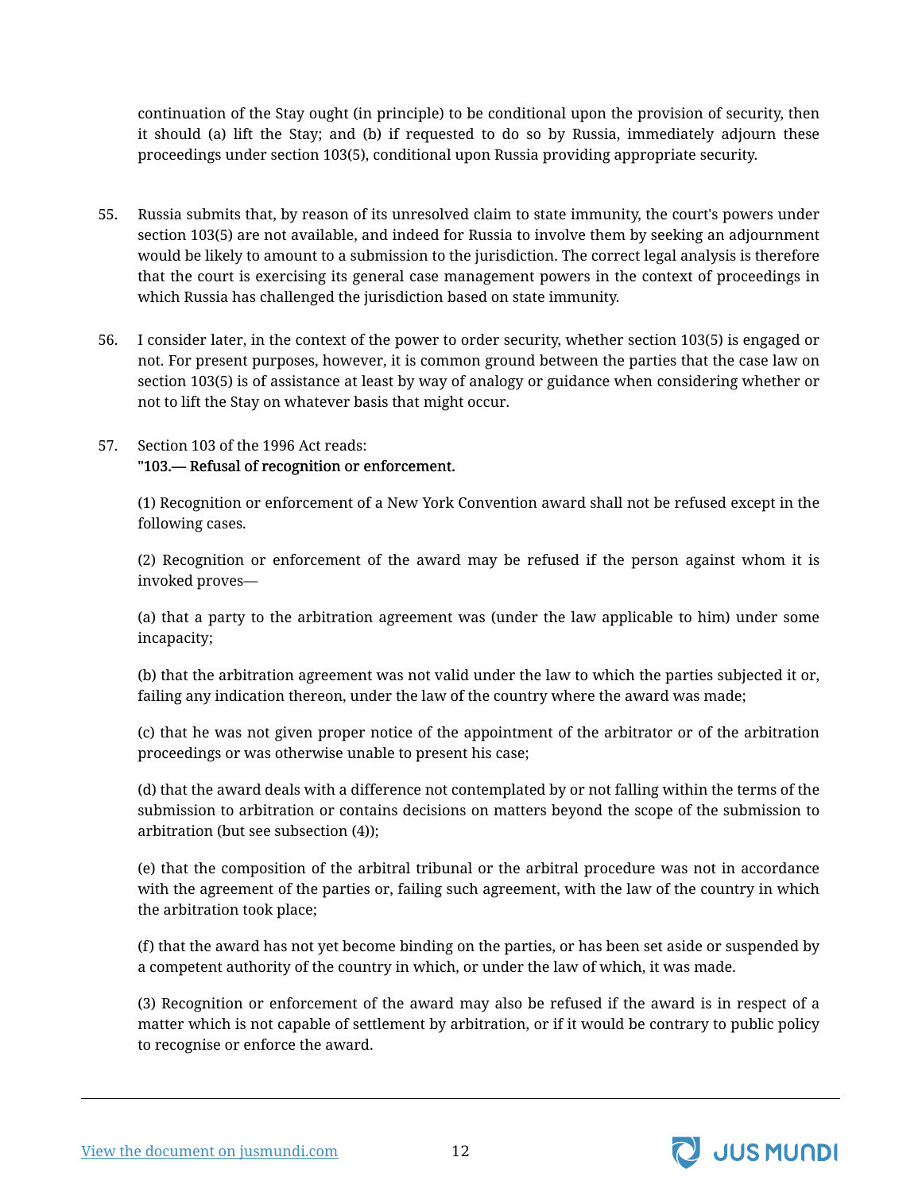continuation of the Stay ought (in principle) to be conditional upon the provision of security, then it should (a) lift the Stay; and (b) if requested to do so by Russia, immediately adjourn these proceedings under section 103(5), conditional upon Russia providing appropriate security.

55. Russia submits that, by reason of its unresolved claim to state immunity, the court's powers under section 103(5) are not available, and indeed for Russia to involve them by seeking an adjournment would be likely to amount to a submission to the jurisdiction. The correct legal analysis is therefore that the court is exercising its general case management powers in the context of proceedings in which Russia has challenged the jurisdiction based on state immunity.

56. I consider later, in the context of the power to order security, whether section 103(5) is engaged or not. For present purposes, however, it is common ground between the parties that the case law on section 103(5) is of assistance at least by way of analogy or guidance when considering whether or not to lift the Stay on whatever basis that might occur.

57. Section 103 of the 1996 Act reads:
**"103.— Refusal of recognition or enforcement.**

(1) Recognition or enforcement of a New York Convention award shall not be refused except in the following cases.

(2) Recognition or enforcement of the award may be refused if the person against whom it is invoked proves—

(a) that a party to the arbitration agreement was (under the law applicable to him) under some incapacity;

(b) that the arbitration agreement was not valid under the law to which the parties subjected it or, failing any indication thereon, under the law of the country where the award was made;

(c) that he was not given proper notice of the appointment of the arbitrator or of the arbitration proceedings or was otherwise unable to present his case;

(d) that the award deals with a difference not contemplated by or not falling within the terms of the submission to arbitration or contains decisions on matters beyond the scope of the submission to arbitration (but see subsection (4));

(e) that the composition of the arbitral tribunal or the arbitral procedure was not in accordance with the agreement of the parties or, failing such agreement, with the law of the country in which the arbitration took place;

(f) that the award has not yet become binding on the parties, or has been set aside or suspended by a competent authority of the country in which, or under the law of which, it was made.

(3) Recognition or enforcement of the award may also be refused if the award is in respect of a matter which is not capable of settlement by arbitration, or if it would be contrary to public policy to recognise or enforce the award.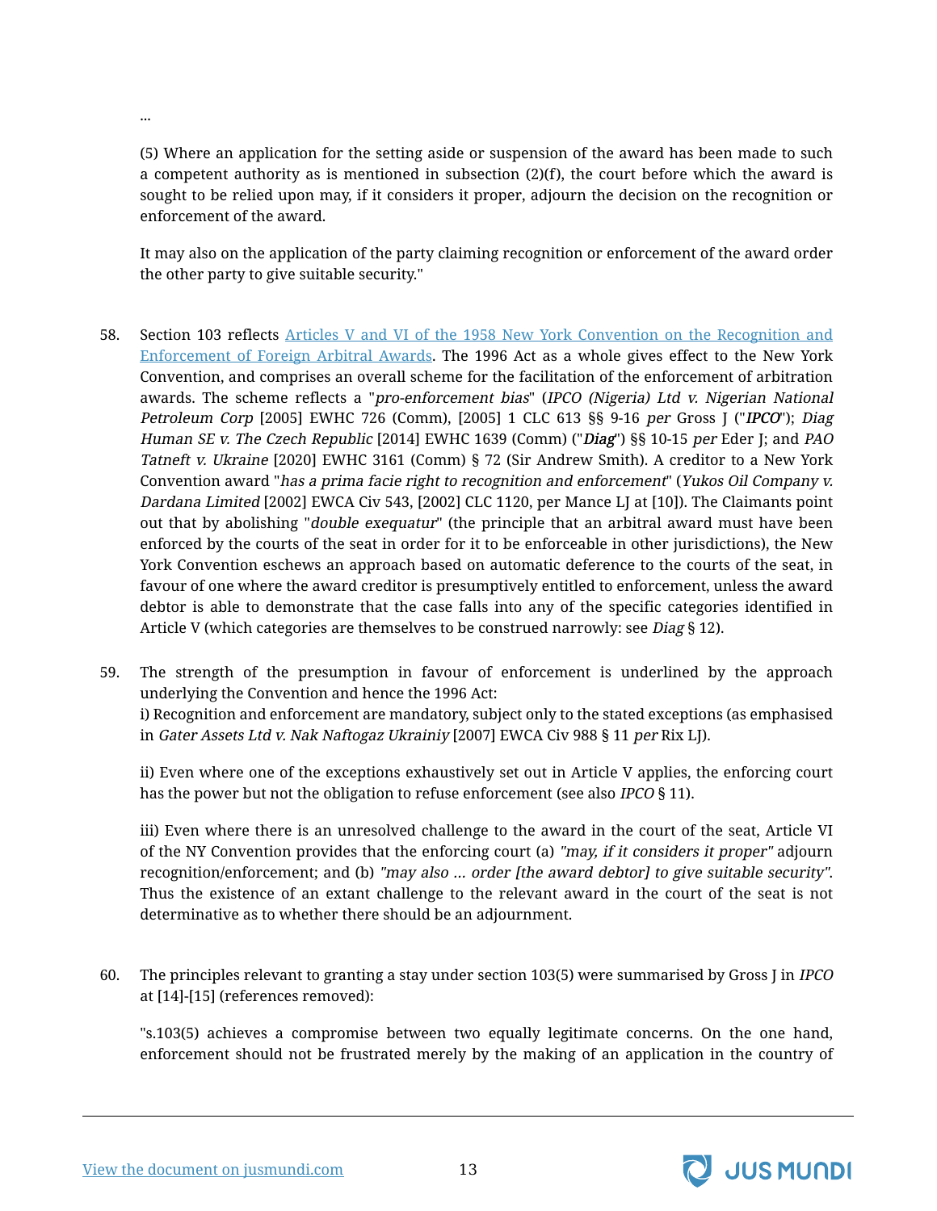...

(5) Where an application for the setting aside or suspension of the award has been made to such a competent authority as is mentioned in subsection (2)(f), the court before which the award is sought to be relied upon may, if it considers it proper, adjourn the decision on the recognition or enforcement of the award.

It may also on the application of the party claiming recognition or enforcement of the award order the other party to give suitable security."

58. Section 103 reflects Articles V and VI of the 1958 New York Convention on the Recognition and Enforcement of Foreign Arbitral Awards. The 1996 Act as a whole gives effect to the New York Convention, and comprises an overall scheme for the facilitation of the enforcement of arbitration awards. The scheme reflects a "*pro-enforcement bias*" (*IPCO (Nigeria) Ltd v. Nigerian National Petroleum Corp* [2005] EWHC 726 (Comm), [2005] 1 CLC 613 §§ 9-16 *per* Gross J ("*IPCO*"); *Diag Human SE v. The Czech Republic* [2014] EWHC 1639 (Comm) ("*Diag*") §§ 10-15 *per* Eder J; and *PAO Tatneft v. Ukraine* [2020] EWHC 3161 (Comm) § 72 (Sir Andrew Smith). A creditor to a New York Convention award "*has a prima facie right to recognition and enforcement*" (*Yukos Oil Company v. Dardana Limited* [2002] EWCA Civ 543, [2002] CLC 1120, per Mance LJ at [10]). The Claimants point out that by abolishing "*double exequatur*" (the principle that an arbitral award must have been enforced by the courts of the seat in order for it to be enforceable in other jurisdictions), the New York Convention eschews an approach based on automatic deference to the courts of the seat, in favour of one where the award creditor is presumptively entitled to enforcement, unless the award debtor is able to demonstrate that the case falls into any of the specific categories identified in Article V (which categories are themselves to be construed narrowly: see *Diag* § 12).

59. The strength of the presumption in favour of enforcement is underlined by the approach underlying the Convention and hence the 1996 Act:
i) Recognition and enforcement are mandatory, subject only to the stated exceptions (as emphasised in *Gater Assets Ltd v. Nak Naftogaz Ukrainiy* [2007] EWCA Civ 988 § 11 *per* Rix LJ).

ii) Even where one of the exceptions exhaustively set out in Article V applies, the enforcing court has the power but not the obligation to refuse enforcement (see also *IPCO* § 11).

iii) Even where there is an unresolved challenge to the award in the court of the seat, Article VI of the NY Convention provides that the enforcing court (a) *"may, if it considers it proper"* adjourn recognition/enforcement; and (b) *"may also … order [the award debtor] to give suitable security"*. Thus the existence of an extant challenge to the relevant award in the court of the seat is not determinative as to whether there should be an adjournment.

60. The principles relevant to granting a stay under section 103(5) were summarised by Gross J in *IPCO* at [14]-[15] (references removed):

"s.103(5) achieves a compromise between two equally legitimate concerns. On the one hand, enforcement should not be frustrated merely by the making of an application in the country of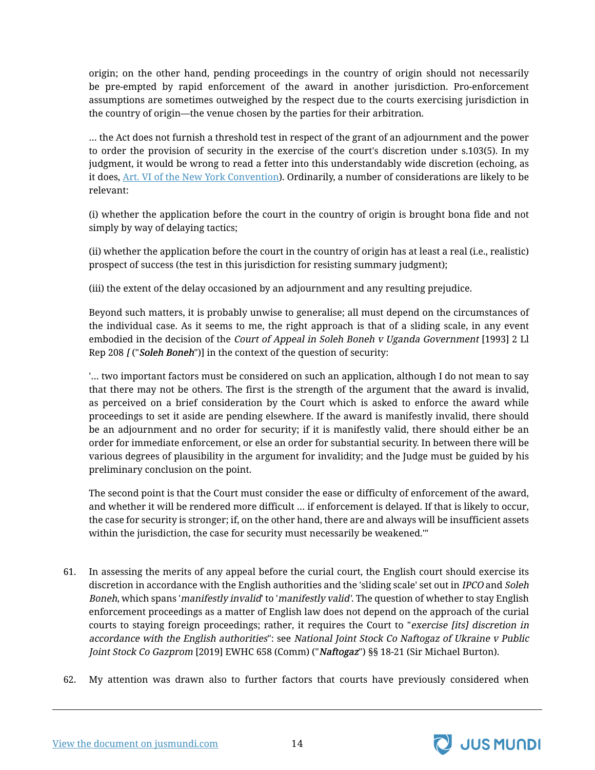origin; on the other hand, pending proceedings in the country of origin should not necessarily be pre-empted by rapid enforcement of the award in another jurisdiction. Pro-enforcement assumptions are sometimes outweighed by the respect due to the courts exercising jurisdiction in the country of origin—the venue chosen by the parties for their arbitration.

… the Act does not furnish a threshold test in respect of the grant of an adjournment and the power to order the provision of security in the exercise of the court's discretion under s.103(5). In my judgment, it would be wrong to read a fetter into this understandably wide discretion (echoing, as it does, [Art. VI of the New York Convention](https://jusmundi.com)). Ordinarily, a number of considerations are likely to be relevant:

(i) whether the application before the court in the country of origin is brought bona fide and not simply by way of delaying tactics;

(ii) whether the application before the court in the country of origin has at least a real (i.e., realistic) prospect of success (the test in this jurisdiction for resisting summary judgment);

(iii) the extent of the delay occasioned by an adjournment and any resulting prejudice.

Beyond such matters, it is probably unwise to generalise; all must depend on the circumstances of the individual case. As it seems to me, the right approach is that of a sliding scale, in any event embodied in the decision of the *Court of Appeal in Soleh Boneh v Uganda Government* [1993] 2 Ll Rep 208 *[* ("***Soleh Boneh***")] in the context of the question of security:

'… two important factors must be considered on such an application, although I do not mean to say that there may not be others. The first is the strength of the argument that the award is invalid, as perceived on a brief consideration by the Court which is asked to enforce the award while proceedings to set it aside are pending elsewhere. If the award is manifestly invalid, there should be an adjournment and no order for security; if it is manifestly valid, there should either be an order for immediate enforcement, or else an order for substantial security. In between there will be various degrees of plausibility in the argument for invalidity; and the Judge must be guided by his preliminary conclusion on the point.

The second point is that the Court must consider the ease or difficulty of enforcement of the award, and whether it will be rendered more difficult … if enforcement is delayed. If that is likely to occur, the case for security is stronger; if, on the other hand, there are and always will be insufficient assets within the jurisdiction, the case for security must necessarily be weakened.'"

61. In assessing the merits of any appeal before the curial court, the English court should exercise its discretion in accordance with the English authorities and the 'sliding scale' set out in *IPCO* and *Soleh Boneh*, which spans '*manifestly invalid*' to '*manifestly valid'*. The question of whether to stay English enforcement proceedings as a matter of English law does not depend on the approach of the curial courts to staying foreign proceedings; rather, it requires the Court to "*exercise [its] discretion in accordance with the English authorities*": see *National Joint Stock Co Naftogaz of Ukraine v Public Joint Stock Co Gazprom* [2019] EWHC 658 (Comm) ("***Naftogaz***") §§ 18-21 (Sir Michael Burton).

62. My attention was drawn also to further factors that courts have previously considered when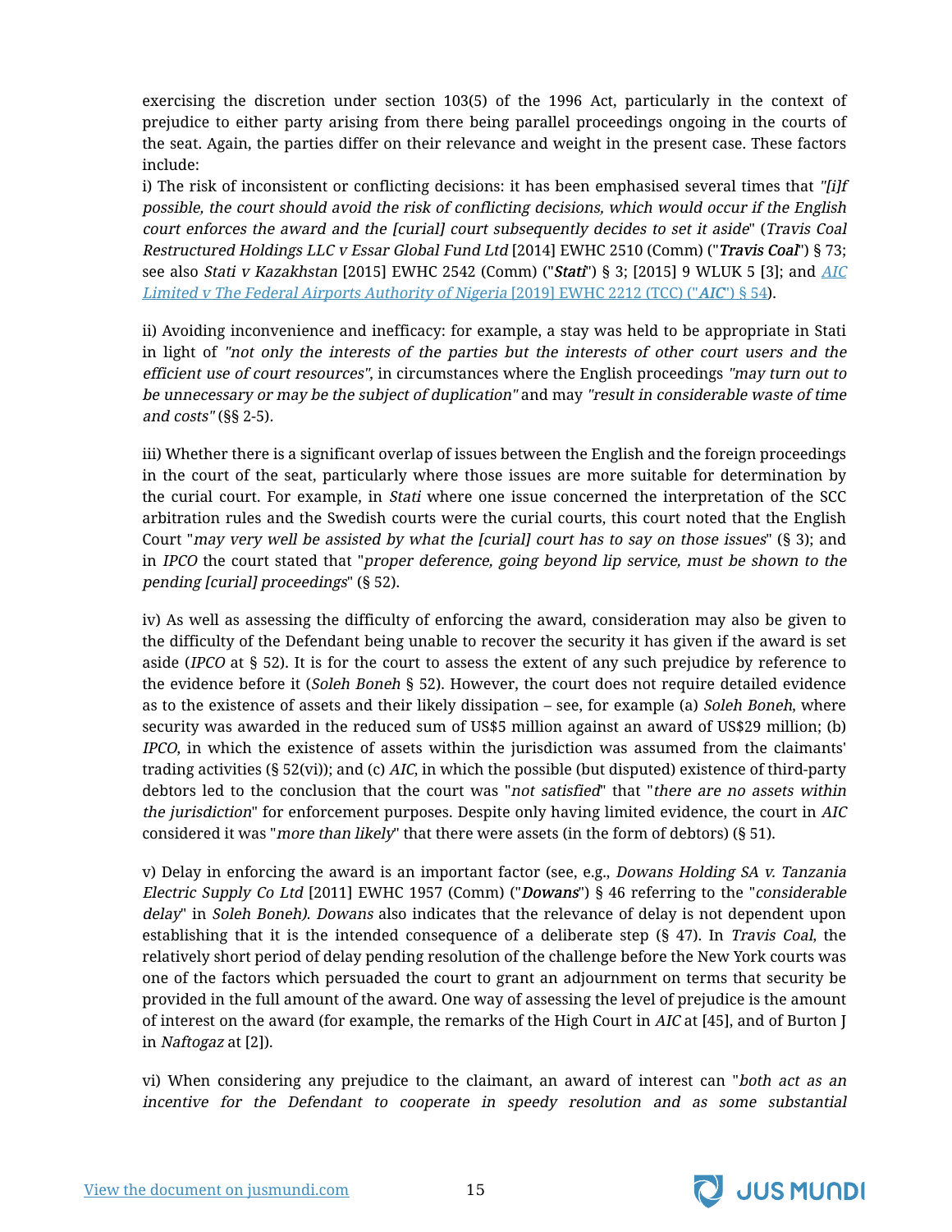exercising the discretion under section 103(5) of the 1996 Act, particularly in the context of prejudice to either party arising from there being parallel proceedings ongoing in the courts of the seat. Again, the parties differ on their relevance and weight in the present case. These factors include:

i) The risk of inconsistent or conflicting decisions: it has been emphasised several times that *"[i]f possible, the court should avoid the risk of conflicting decisions, which would occur if the English court enforces the award and the [curial] court subsequently decides to set it aside"* (*Travis Coal Restructured Holdings LLC v Essar Global Fund Ltd* [2014] EWHC 2510 (Comm) ("***Travis Coal***") § 73; see also *Stati v Kazakhstan* [2015] EWHC 2542 (Comm) ("***Stati***") § 3; [2015] 9 WLUK 5 [3]; and *AIC Limited v The Federal Airports Authority of Nigeria* [2019] EWHC 2212 (TCC) ("***AIC***") § 54).

ii) Avoiding inconvenience and inefficacy: for example, a stay was held to be appropriate in Stati in light of *"not only the interests of the parties but the interests of other court users and the efficient use of court resources"*, in circumstances where the English proceedings *"may turn out to be unnecessary or may be the subject of duplication"* and may *"result in considerable waste of time and costs"* (§§ 2-5).

iii) Whether there is a significant overlap of issues between the English and the foreign proceedings in the court of the seat, particularly where those issues are more suitable for determination by the curial court. For example, in *Stati* where one issue concerned the interpretation of the SCC arbitration rules and the Swedish courts were the curial courts, this court noted that the English Court "*may very well be assisted by what the [curial] court has to say on those issues*" (§ 3); and in *IPCO* the court stated that "*proper deference, going beyond lip service, must be shown to the pending [curial] proceedings*" (§ 52).

iv) As well as assessing the difficulty of enforcing the award, consideration may also be given to the difficulty of the Defendant being unable to recover the security it has given if the award is set aside (*IPCO* at § 52). It is for the court to assess the extent of any such prejudice by reference to the evidence before it (*Soleh Boneh* § 52). However, the court does not require detailed evidence as to the existence of assets and their likely dissipation – see, for example (a) *Soleh Boneh*, where security was awarded in the reduced sum of US$5 million against an award of US$29 million; (b) *IPCO*, in which the existence of assets within the jurisdiction was assumed from the claimants' trading activities (§ 52(vi)); and (c) *AIC*, in which the possible (but disputed) existence of third-party debtors led to the conclusion that the court was "*not satisfied*" that "*there are no assets within the jurisdiction*" for enforcement purposes. Despite only having limited evidence, the court in *AIC* considered it was "*more than likely*" that there were assets (in the form of debtors) (§ 51).

v) Delay in enforcing the award is an important factor (see, e.g., *Dowans Holding SA v. Tanzania Electric Supply Co Ltd* [2011] EWHC 1957 (Comm) ("***Dowans***") § 46 referring to the "*considerable delay*" in *Soleh Boneh). Dowans* also indicates that the relevance of delay is not dependent upon establishing that it is the intended consequence of a deliberate step (§ 47). In *Travis Coal*, the relatively short period of delay pending resolution of the challenge before the New York courts was one of the factors which persuaded the court to grant an adjournment on terms that security be provided in the full amount of the award. One way of assessing the level of prejudice is the amount of interest on the award (for example, the remarks of the High Court in *AIC* at [45], and of Burton J in *Naftogaz* at [2]).

vi) When considering any prejudice to the claimant, an award of interest can "*both act as an incentive for the Defendant to cooperate in speedy resolution and as some substantial*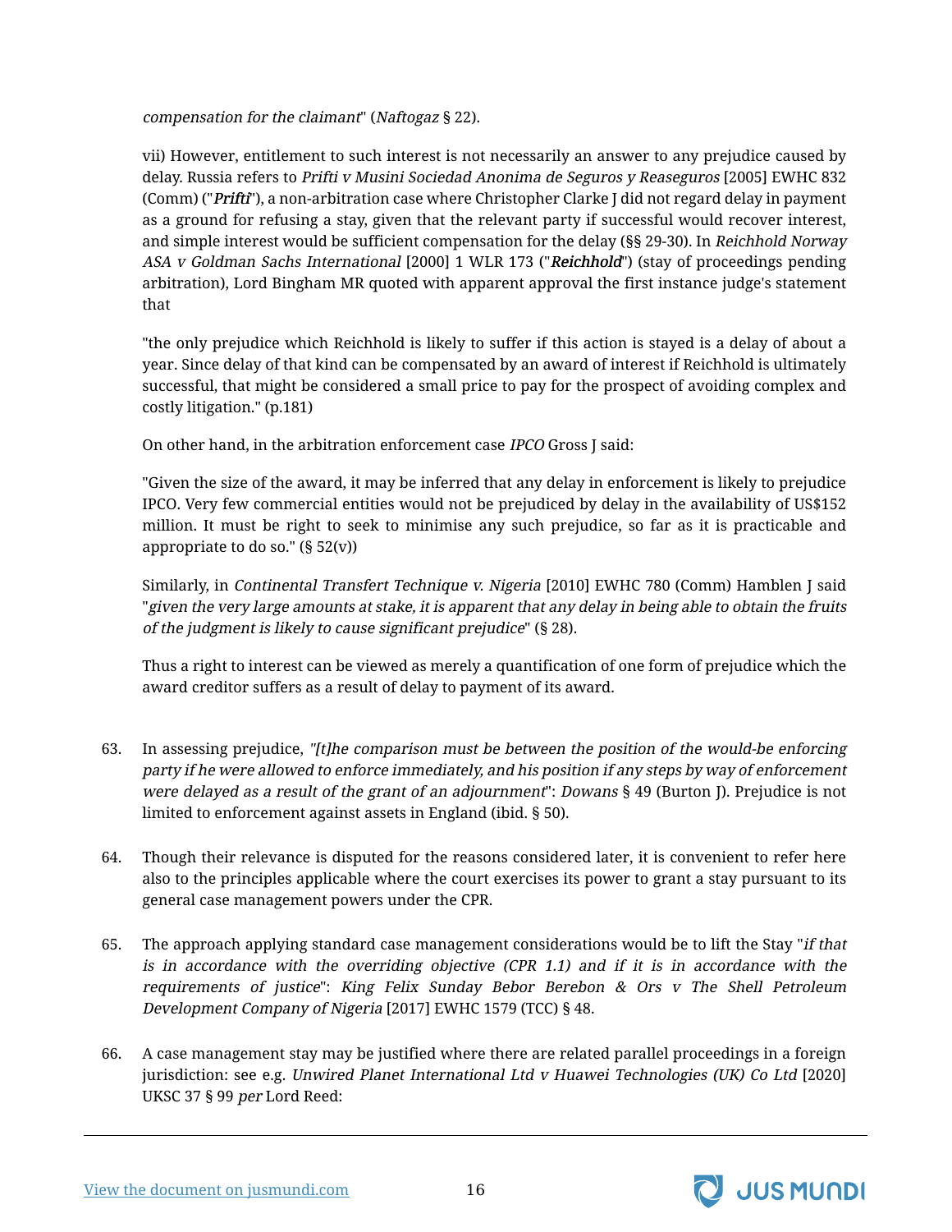*compensation for the claimant*" (*Naftogaz* § 22).

vii) However, entitlement to such interest is not necessarily an answer to any prejudice caused by delay. Russia refers to *Prifti v Musini Sociedad Anonima de Seguros y Reaseguros* [2005] EWHC 832 (Comm) ("***Prifti***"), a non-arbitration case where Christopher Clarke J did not regard delay in payment as a ground for refusing a stay, given that the relevant party if successful would recover interest, and simple interest would be sufficient compensation for the delay (§§ 29-30). In *Reichhold Norway ASA v Goldman Sachs International* [2000] 1 WLR 173 ("***Reichhold***") (stay of proceedings pending arbitration), Lord Bingham MR quoted with apparent approval the first instance judge's statement that

"the only prejudice which Reichhold is likely to suffer if this action is stayed is a delay of about a year. Since delay of that kind can be compensated by an award of interest if Reichhold is ultimately successful, that might be considered a small price to pay for the prospect of avoiding complex and costly litigation." (p.181)

On other hand, in the arbitration enforcement case *IPCO* Gross J said:

"Given the size of the award, it may be inferred that any delay in enforcement is likely to prejudice IPCO. Very few commercial entities would not be prejudiced by delay in the availability of US$152 million. It must be right to seek to minimise any such prejudice, so far as it is practicable and appropriate to do so." (§ 52(v))

Similarly, in *Continental Transfert Technique v. Nigeria* [2010] EWHC 780 (Comm) Hamblen J said "*given the very large amounts at stake, it is apparent that any delay in being able to obtain the fruits of the judgment is likely to cause significant prejudice*" (§ 28).

Thus a right to interest can be viewed as merely a quantification of one form of prejudice which the award creditor suffers as a result of delay to payment of its award.

63. In assessing prejudice, *"[t]he comparison must be between the position of the would-be enforcing party if he were allowed to enforce immediately, and his position if any steps by way of enforcement were delayed as a result of the grant of an adjournment*": *Dowans* § 49 (Burton J). Prejudice is not limited to enforcement against assets in England (ibid. § 50).

64. Though their relevance is disputed for the reasons considered later, it is convenient to refer here also to the principles applicable where the court exercises its power to grant a stay pursuant to its general case management powers under the CPR.

65. The approach applying standard case management considerations would be to lift the Stay "*if that is in accordance with the overriding objective (CPR 1.1) and if it is in accordance with the requirements of justice*": *King Felix Sunday Bebor Berebon & Ors v The Shell Petroleum Development Company of Nigeria* [2017] EWHC 1579 (TCC) § 48.

66. A case management stay may be justified where there are related parallel proceedings in a foreign jurisdiction: see e.g. *Unwired Planet International Ltd v Huawei Technologies (UK) Co Ltd* [2020] UKSC 37 § 99 *per* Lord Reed: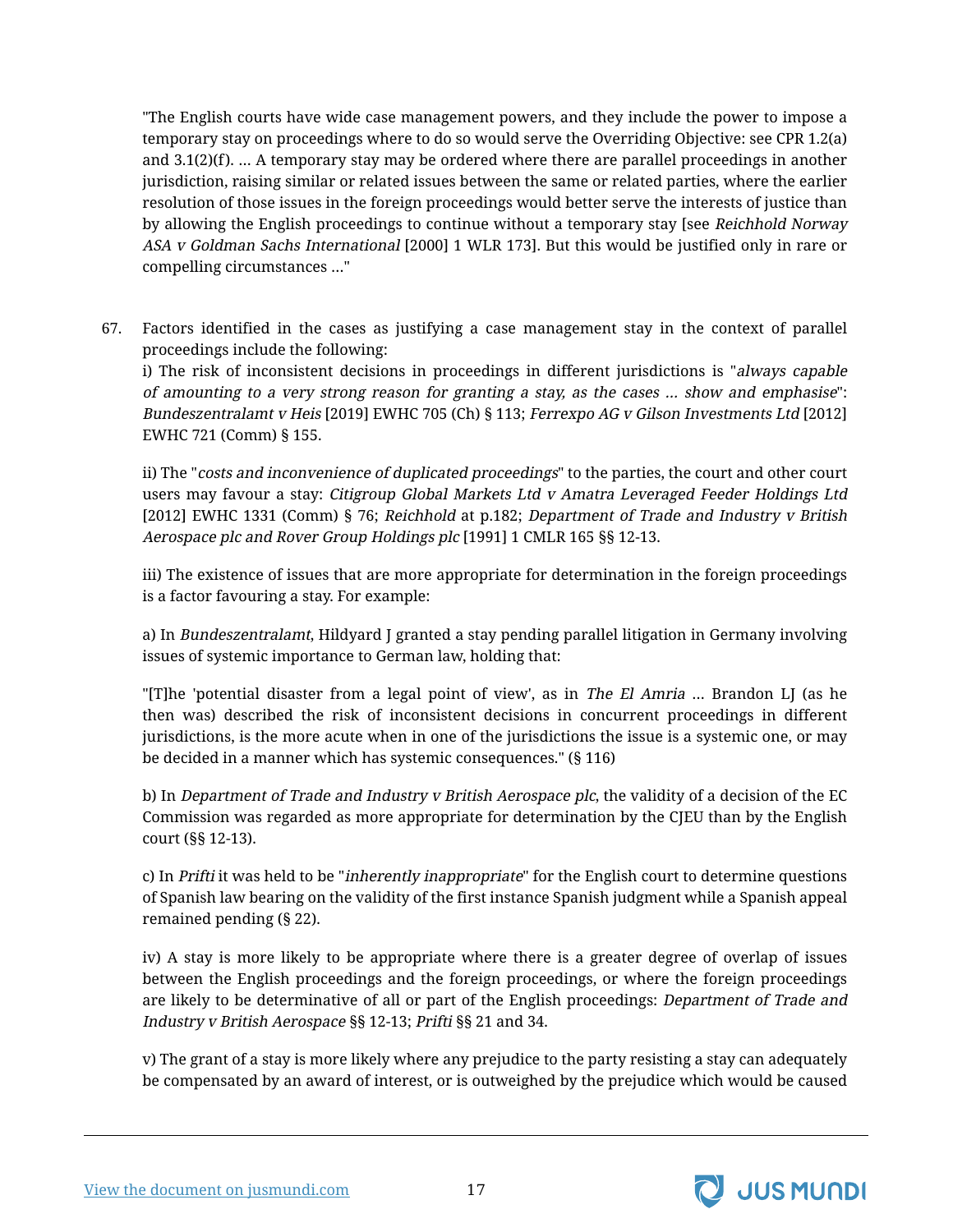"The English courts have wide case management powers, and they include the power to impose a temporary stay on proceedings where to do so would serve the Overriding Objective: see CPR 1.2(a) and 3.1(2)(f). … A temporary stay may be ordered where there are parallel proceedings in another jurisdiction, raising similar or related issues between the same or related parties, where the earlier resolution of those issues in the foreign proceedings would better serve the interests of justice than by allowing the English proceedings to continue without a temporary stay [see *Reichhold Norway ASA v Goldman Sachs International* [2000] 1 WLR 173]. But this would be justified only in rare or compelling circumstances …"

67. Factors identified in the cases as justifying a case management stay in the context of parallel proceedings include the following:

i) The risk of inconsistent decisions in proceedings in different jurisdictions is "*always capable of amounting to a very strong reason for granting a stay, as the cases … show and emphasise*": *Bundeszentralamt v Heis* [2019] EWHC 705 (Ch) § 113; *Ferrexpo AG v Gilson Investments Ltd* [2012] EWHC 721 (Comm) § 155.

ii) The "*costs and inconvenience of duplicated proceedings*" to the parties, the court and other court users may favour a stay: *Citigroup Global Markets Ltd v Amatra Leveraged Feeder Holdings Ltd* [2012] EWHC 1331 (Comm) § 76; *Reichhold* at p.182; *Department of Trade and Industry v British Aerospace plc and Rover Group Holdings plc* [1991] 1 CMLR 165 §§ 12-13.

iii) The existence of issues that are more appropriate for determination in the foreign proceedings is a factor favouring a stay. For example:

a) In *Bundeszentralamt*, Hildyard J granted a stay pending parallel litigation in Germany involving issues of systemic importance to German law, holding that:

"[T]he 'potential disaster from a legal point of view', as in *The El Amria* … Brandon LJ (as he then was) described the risk of inconsistent decisions in concurrent proceedings in different jurisdictions, is the more acute when in one of the jurisdictions the issue is a systemic one, or may be decided in a manner which has systemic consequences." (§ 116)

b) In *Department of Trade and Industry v British Aerospace plc*, the validity of a decision of the EC Commission was regarded as more appropriate for determination by the CJEU than by the English court (§§ 12-13).

c) In *Prifti* it was held to be "*inherently inappropriate*" for the English court to determine questions of Spanish law bearing on the validity of the first instance Spanish judgment while a Spanish appeal remained pending (§ 22).

iv) A stay is more likely to be appropriate where there is a greater degree of overlap of issues between the English proceedings and the foreign proceedings, or where the foreign proceedings are likely to be determinative of all or part of the English proceedings: *Department of Trade and Industry v British Aerospace* §§ 12-13; *Prifti* §§ 21 and 34.

v) The grant of a stay is more likely where any prejudice to the party resisting a stay can adequately be compensated by an award of interest, or is outweighed by the prejudice which would be caused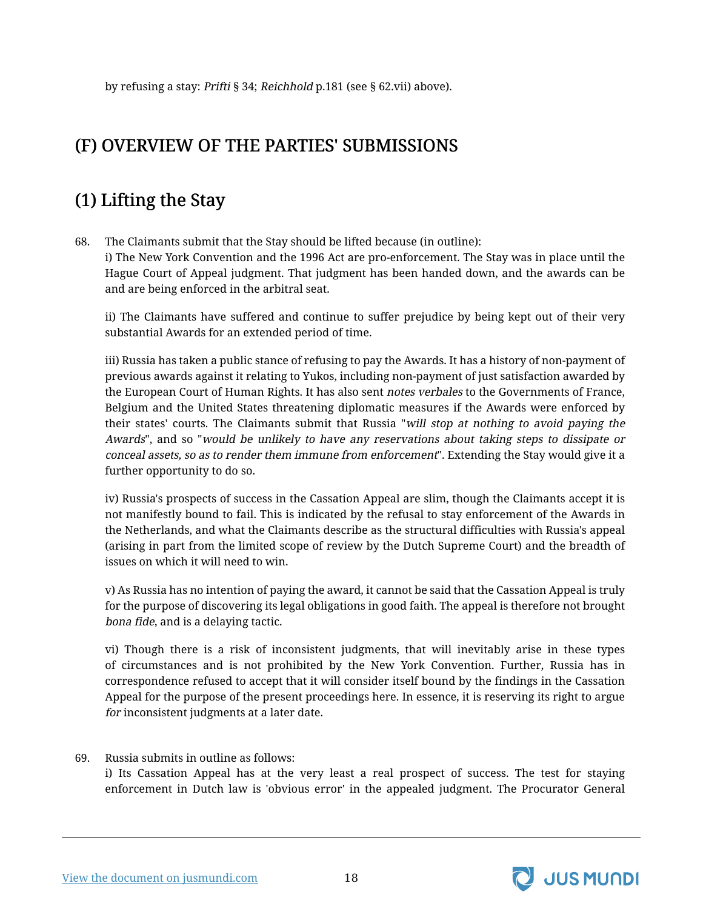by refusing a stay: *Prifti* § 34; *Reichhold* p.181 (see § 62.vii) above).

## (F) OVERVIEW OF THE PARTIES' SUBMISSIONS

## (1) Lifting the Stay

68. The Claimants submit that the Stay should be lifted because (in outline):

i) The New York Convention and the 1996 Act are pro-enforcement. The Stay was in place until the Hague Court of Appeal judgment. That judgment has been handed down, and the awards can be and are being enforced in the arbitral seat.

ii) The Claimants have suffered and continue to suffer prejudice by being kept out of their very substantial Awards for an extended period of time.

iii) Russia has taken a public stance of refusing to pay the Awards. It has a history of non-payment of previous awards against it relating to Yukos, including non-payment of just satisfaction awarded by the European Court of Human Rights. It has also sent *notes verbales* to the Governments of France, Belgium and the United States threatening diplomatic measures if the Awards were enforced by their states' courts. The Claimants submit that Russia "*will stop at nothing to avoid paying the Awards*", and so "*would be unlikely to have any reservations about taking steps to dissipate or conceal assets, so as to render them immune from enforcement*". Extending the Stay would give it a further opportunity to do so.

iv) Russia's prospects of success in the Cassation Appeal are slim, though the Claimants accept it is not manifestly bound to fail. This is indicated by the refusal to stay enforcement of the Awards in the Netherlands, and what the Claimants describe as the structural difficulties with Russia's appeal (arising in part from the limited scope of review by the Dutch Supreme Court) and the breadth of issues on which it will need to win.

v) As Russia has no intention of paying the award, it cannot be said that the Cassation Appeal is truly for the purpose of discovering its legal obligations in good faith. The appeal is therefore not brought *bona fide*, and is a delaying tactic.

vi) Though there is a risk of inconsistent judgments, that will inevitably arise in these types of circumstances and is not prohibited by the New York Convention. Further, Russia has in correspondence refused to accept that it will consider itself bound by the findings in the Cassation Appeal for the purpose of the present proceedings here. In essence, it is reserving its right to argue *for* inconsistent judgments at a later date.

69. Russia submits in outline as follows:

i) Its Cassation Appeal has at the very least a real prospect of success. The test for staying enforcement in Dutch law is 'obvious error' in the appealed judgment. The Procurator General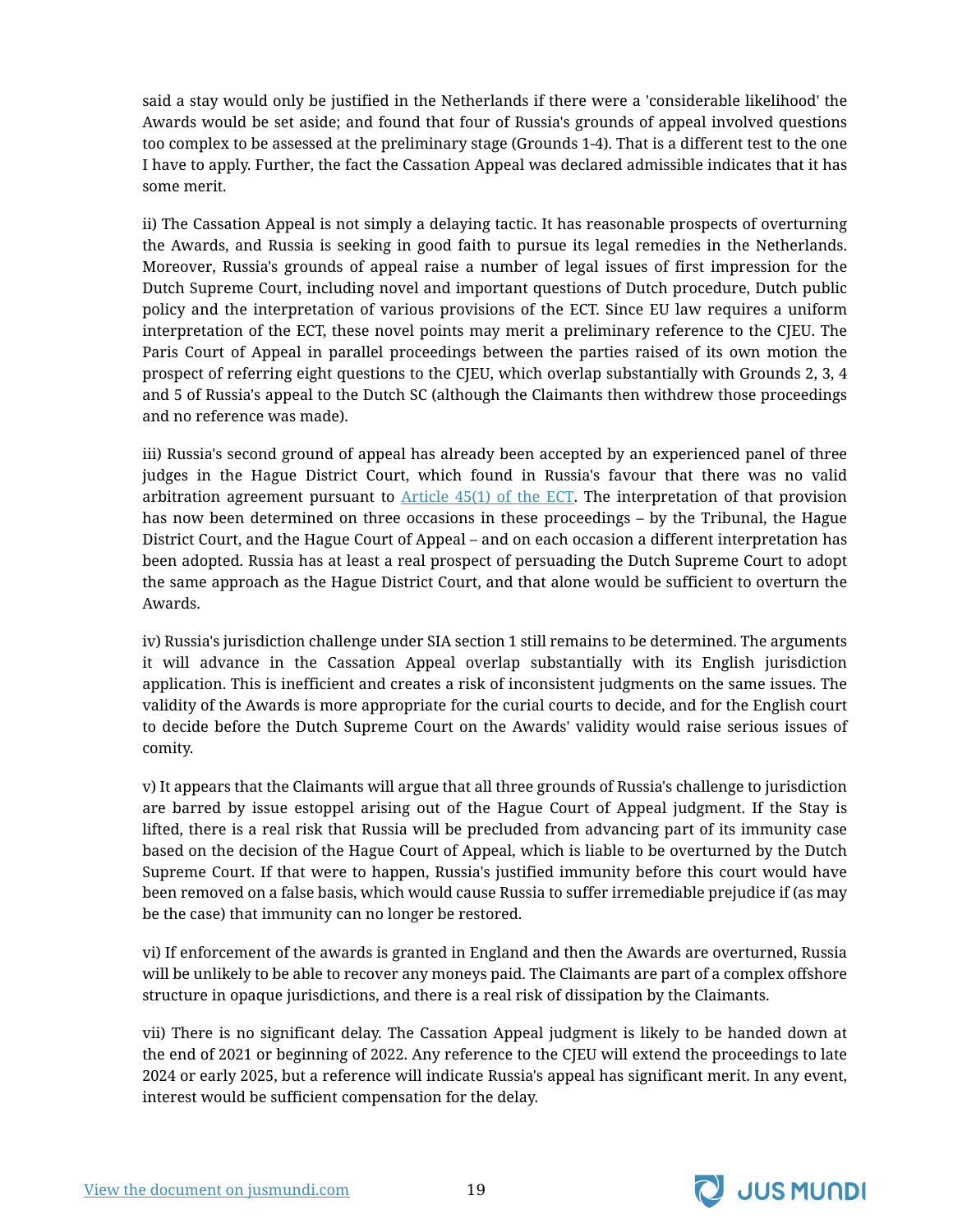said a stay would only be justified in the Netherlands if there were a 'considerable likelihood' the Awards would be set aside; and found that four of Russia's grounds of appeal involved questions too complex to be assessed at the preliminary stage (Grounds 1-4). That is a different test to the one I have to apply. Further, the fact the Cassation Appeal was declared admissible indicates that it has some merit.

ii) The Cassation Appeal is not simply a delaying tactic. It has reasonable prospects of overturning the Awards, and Russia is seeking in good faith to pursue its legal remedies in the Netherlands. Moreover, Russia's grounds of appeal raise a number of legal issues of first impression for the Dutch Supreme Court, including novel and important questions of Dutch procedure, Dutch public policy and the interpretation of various provisions of the ECT. Since EU law requires a uniform interpretation of the ECT, these novel points may merit a preliminary reference to the CJEU. The Paris Court of Appeal in parallel proceedings between the parties raised of its own motion the prospect of referring eight questions to the CJEU, which overlap substantially with Grounds 2, 3, 4 and 5 of Russia's appeal to the Dutch SC (although the Claimants then withdrew those proceedings and no reference was made).

iii) Russia's second ground of appeal has already been accepted by an experienced panel of three judges in the Hague District Court, which found in Russia's favour that there was no valid arbitration agreement pursuant to Article 45(1) of the ECT. The interpretation of that provision has now been determined on three occasions in these proceedings – by the Tribunal, the Hague District Court, and the Hague Court of Appeal – and on each occasion a different interpretation has been adopted. Russia has at least a real prospect of persuading the Dutch Supreme Court to adopt the same approach as the Hague District Court, and that alone would be sufficient to overturn the Awards.

iv) Russia's jurisdiction challenge under SIA section 1 still remains to be determined. The arguments it will advance in the Cassation Appeal overlap substantially with its English jurisdiction application. This is inefficient and creates a risk of inconsistent judgments on the same issues. The validity of the Awards is more appropriate for the curial courts to decide, and for the English court to decide before the Dutch Supreme Court on the Awards' validity would raise serious issues of comity.

v) It appears that the Claimants will argue that all three grounds of Russia's challenge to jurisdiction are barred by issue estoppel arising out of the Hague Court of Appeal judgment. If the Stay is lifted, there is a real risk that Russia will be precluded from advancing part of its immunity case based on the decision of the Hague Court of Appeal, which is liable to be overturned by the Dutch Supreme Court. If that were to happen, Russia's justified immunity before this court would have been removed on a false basis, which would cause Russia to suffer irremediable prejudice if (as may be the case) that immunity can no longer be restored.

vi) If enforcement of the awards is granted in England and then the Awards are overturned, Russia will be unlikely to be able to recover any moneys paid. The Claimants are part of a complex offshore structure in opaque jurisdictions, and there is a real risk of dissipation by the Claimants.

vii) There is no significant delay. The Cassation Appeal judgment is likely to be handed down at the end of 2021 or beginning of 2022. Any reference to the CJEU will extend the proceedings to late 2024 or early 2025, but a reference will indicate Russia's appeal has significant merit. In any event, interest would be sufficient compensation for the delay.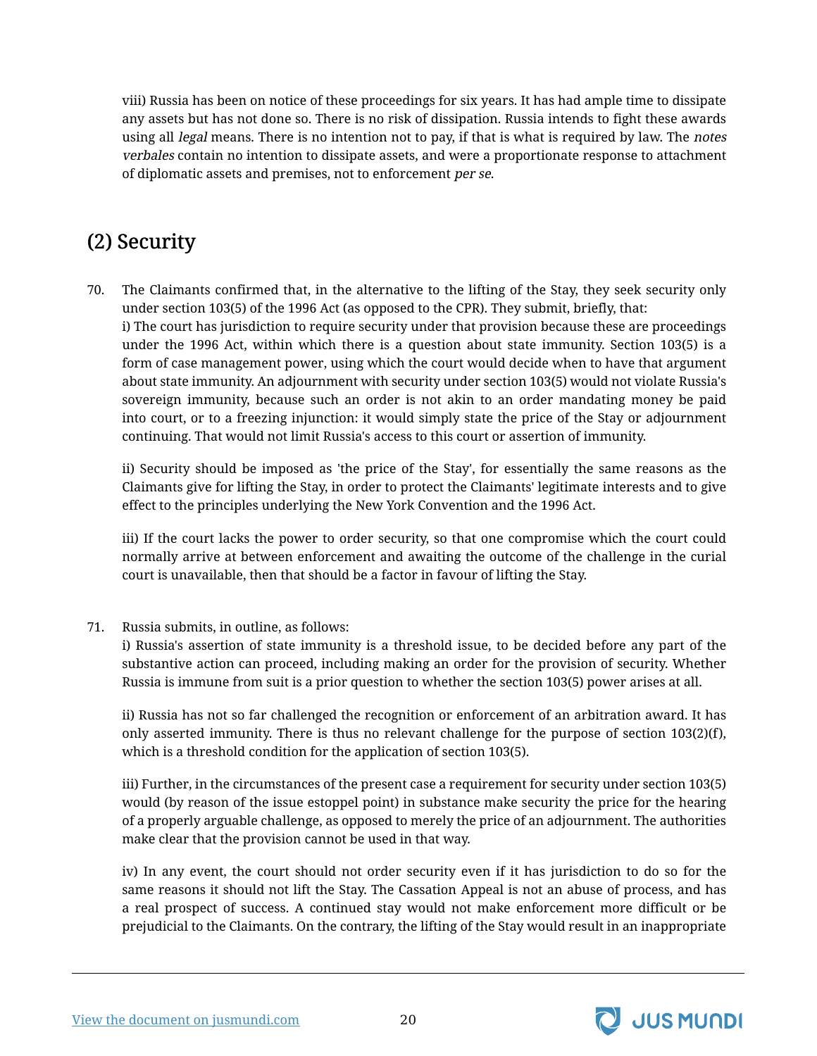viii) Russia has been on notice of these proceedings for six years. It has had ample time to dissipate any assets but has not done so. There is no risk of dissipation. Russia intends to fight these awards using all *legal* means. There is no intention not to pay, if that is what is required by law. The *notes verbales* contain no intention to dissipate assets, and were a proportionate response to attachment of diplomatic assets and premises, not to enforcement *per se*.

## (2) Security

70. The Claimants confirmed that, in the alternative to the lifting of the Stay, they seek security only under section 103(5) of the 1996 Act (as opposed to the CPR). They submit, briefly, that:

i) The court has jurisdiction to require security under that provision because these are proceedings under the 1996 Act, within which there is a question about state immunity. Section 103(5) is a form of case management power, using which the court would decide when to have that argument about state immunity. An adjournment with security under section 103(5) would not violate Russia's sovereign immunity, because such an order is not akin to an order mandating money be paid into court, or to a freezing injunction: it would simply state the price of the Stay or adjournment continuing. That would not limit Russia's access to this court or assertion of immunity.

ii) Security should be imposed as 'the price of the Stay', for essentially the same reasons as the Claimants give for lifting the Stay, in order to protect the Claimants' legitimate interests and to give effect to the principles underlying the New York Convention and the 1996 Act.

iii) If the court lacks the power to order security, so that one compromise which the court could normally arrive at between enforcement and awaiting the outcome of the challenge in the curial court is unavailable, then that should be a factor in favour of lifting the Stay.

71. Russia submits, in outline, as follows:

i) Russia's assertion of state immunity is a threshold issue, to be decided before any part of the substantive action can proceed, including making an order for the provision of security. Whether Russia is immune from suit is a prior question to whether the section 103(5) power arises at all.

ii) Russia has not so far challenged the recognition or enforcement of an arbitration award. It has only asserted immunity. There is thus no relevant challenge for the purpose of section 103(2)(f), which is a threshold condition for the application of section 103(5).

iii) Further, in the circumstances of the present case a requirement for security under section 103(5) would (by reason of the issue estoppel point) in substance make security the price for the hearing of a properly arguable challenge, as opposed to merely the price of an adjournment. The authorities make clear that the provision cannot be used in that way.

iv) In any event, the court should not order security even if it has jurisdiction to do so for the same reasons it should not lift the Stay. The Cassation Appeal is not an abuse of process, and has a real prospect of success. A continued stay would not make enforcement more difficult or be prejudicial to the Claimants. On the contrary, the lifting of the Stay would result in an inappropriate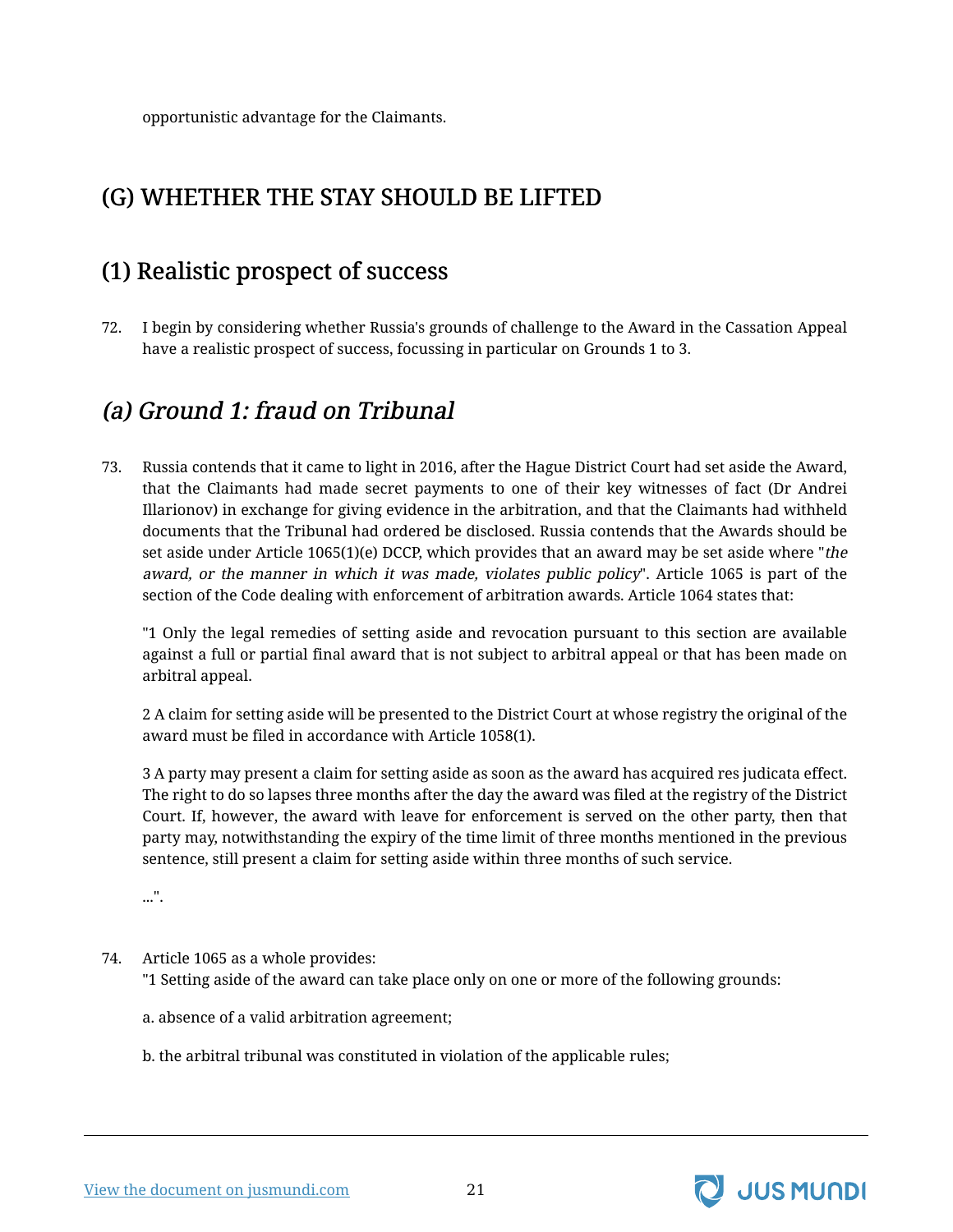opportunistic advantage for the Claimants.

## (G) WHETHER THE STAY SHOULD BE LIFTED

## (1) Realistic prospect of success

72. I begin by considering whether Russia's grounds of challenge to the Award in the Cassation Appeal have a realistic prospect of success, focussing in particular on Grounds 1 to 3.

### *(a) Ground 1: fraud on Tribunal*

73. Russia contends that it came to light in 2016, after the Hague District Court had set aside the Award, that the Claimants had made secret payments to one of their key witnesses of fact (Dr Andrei Illarionov) in exchange for giving evidence in the arbitration, and that the Claimants had withheld documents that the Tribunal had ordered be disclosed. Russia contends that the Awards should be set aside under Article 1065(1)(e) DCCP, which provides that an award may be set aside where "*the award, or the manner in which it was made, violates public policy*". Article 1065 is part of the section of the Code dealing with enforcement of arbitration awards. Article 1064 states that:

"1 Only the legal remedies of setting aside and revocation pursuant to this section are available against a full or partial final award that is not subject to arbitral appeal or that has been made on arbitral appeal.

2 A claim for setting aside will be presented to the District Court at whose registry the original of the award must be filed in accordance with Article 1058(1).

3 A party may present a claim for setting aside as soon as the award has acquired res judicata effect. The right to do so lapses three months after the day the award was filed at the registry of the District Court. If, however, the award with leave for enforcement is served on the other party, then that party may, notwithstanding the expiry of the time limit of three months mentioned in the previous sentence, still present a claim for setting aside within three months of such service.

...".

74. Article 1065 as a whole provides:

"1 Setting aside of the award can take place only on one or more of the following grounds:

a. absence of a valid arbitration agreement;

b. the arbitral tribunal was constituted in violation of the applicable rules;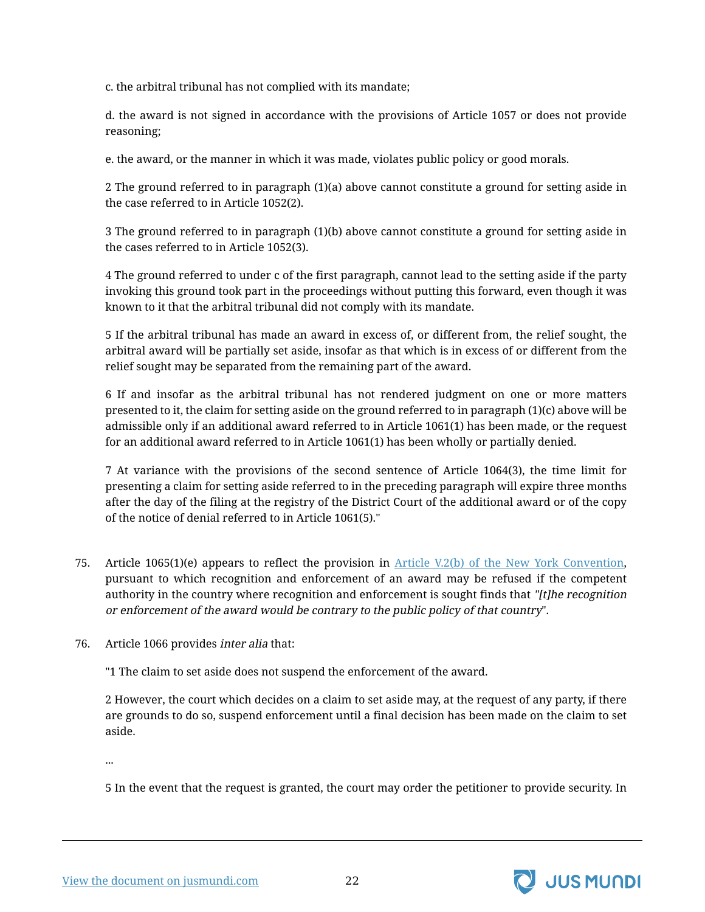c. the arbitral tribunal has not complied with its mandate;

d. the award is not signed in accordance with the provisions of Article 1057 or does not provide reasoning;

e. the award, or the manner in which it was made, violates public policy or good morals.

2 The ground referred to in paragraph (1)(a) above cannot constitute a ground for setting aside in the case referred to in Article 1052(2).

3 The ground referred to in paragraph (1)(b) above cannot constitute a ground for setting aside in the cases referred to in Article 1052(3).

4 The ground referred to under c of the first paragraph, cannot lead to the setting aside if the party invoking this ground took part in the proceedings without putting this forward, even though it was known to it that the arbitral tribunal did not comply with its mandate.

5 If the arbitral tribunal has made an award in excess of, or different from, the relief sought, the arbitral award will be partially set aside, insofar as that which is in excess of or different from the relief sought may be separated from the remaining part of the award.

6 If and insofar as the arbitral tribunal has not rendered judgment on one or more matters presented to it, the claim for setting aside on the ground referred to in paragraph (1)(c) above will be admissible only if an additional award referred to in Article 1061(1) has been made, or the request for an additional award referred to in Article 1061(1) has been wholly or partially denied.

7 At variance with the provisions of the second sentence of Article 1064(3), the time limit for presenting a claim for setting aside referred to in the preceding paragraph will expire three months after the day of the filing at the registry of the District Court of the additional award or of the copy of the notice of denial referred to in Article 1061(5)."

75. Article 1065(1)(e) appears to reflect the provision in Article V.2(b) of the New York Convention, pursuant to which recognition and enforcement of an award may be refused if the competent authority in the country where recognition and enforcement is sought finds that *"[t]he recognition or enforcement of the award would be contrary to the public policy of that country*".

76. Article 1066 provides *inter alia* that:

"1 The claim to set aside does not suspend the enforcement of the award.

2 However, the court which decides on a claim to set aside may, at the request of any party, if there are grounds to do so, suspend enforcement until a final decision has been made on the claim to set aside.

...

5 In the event that the request is granted, the court may order the petitioner to provide security. In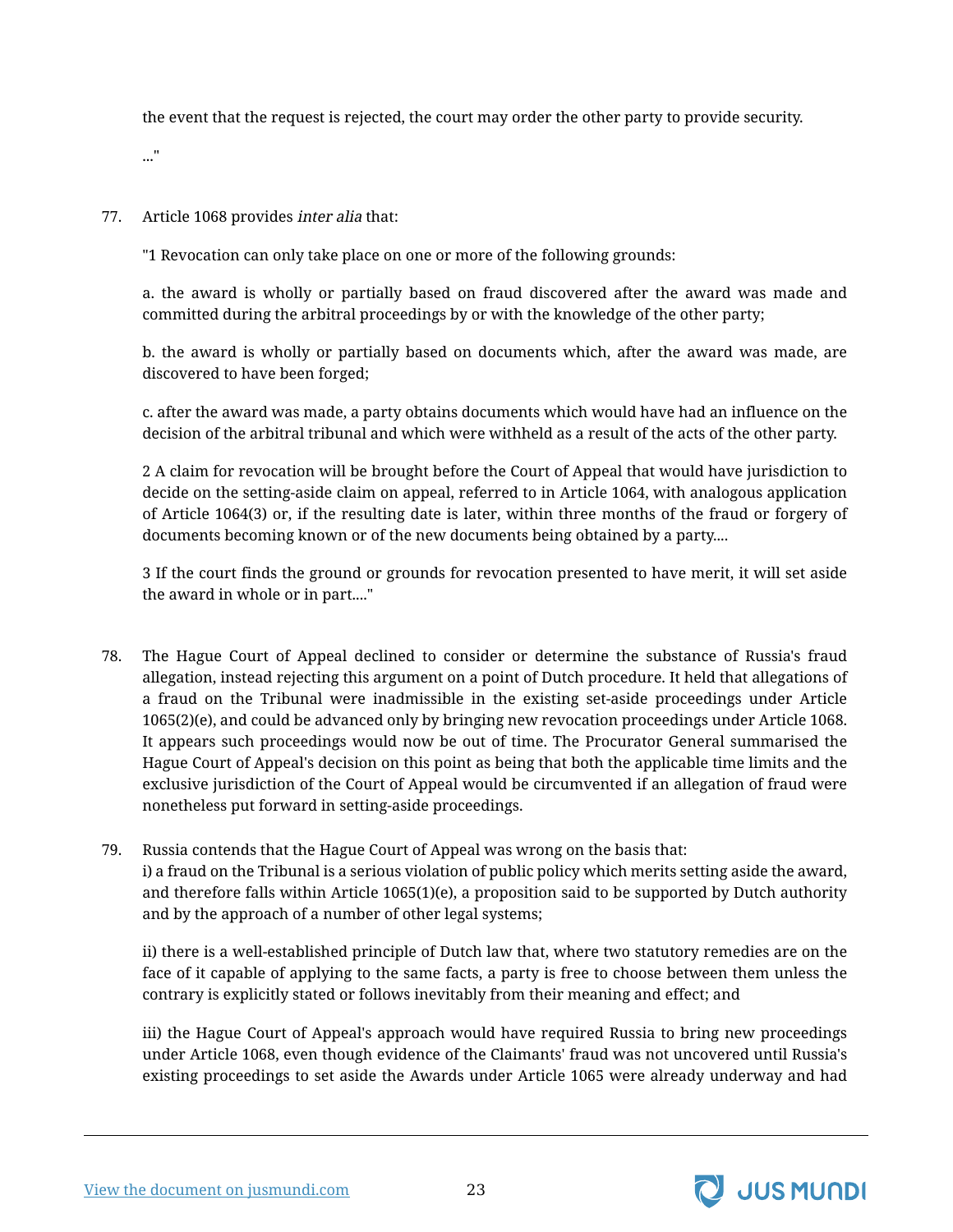the event that the request is rejected, the court may order the other party to provide security.

..."

77. Article 1068 provides *inter alia* that:

"1 Revocation can only take place on one or more of the following grounds:

a. the award is wholly or partially based on fraud discovered after the award was made and committed during the arbitral proceedings by or with the knowledge of the other party;

b. the award is wholly or partially based on documents which, after the award was made, are discovered to have been forged;

c. after the award was made, a party obtains documents which would have had an influence on the decision of the arbitral tribunal and which were withheld as a result of the acts of the other party.

2 A claim for revocation will be brought before the Court of Appeal that would have jurisdiction to decide on the setting-aside claim on appeal, referred to in Article 1064, with analogous application of Article 1064(3) or, if the resulting date is later, within three months of the fraud or forgery of documents becoming known or of the new documents being obtained by a party....

3 If the court finds the ground or grounds for revocation presented to have merit, it will set aside the award in whole or in part...."

78. The Hague Court of Appeal declined to consider or determine the substance of Russia's fraud allegation, instead rejecting this argument on a point of Dutch procedure. It held that allegations of a fraud on the Tribunal were inadmissible in the existing set-aside proceedings under Article 1065(2)(e), and could be advanced only by bringing new revocation proceedings under Article 1068. It appears such proceedings would now be out of time. The Procurator General summarised the Hague Court of Appeal's decision on this point as being that both the applicable time limits and the exclusive jurisdiction of the Court of Appeal would be circumvented if an allegation of fraud were nonetheless put forward in setting-aside proceedings.

79. Russia contends that the Hague Court of Appeal was wrong on the basis that:

i) a fraud on the Tribunal is a serious violation of public policy which merits setting aside the award, and therefore falls within Article 1065(1)(e), a proposition said to be supported by Dutch authority and by the approach of a number of other legal systems;

ii) there is a well-established principle of Dutch law that, where two statutory remedies are on the face of it capable of applying to the same facts, a party is free to choose between them unless the contrary is explicitly stated or follows inevitably from their meaning and effect; and

iii) the Hague Court of Appeal's approach would have required Russia to bring new proceedings under Article 1068, even though evidence of the Claimants' fraud was not uncovered until Russia's existing proceedings to set aside the Awards under Article 1065 were already underway and had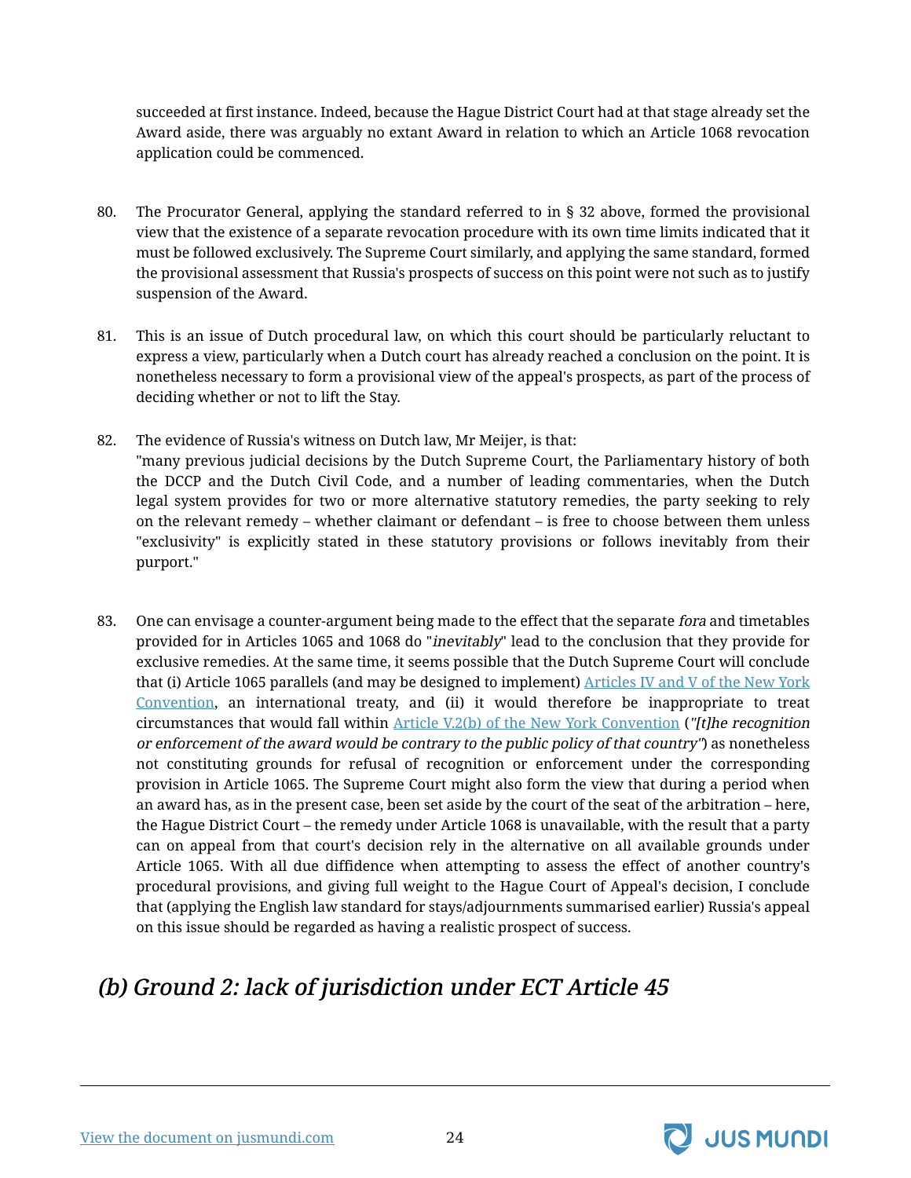succeeded at first instance. Indeed, because the Hague District Court had at that stage already set the Award aside, there was arguably no extant Award in relation to which an Article 1068 revocation application could be commenced.

80. The Procurator General, applying the standard referred to in § 32 above, formed the provisional view that the existence of a separate revocation procedure with its own time limits indicated that it must be followed exclusively. The Supreme Court similarly, and applying the same standard, formed the provisional assessment that Russia's prospects of success on this point were not such as to justify suspension of the Award.

81. This is an issue of Dutch procedural law, on which this court should be particularly reluctant to express a view, particularly when a Dutch court has already reached a conclusion on the point. It is nonetheless necessary to form a provisional view of the appeal's prospects, as part of the process of deciding whether or not to lift the Stay.

82. The evidence of Russia's witness on Dutch law, Mr Meijer, is that:
"many previous judicial decisions by the Dutch Supreme Court, the Parliamentary history of both the DCCP and the Dutch Civil Code, and a number of leading commentaries, when the Dutch legal system provides for two or more alternative statutory remedies, the party seeking to rely on the relevant remedy – whether claimant or defendant – is free to choose between them unless "exclusivity" is explicitly stated in these statutory provisions or follows inevitably from their purport."

83. One can envisage a counter-argument being made to the effect that the separate *fora* and timetables provided for in Articles 1065 and 1068 do "*inevitably*" lead to the conclusion that they provide for exclusive remedies. At the same time, it seems possible that the Dutch Supreme Court will conclude that (i) Article 1065 parallels (and may be designed to implement) Articles IV and V of the New York Convention, an international treaty, and (ii) it would therefore be inappropriate to treat circumstances that would fall within Article V.2(b) of the New York Convention (*"[t]he recognition or enforcement of the award would be contrary to the public policy of that country"*) as nonetheless not constituting grounds for refusal of recognition or enforcement under the corresponding provision in Article 1065. The Supreme Court might also form the view that during a period when an award has, as in the present case, been set aside by the court of the seat of the arbitration – here, the Hague District Court – the remedy under Article 1068 is unavailable, with the result that a party can on appeal from that court's decision rely in the alternative on all available grounds under Article 1065. With all due diffidence when attempting to assess the effect of another country's procedural provisions, and giving full weight to the Hague Court of Appeal's decision, I conclude that (applying the English law standard for stays/adjournments summarised earlier) Russia's appeal on this issue should be regarded as having a realistic prospect of success.

## *(b) Ground 2: lack of jurisdiction under ECT Article 45*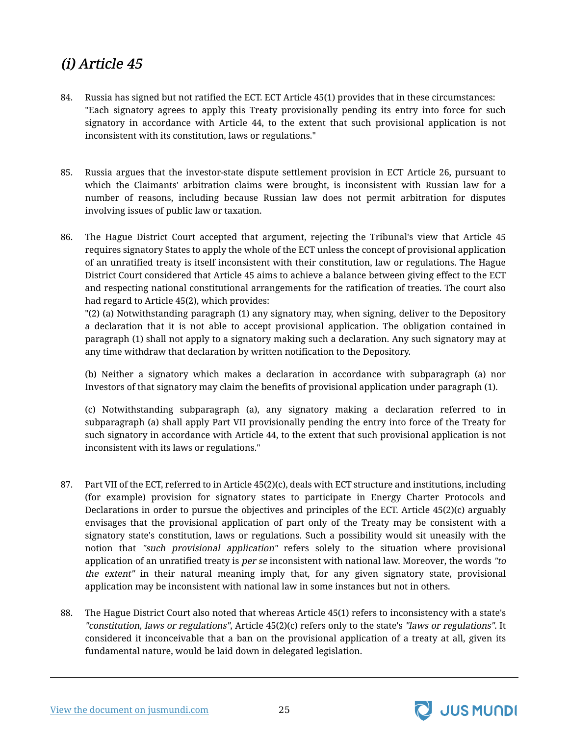### *(i) Article 45*

84. Russia has signed but not ratified the ECT. ECT Article 45(1) provides that in these circumstances: "Each signatory agrees to apply this Treaty provisionally pending its entry into force for such signatory in accordance with Article 44, to the extent that such provisional application is not inconsistent with its constitution, laws or regulations."

85. Russia argues that the investor-state dispute settlement provision in ECT Article 26, pursuant to which the Claimants' arbitration claims were brought, is inconsistent with Russian law for a number of reasons, including because Russian law does not permit arbitration for disputes involving issues of public law or taxation.

86. The Hague District Court accepted that argument, rejecting the Tribunal's view that Article 45 requires signatory States to apply the whole of the ECT unless the concept of provisional application of an unratified treaty is itself inconsistent with their constitution, law or regulations. The Hague District Court considered that Article 45 aims to achieve a balance between giving effect to the ECT and respecting national constitutional arrangements for the ratification of treaties. The court also had regard to Article 45(2), which provides:
"(2) (a) Notwithstanding paragraph (1) any signatory may, when signing, deliver to the Depository a declaration that it is not able to accept provisional application. The obligation contained in paragraph (1) shall not apply to a signatory making such a declaration. Any such signatory may at any time withdraw that declaration by written notification to the Depository.

(b) Neither a signatory which makes a declaration in accordance with subparagraph (a) nor Investors of that signatory may claim the benefits of provisional application under paragraph (1).

(c) Notwithstanding subparagraph (a), any signatory making a declaration referred to in subparagraph (a) shall apply Part VII provisionally pending the entry into force of the Treaty for such signatory in accordance with Article 44, to the extent that such provisional application is not inconsistent with its laws or regulations."

87. Part VII of the ECT, referred to in Article 45(2)(c), deals with ECT structure and institutions, including (for example) provision for signatory states to participate in Energy Charter Protocols and Declarations in order to pursue the objectives and principles of the ECT. Article 45(2)(c) arguably envisages that the provisional application of part only of the Treaty may be consistent with a signatory state's constitution, laws or regulations. Such a possibility would sit uneasily with the notion that *"such provisional application"* refers solely to the situation where provisional application of an unratified treaty is *per se* inconsistent with national law. Moreover, the words *"to the extent"* in their natural meaning imply that, for any given signatory state, provisional application may be inconsistent with national law in some instances but not in others.

88. The Hague District Court also noted that whereas Article 45(1) refers to inconsistency with a state's *"constitution, laws or regulations"*, Article 45(2)(c) refers only to the state's *"laws or regulations"*. It considered it inconceivable that a ban on the provisional application of a treaty at all, given its fundamental nature, would be laid down in delegated legislation.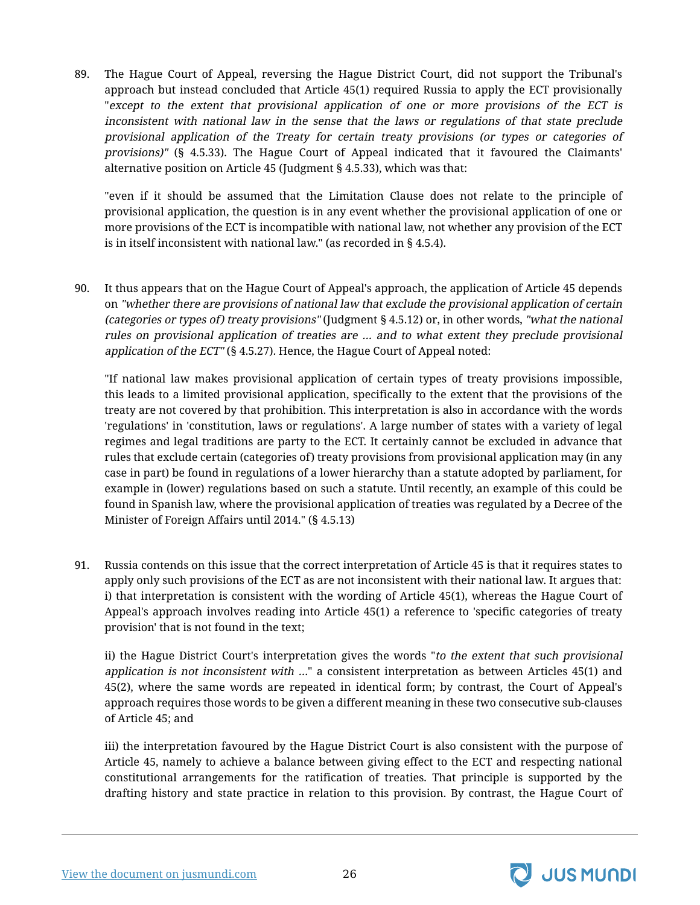89. The Hague Court of Appeal, reversing the Hague District Court, did not support the Tribunal's approach but instead concluded that Article 45(1) required Russia to apply the ECT provisionally "*except to the extent that provisional application of one or more provisions of the ECT is inconsistent with national law in the sense that the laws or regulations of that state preclude provisional application of the Treaty for certain treaty provisions (or types or categories of provisions)"* (§ 4.5.33). The Hague Court of Appeal indicated that it favoured the Claimants' alternative position on Article 45 (Judgment § 4.5.33), which was that:

"even if it should be assumed that the Limitation Clause does not relate to the principle of provisional application, the question is in any event whether the provisional application of one or more provisions of the ECT is incompatible with national law, not whether any provision of the ECT is in itself inconsistent with national law." (as recorded in § 4.5.4).

90. It thus appears that on the Hague Court of Appeal's approach, the application of Article 45 depends on *"whether there are provisions of national law that exclude the provisional application of certain (categories or types of) treaty provisions"* (Judgment § 4.5.12) or, in other words, *"what the national rules on provisional application of treaties are … and to what extent they preclude provisional application of the ECT"* (§ 4.5.27). Hence, the Hague Court of Appeal noted:

"If national law makes provisional application of certain types of treaty provisions impossible, this leads to a limited provisional application, specifically to the extent that the provisions of the treaty are not covered by that prohibition. This interpretation is also in accordance with the words 'regulations' in 'constitution, laws or regulations'. A large number of states with a variety of legal regimes and legal traditions are party to the ECT. It certainly cannot be excluded in advance that rules that exclude certain (categories of) treaty provisions from provisional application may (in any case in part) be found in regulations of a lower hierarchy than a statute adopted by parliament, for example in (lower) regulations based on such a statute. Until recently, an example of this could be found in Spanish law, where the provisional application of treaties was regulated by a Decree of the Minister of Foreign Affairs until 2014." (§ 4.5.13)

91. Russia contends on this issue that the correct interpretation of Article 45 is that it requires states to apply only such provisions of the ECT as are not inconsistent with their national law. It argues that: i) that interpretation is consistent with the wording of Article 45(1), whereas the Hague Court of Appeal's approach involves reading into Article 45(1) a reference to 'specific categories of treaty provision' that is not found in the text;

ii) the Hague District Court's interpretation gives the words "*to the extent that such provisional application is not inconsistent with …*" a consistent interpretation as between Articles 45(1) and 45(2), where the same words are repeated in identical form; by contrast, the Court of Appeal's approach requires those words to be given a different meaning in these two consecutive sub-clauses of Article 45; and

iii) the interpretation favoured by the Hague District Court is also consistent with the purpose of Article 45, namely to achieve a balance between giving effect to the ECT and respecting national constitutional arrangements for the ratification of treaties. That principle is supported by the drafting history and state practice in relation to this provision. By contrast, the Hague Court of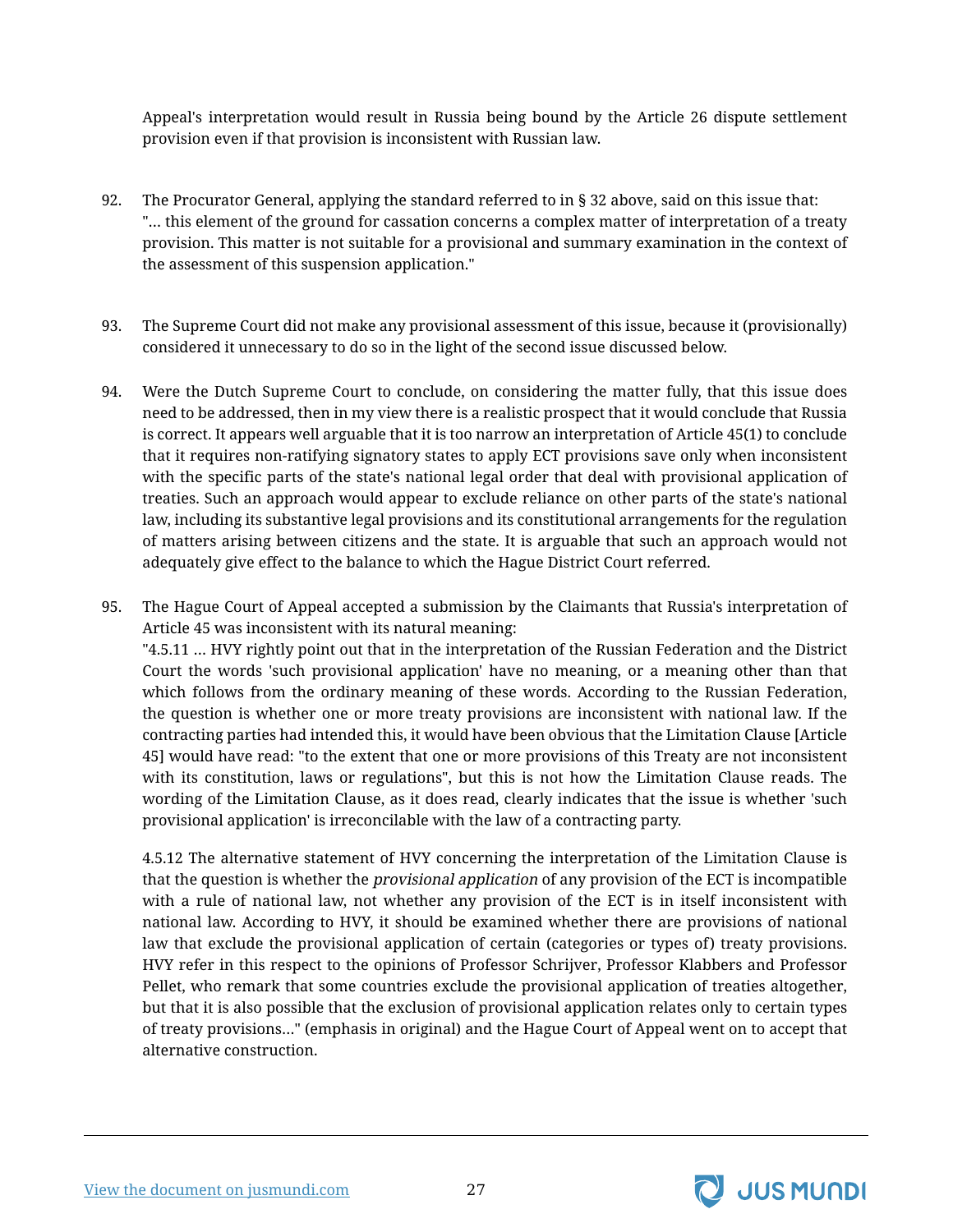Appeal's interpretation would result in Russia being bound by the Article 26 dispute settlement provision even if that provision is inconsistent with Russian law.

92. The Procurator General, applying the standard referred to in § 32 above, said on this issue that: "... this element of the ground for cassation concerns a complex matter of interpretation of a treaty provision. This matter is not suitable for a provisional and summary examination in the context of the assessment of this suspension application."

93. The Supreme Court did not make any provisional assessment of this issue, because it (provisionally) considered it unnecessary to do so in the light of the second issue discussed below.

94. Were the Dutch Supreme Court to conclude, on considering the matter fully, that this issue does need to be addressed, then in my view there is a realistic prospect that it would conclude that Russia is correct. It appears well arguable that it is too narrow an interpretation of Article 45(1) to conclude that it requires non-ratifying signatory states to apply ECT provisions save only when inconsistent with the specific parts of the state's national legal order that deal with provisional application of treaties. Such an approach would appear to exclude reliance on other parts of the state's national law, including its substantive legal provisions and its constitutional arrangements for the regulation of matters arising between citizens and the state. It is arguable that such an approach would not adequately give effect to the balance to which the Hague District Court referred.

95. The Hague Court of Appeal accepted a submission by the Claimants that Russia's interpretation of Article 45 was inconsistent with its natural meaning:
"4.5.11 ... HVY rightly point out that in the interpretation of the Russian Federation and the District Court the words 'such provisional application' have no meaning, or a meaning other than that which follows from the ordinary meaning of these words. According to the Russian Federation, the question is whether one or more treaty provisions are inconsistent with national law. If the contracting parties had intended this, it would have been obvious that the Limitation Clause [Article 45] would have read: "to the extent that one or more provisions of this Treaty are not inconsistent with its constitution, laws or regulations", but this is not how the Limitation Clause reads. The wording of the Limitation Clause, as it does read, clearly indicates that the issue is whether 'such provisional application' is irreconcilable with the law of a contracting party.

4.5.12 The alternative statement of HVY concerning the interpretation of the Limitation Clause is that the question is whether the *provisional application* of any provision of the ECT is incompatible with a rule of national law, not whether any provision of the ECT is in itself inconsistent with national law. According to HVY, it should be examined whether there are provisions of national law that exclude the provisional application of certain (categories or types of) treaty provisions. HVY refer in this respect to the opinions of Professor Schrijver, Professor Klabbers and Professor Pellet, who remark that some countries exclude the provisional application of treaties altogether, but that it is also possible that the exclusion of provisional application relates only to certain types of treaty provisions..." (emphasis in original) and the Hague Court of Appeal went on to accept that alternative construction.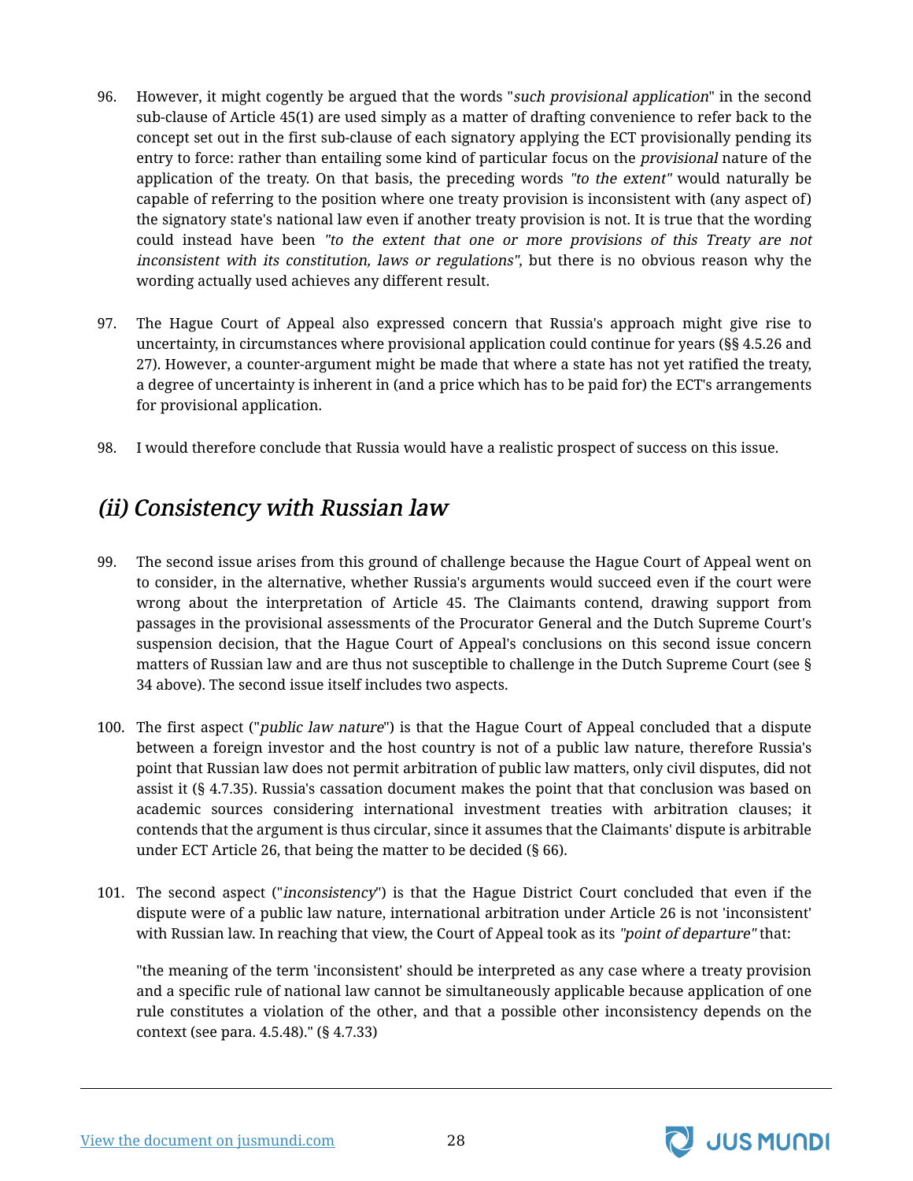96. However, it might cogently be argued that the words "*such provisional application*" in the second sub-clause of Article 45(1) are used simply as a matter of drafting convenience to refer back to the concept set out in the first sub-clause of each signatory applying the ECT provisionally pending its entry to force: rather than entailing some kind of particular focus on the *provisional* nature of the application of the treaty. On that basis, the preceding words *"to the extent"* would naturally be capable of referring to the position where one treaty provision is inconsistent with (any aspect of) the signatory state's national law even if another treaty provision is not. It is true that the wording could instead have been *"to the extent that one or more provisions of this Treaty are not inconsistent with its constitution, laws or regulations"*, but there is no obvious reason why the wording actually used achieves any different result.

97. The Hague Court of Appeal also expressed concern that Russia's approach might give rise to uncertainty, in circumstances where provisional application could continue for years (§§ 4.5.26 and 27). However, a counter-argument might be made that where a state has not yet ratified the treaty, a degree of uncertainty is inherent in (and a price which has to be paid for) the ECT's arrangements for provisional application.

98. I would therefore conclude that Russia would have a realistic prospect of success on this issue.

## *(ii) Consistency with Russian law*

99. The second issue arises from this ground of challenge because the Hague Court of Appeal went on to consider, in the alternative, whether Russia's arguments would succeed even if the court were wrong about the interpretation of Article 45. The Claimants contend, drawing support from passages in the provisional assessments of the Procurator General and the Dutch Supreme Court's suspension decision, that the Hague Court of Appeal's conclusions on this second issue concern matters of Russian law and are thus not susceptible to challenge in the Dutch Supreme Court (see § 34 above). The second issue itself includes two aspects.

100. The first aspect ("*public law nature*") is that the Hague Court of Appeal concluded that a dispute between a foreign investor and the host country is not of a public law nature, therefore Russia's point that Russian law does not permit arbitration of public law matters, only civil disputes, did not assist it (§ 4.7.35). Russia's cassation document makes the point that that conclusion was based on academic sources considering international investment treaties with arbitration clauses; it contends that the argument is thus circular, since it assumes that the Claimants' dispute is arbitrable under ECT Article 26, that being the matter to be decided (§ 66).

101. The second aspect ("*inconsistency*") is that the Hague District Court concluded that even if the dispute were of a public law nature, international arbitration under Article 26 is not 'inconsistent' with Russian law. In reaching that view, the Court of Appeal took as its *"point of departure"* that:

> "the meaning of the term 'inconsistent' should be interpreted as any case where a treaty provision and a specific rule of national law cannot be simultaneously applicable because application of one rule constitutes a violation of the other, and that a possible other inconsistency depends on the context (see para. 4.5.48)." (§ 4.7.33)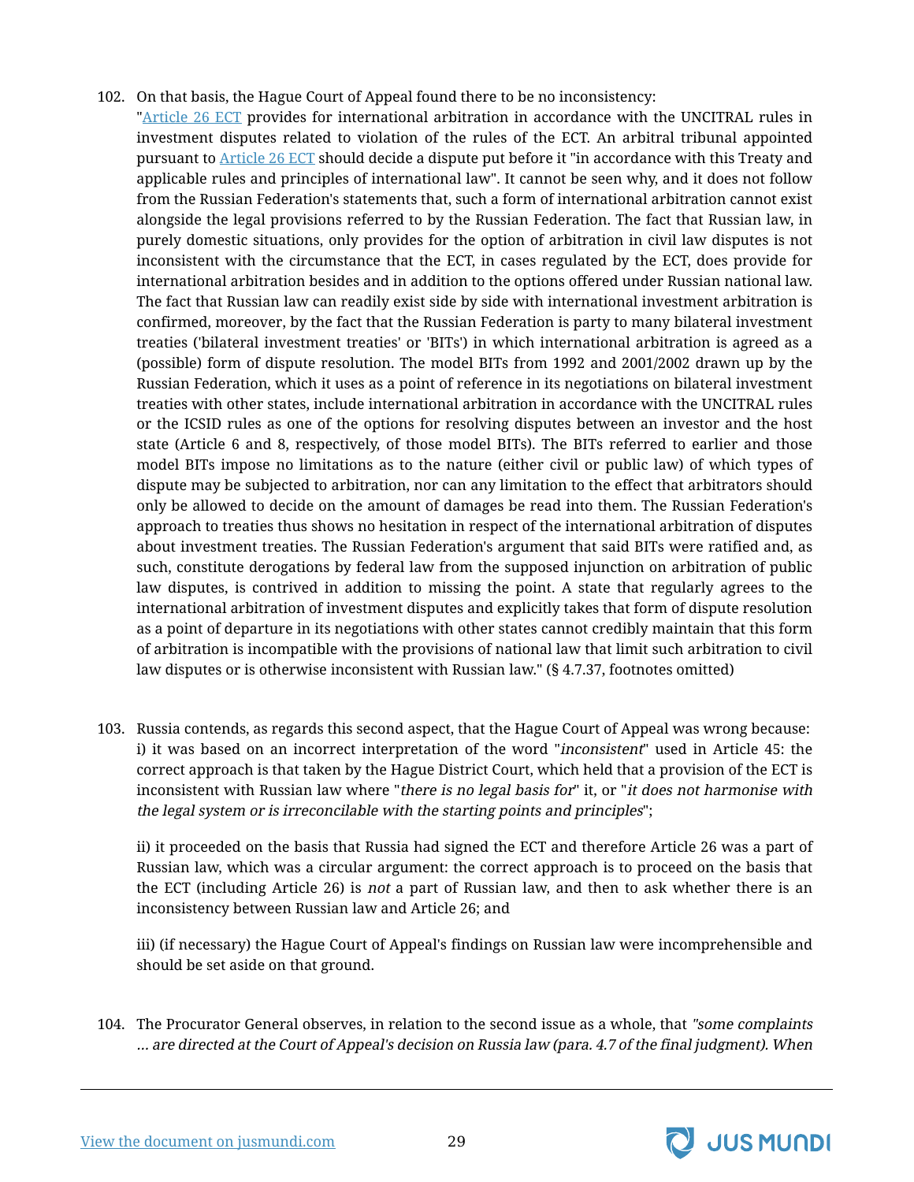102. On that basis, the Hague Court of Appeal found there to be no inconsistency:

"Article 26 ECT provides for international arbitration in accordance with the UNCITRAL rules in investment disputes related to violation of the rules of the ECT. An arbitral tribunal appointed pursuant to Article 26 ECT should decide a dispute put before it "in accordance with this Treaty and applicable rules and principles of international law". It cannot be seen why, and it does not follow from the Russian Federation's statements that, such a form of international arbitration cannot exist alongside the legal provisions referred to by the Russian Federation. The fact that Russian law, in purely domestic situations, only provides for the option of arbitration in civil law disputes is not inconsistent with the circumstance that the ECT, in cases regulated by the ECT, does provide for international arbitration besides and in addition to the options offered under Russian national law. The fact that Russian law can readily exist side by side with international investment arbitration is confirmed, moreover, by the fact that the Russian Federation is party to many bilateral investment treaties ('bilateral investment treaties' or 'BITs') in which international arbitration is agreed as a (possible) form of dispute resolution. The model BITs from 1992 and 2001/2002 drawn up by the Russian Federation, which it uses as a point of reference in its negotiations on bilateral investment treaties with other states, include international arbitration in accordance with the UNCITRAL rules or the ICSID rules as one of the options for resolving disputes between an investor and the host state (Article 6 and 8, respectively, of those model BITs). The BITs referred to earlier and those model BITs impose no limitations as to the nature (either civil or public law) of which types of dispute may be subjected to arbitration, nor can any limitation to the effect that arbitrators should only be allowed to decide on the amount of damages be read into them. The Russian Federation's approach to treaties thus shows no hesitation in respect of the international arbitration of disputes about investment treaties. The Russian Federation's argument that said BITs were ratified and, as such, constitute derogations by federal law from the supposed injunction on arbitration of public law disputes, is contrived in addition to missing the point. A state that regularly agrees to the international arbitration of investment disputes and explicitly takes that form of dispute resolution as a point of departure in its negotiations with other states cannot credibly maintain that this form of arbitration is incompatible with the provisions of national law that limit such arbitration to civil law disputes or is otherwise inconsistent with Russian law." (§ 4.7.37, footnotes omitted)

103. Russia contends, as regards this second aspect, that the Hague Court of Appeal was wrong because:

i) it was based on an incorrect interpretation of the word "*inconsistent*" used in Article 45: the correct approach is that taken by the Hague District Court, which held that a provision of the ECT is inconsistent with Russian law where "*there is no legal basis for*" it, or "*it does not harmonise with the legal system or is irreconcilable with the starting points and principles*";

ii) it proceeded on the basis that Russia had signed the ECT and therefore Article 26 was a part of Russian law, which was a circular argument: the correct approach is to proceed on the basis that the ECT (including Article 26) is *not* a part of Russian law, and then to ask whether there is an inconsistency between Russian law and Article 26; and

iii) (if necessary) the Hague Court of Appeal's findings on Russian law were incomprehensible and should be set aside on that ground.

104. The Procurator General observes, in relation to the second issue as a whole, that *"some complaints … are directed at the Court of Appeal's decision on Russia law (para. 4.7 of the final judgment). When*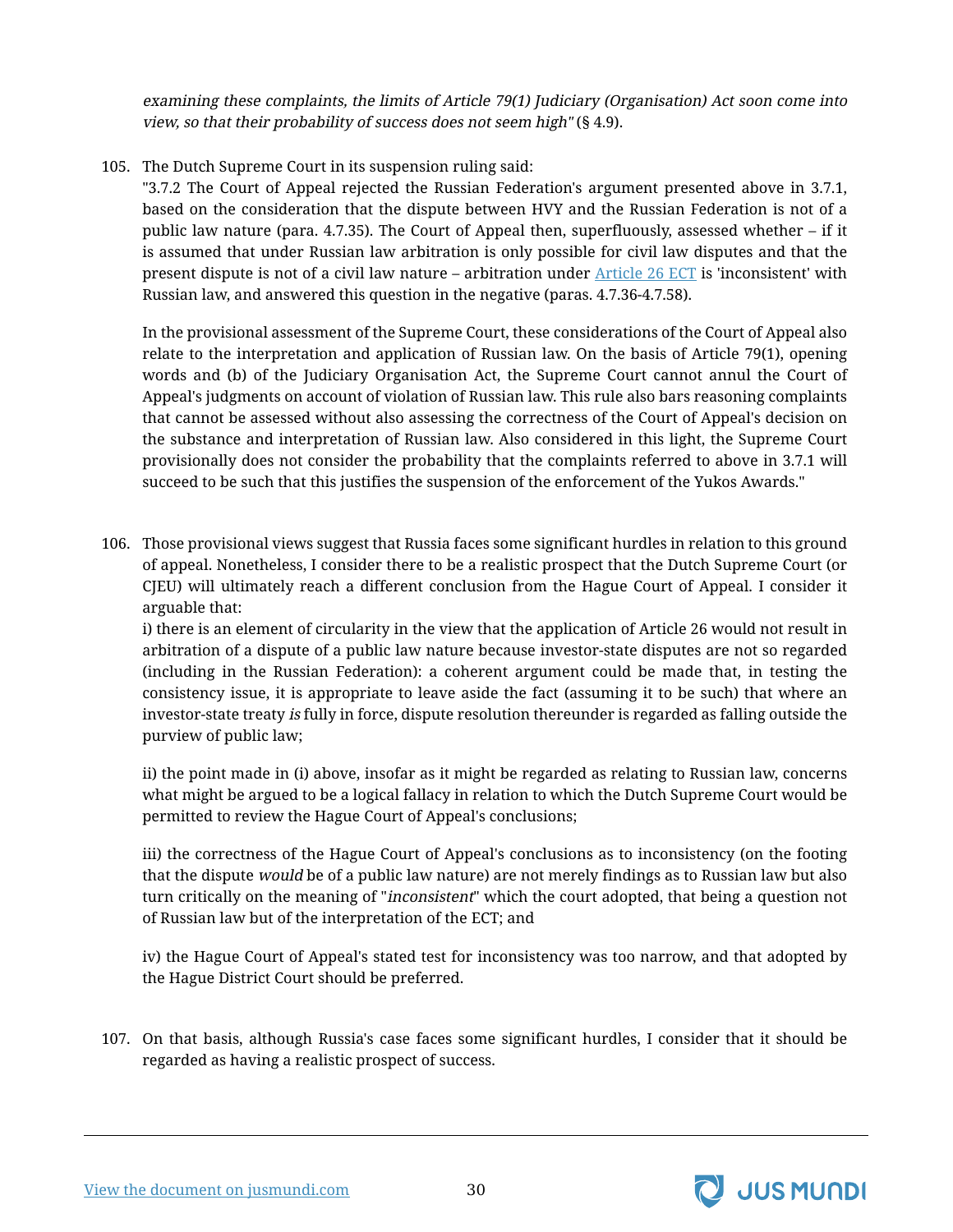*examining these complaints, the limits of Article 79(1) Judiciary (Organisation) Act soon come into view, so that their probability of success does not seem high"* (§ 4.9).

105. The Dutch Supreme Court in its suspension ruling said:
"3.7.2 The Court of Appeal rejected the Russian Federation's argument presented above in 3.7.1, based on the consideration that the dispute between HVY and the Russian Federation is not of a public law nature (para. 4.7.35). The Court of Appeal then, superfluously, assessed whether – if it is assumed that under Russian law arbitration is only possible for civil law disputes and that the present dispute is not of a civil law nature – arbitration under Article 26 ECT is 'inconsistent' with Russian law, and answered this question in the negative (paras. 4.7.36-4.7.58).

In the provisional assessment of the Supreme Court, these considerations of the Court of Appeal also relate to the interpretation and application of Russian law. On the basis of Article 79(1), opening words and (b) of the Judiciary Organisation Act, the Supreme Court cannot annul the Court of Appeal's judgments on account of violation of Russian law. This rule also bars reasoning complaints that cannot be assessed without also assessing the correctness of the Court of Appeal's decision on the substance and interpretation of Russian law. Also considered in this light, the Supreme Court provisionally does not consider the probability that the complaints referred to above in 3.7.1 will succeed to be such that this justifies the suspension of the enforcement of the Yukos Awards."

106. Those provisional views suggest that Russia faces some significant hurdles in relation to this ground of appeal. Nonetheless, I consider there to be a realistic prospect that the Dutch Supreme Court (or CJEU) will ultimately reach a different conclusion from the Hague Court of Appeal. I consider it arguable that:
i) there is an element of circularity in the view that the application of Article 26 would not result in arbitration of a dispute of a public law nature because investor-state disputes are not so regarded (including in the Russian Federation): a coherent argument could be made that, in testing the consistency issue, it is appropriate to leave aside the fact (assuming it to be such) that where an investor-state treaty *is* fully in force, dispute resolution thereunder is regarded as falling outside the purview of public law;

ii) the point made in (i) above, insofar as it might be regarded as relating to Russian law, concerns what might be argued to be a logical fallacy in relation to which the Dutch Supreme Court would be permitted to review the Hague Court of Appeal's conclusions;

iii) the correctness of the Hague Court of Appeal's conclusions as to inconsistency (on the footing that the dispute *would* be of a public law nature) are not merely findings as to Russian law but also turn critically on the meaning of "*inconsistent*" which the court adopted, that being a question not of Russian law but of the interpretation of the ECT; and

iv) the Hague Court of Appeal's stated test for inconsistency was too narrow, and that adopted by the Hague District Court should be preferred.

107. On that basis, although Russia's case faces some significant hurdles, I consider that it should be regarded as having a realistic prospect of success.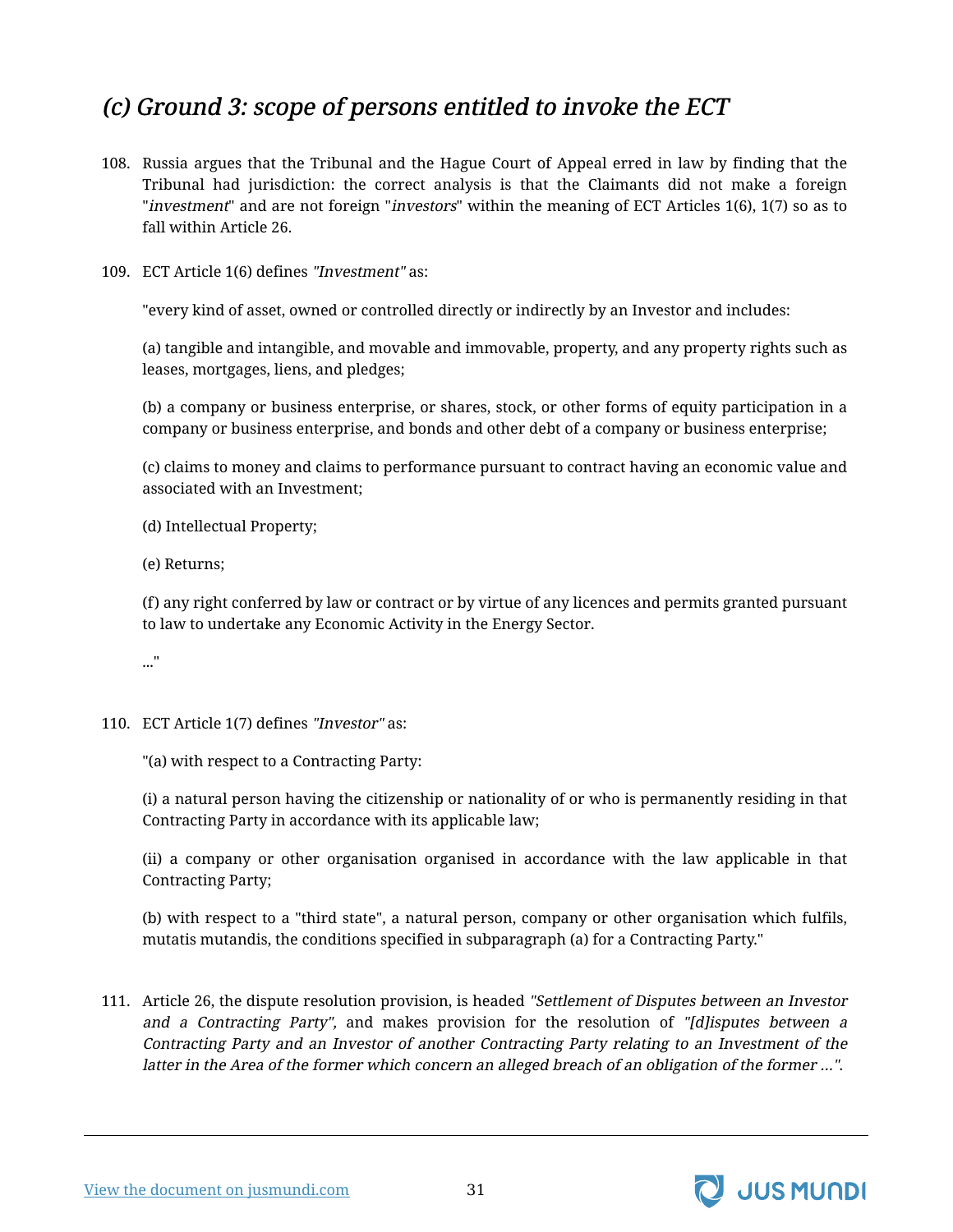### *(c) Ground 3: scope of persons entitled to invoke the ECT*

108. Russia argues that the Tribunal and the Hague Court of Appeal erred in law by finding that the Tribunal had jurisdiction: the correct analysis is that the Claimants did not make a foreign "*investment*" and are not foreign "*investors*" within the meaning of ECT Articles 1(6), 1(7) so as to fall within Article 26.

109. ECT Article 1(6) defines *"Investment"* as:

    "every kind of asset, owned or controlled directly or indirectly by an Investor and includes:

    (a) tangible and intangible, and movable and immovable, property, and any property rights such as leases, mortgages, liens, and pledges;

    (b) a company or business enterprise, or shares, stock, or other forms of equity participation in a company or business enterprise, and bonds and other debt of a company or business enterprise;

    (c) claims to money and claims to performance pursuant to contract having an economic value and associated with an Investment;

    (d) Intellectual Property;

    (e) Returns;

    (f) any right conferred by law or contract or by virtue of any licences and permits granted pursuant to law to undertake any Economic Activity in the Energy Sector.

    ..."

110. ECT Article 1(7) defines *"Investor"* as:

    "(a) with respect to a Contracting Party:

    (i) a natural person having the citizenship or nationality of or who is permanently residing in that Contracting Party in accordance with its applicable law;

    (ii) a company or other organisation organised in accordance with the law applicable in that Contracting Party;

    (b) with respect to a "third state", a natural person, company or other organisation which fulfils, mutatis mutandis, the conditions specified in subparagraph (a) for a Contracting Party."

111. Article 26, the dispute resolution provision, is headed *"Settlement of Disputes between an Investor and a Contracting Party",* and makes provision for the resolution of *"[d]isputes between a Contracting Party and an Investor of another Contracting Party relating to an Investment of the latter in the Area of the former which concern an alleged breach of an obligation of the former ..."*.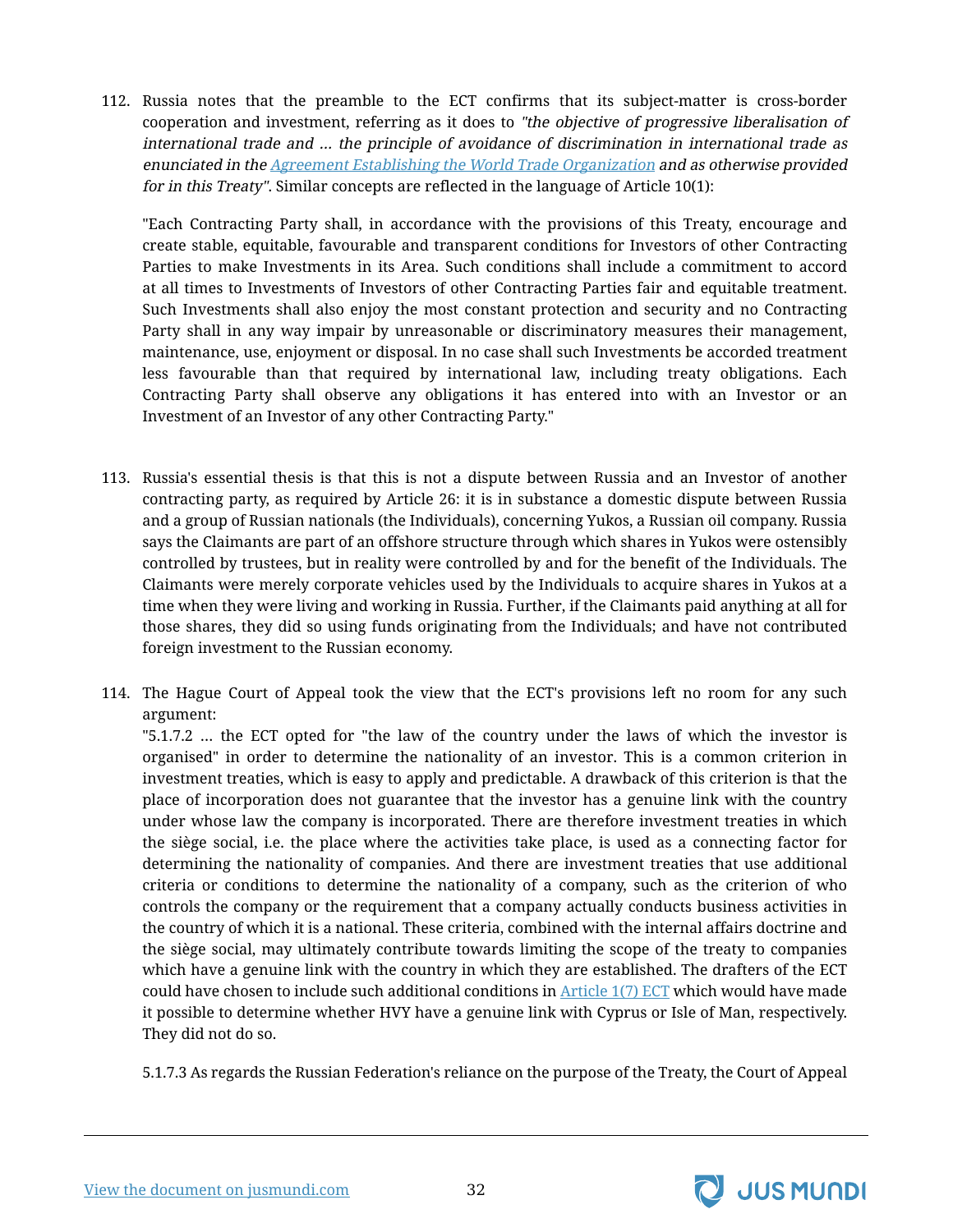112. Russia notes that the preamble to the ECT confirms that its subject-matter is cross-border cooperation and investment, referring as it does to *"the objective of progressive liberalisation of international trade and … the principle of avoidance of discrimination in international trade as enunciated in the Agreement Establishing the World Trade Organization and as otherwise provided for in this Treaty"*. Similar concepts are reflected in the language of Article 10(1):

   "Each Contracting Party shall, in accordance with the provisions of this Treaty, encourage and create stable, equitable, favourable and transparent conditions for Investors of other Contracting Parties to make Investments in its Area. Such conditions shall include a commitment to accord at all times to Investments of Investors of other Contracting Parties fair and equitable treatment. Such Investments shall also enjoy the most constant protection and security and no Contracting Party shall in any way impair by unreasonable or discriminatory measures their management, maintenance, use, enjoyment or disposal. In no case shall such Investments be accorded treatment less favourable than that required by international law, including treaty obligations. Each Contracting Party shall observe any obligations it has entered into with an Investor or an Investment of an Investor of any other Contracting Party."

113. Russia's essential thesis is that this is not a dispute between Russia and an Investor of another contracting party, as required by Article 26: it is in substance a domestic dispute between Russia and a group of Russian nationals (the Individuals), concerning Yukos, a Russian oil company. Russia says the Claimants are part of an offshore structure through which shares in Yukos were ostensibly controlled by trustees, but in reality were controlled by and for the benefit of the Individuals. The Claimants were merely corporate vehicles used by the Individuals to acquire shares in Yukos at a time when they were living and working in Russia. Further, if the Claimants paid anything at all for those shares, they did so using funds originating from the Individuals; and have not contributed foreign investment to the Russian economy.

114. The Hague Court of Appeal took the view that the ECT's provisions left no room for any such argument:

   "5.1.7.2 … the ECT opted for "the law of the country under the laws of which the investor is organised" in order to determine the nationality of an investor. This is a common criterion in investment treaties, which is easy to apply and predictable. A drawback of this criterion is that the place of incorporation does not guarantee that the investor has a genuine link with the country under whose law the company is incorporated. There are therefore investment treaties in which the siège social, i.e. the place where the activities take place, is used as a connecting factor for determining the nationality of companies. And there are investment treaties that use additional criteria or conditions to determine the nationality of a company, such as the criterion of who controls the company or the requirement that a company actually conducts business activities in the country of which it is a national. These criteria, combined with the internal affairs doctrine and the siège social, may ultimately contribute towards limiting the scope of the treaty to companies which have a genuine link with the country in which they are established. The drafters of the ECT could have chosen to include such additional conditions in Article 1(7) ECT which would have made it possible to determine whether HVY have a genuine link with Cyprus or Isle of Man, respectively. They did not do so.

   5.1.7.3 As regards the Russian Federation's reliance on the purpose of the Treaty, the Court of Appeal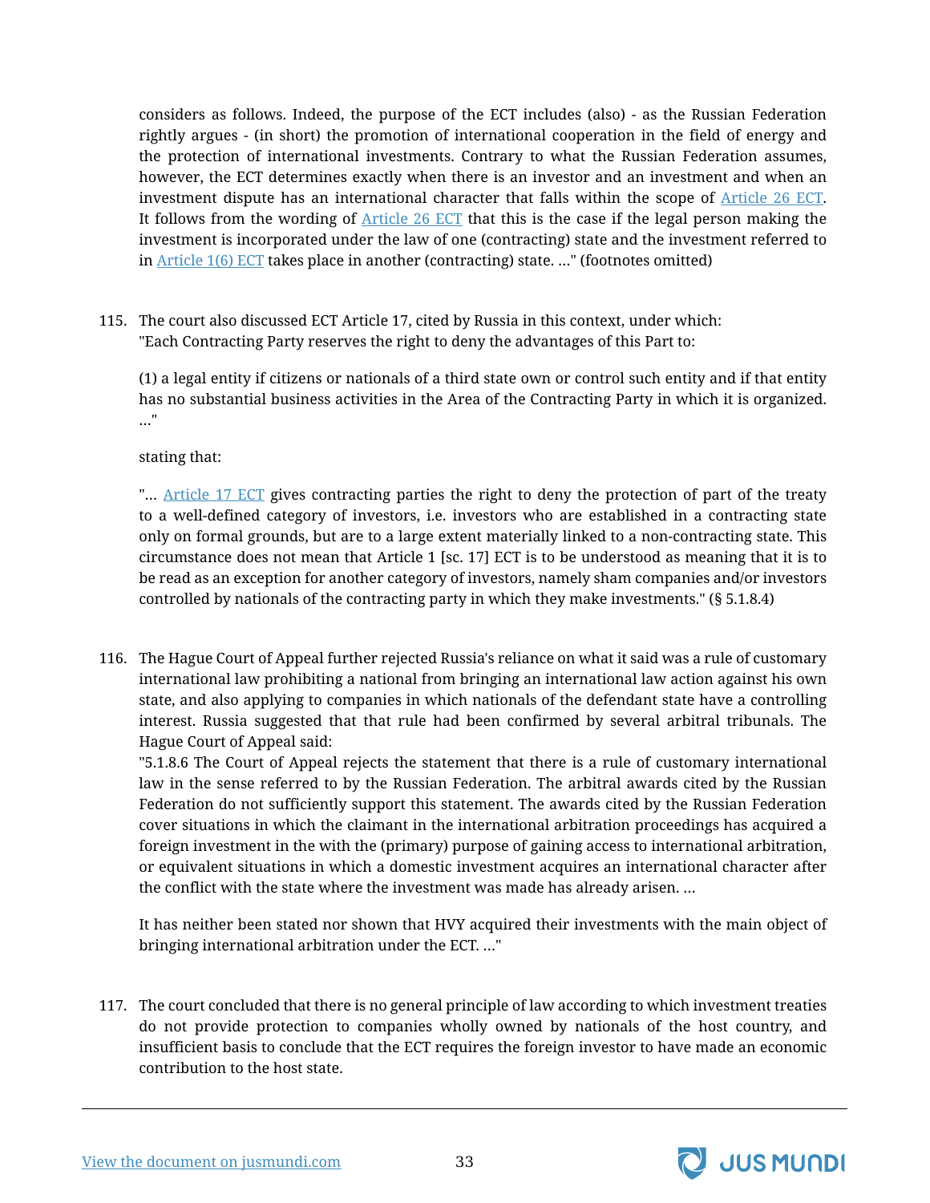considers as follows. Indeed, the purpose of the ECT includes (also) - as the Russian Federation rightly argues - (in short) the promotion of international cooperation in the field of energy and the protection of international investments. Contrary to what the Russian Federation assumes, however, the ECT determines exactly when there is an investor and an investment and when an investment dispute has an international character that falls within the scope of Article 26 ECT. It follows from the wording of Article 26 ECT that this is the case if the legal person making the investment is incorporated under the law of one (contracting) state and the investment referred to in Article 1(6) ECT takes place in another (contracting) state. ..." (footnotes omitted)

115. The court also discussed ECT Article 17, cited by Russia in this context, under which:
"Each Contracting Party reserves the right to deny the advantages of this Part to:

(1) a legal entity if citizens or nationals of a third state own or control such entity and if that entity has no substantial business activities in the Area of the Contracting Party in which it is organized. ..."

stating that:

"... Article 17 ECT gives contracting parties the right to deny the protection of part of the treaty to a well-defined category of investors, i.e. investors who are established in a contracting state only on formal grounds, but are to a large extent materially linked to a non-contracting state. This circumstance does not mean that Article 1 [sc. 17] ECT is to be understood as meaning that it is to be read as an exception for another category of investors, namely sham companies and/or investors controlled by nationals of the contracting party in which they make investments." (§ 5.1.8.4)

116. The Hague Court of Appeal further rejected Russia's reliance on what it said was a rule of customary international law prohibiting a national from bringing an international law action against his own state, and also applying to companies in which nationals of the defendant state have a controlling interest. Russia suggested that that rule had been confirmed by several arbitral tribunals. The Hague Court of Appeal said:
"5.1.8.6 The Court of Appeal rejects the statement that there is a rule of customary international law in the sense referred to by the Russian Federation. The arbitral awards cited by the Russian Federation do not sufficiently support this statement. The awards cited by the Russian Federation cover situations in which the claimant in the international arbitration proceedings has acquired a foreign investment in the with the (primary) purpose of gaining access to international arbitration, or equivalent situations in which a domestic investment acquires an international character after the conflict with the state where the investment was made has already arisen. ...

It has neither been stated nor shown that HVY acquired their investments with the main object of bringing international arbitration under the ECT. ..."

117. The court concluded that there is no general principle of law according to which investment treaties do not provide protection to companies wholly owned by nationals of the host country, and insufficient basis to conclude that the ECT requires the foreign investor to have made an economic contribution to the host state.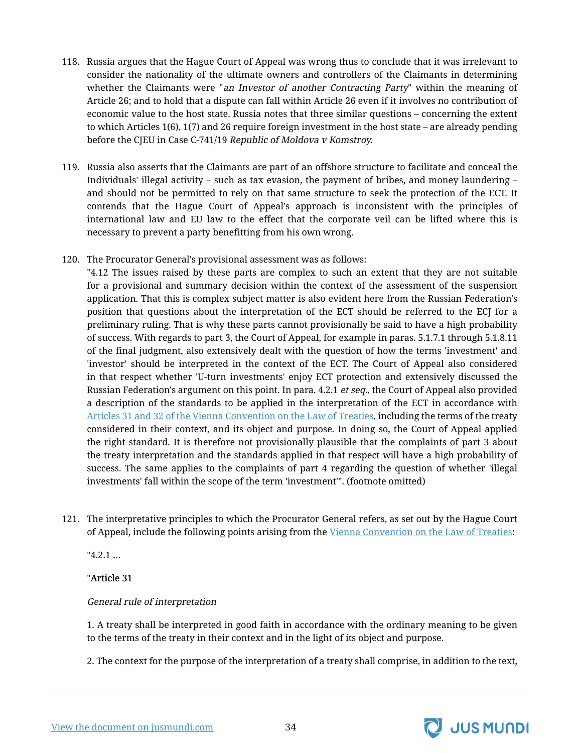118. Russia argues that the Hague Court of Appeal was wrong thus to conclude that it was irrelevant to consider the nationality of the ultimate owners and controllers of the Claimants in determining whether the Claimants were "*an Investor of another Contracting Party*" within the meaning of Article 26; and to hold that a dispute can fall within Article 26 even if it involves no contribution of economic value to the host state. Russia notes that three similar questions – concerning the extent to which Articles 1(6), 1(7) and 26 require foreign investment in the host state – are already pending before the CJEU in Case C-741/19 *Republic of Moldova v Komstroy.*

119. Russia also asserts that the Claimants are part of an offshore structure to facilitate and conceal the Individuals' illegal activity – such as tax evasion, the payment of bribes, and money laundering – and should not be permitted to rely on that same structure to seek the protection of the ECT. It contends that the Hague Court of Appeal's approach is inconsistent with the principles of international law and EU law to the effect that the corporate veil can be lifted where this is necessary to prevent a party benefitting from his own wrong.

120. The Procurator General's provisional assessment was as follows:

"4.12 The issues raised by these parts are complex to such an extent that they are not suitable for a provisional and summary decision within the context of the assessment of the suspension application. That this is complex subject matter is also evident here from the Russian Federation's position that questions about the interpretation of the ECT should be referred to the ECJ for a preliminary ruling. That is why these parts cannot provisionally be said to have a high probability of success. With regards to part 3, the Court of Appeal, for example in paras. 5.1.7.1 through 5.1.8.11 of the final judgment, also extensively dealt with the question of how the terms 'investment' and 'investor' should be interpreted in the context of the ECT. The Court of Appeal also considered in that respect whether 'U-turn investments' enjoy ECT protection and extensively discussed the Russian Federation's argument on this point. In para. 4.2.1 *et seq.*, the Court of Appeal also provided a description of the standards to be applied in the interpretation of the ECT in accordance with Articles 31 and 32 of the Vienna Convention on the Law of Treaties, including the terms of the treaty considered in their context, and its object and purpose. In doing so, the Court of Appeal applied the right standard. It is therefore not provisionally plausible that the complaints of part 3 about the treaty interpretation and the standards applied in that respect will have a high probability of success. The same applies to the complaints of part 4 regarding the question of whether 'illegal investments' fall within the scope of the term 'investment'". (footnote omitted)

121. The interpretative principles to which the Procurator General refers, as set out by the Hague Court of Appeal, include the following points arising from the Vienna Convention on the Law of Treaties:

"4.2.1 …

"Article 31

*General rule of interpretation*

1. A treaty shall be interpreted in good faith in accordance with the ordinary meaning to be given to the terms of the treaty in their context and in the light of its object and purpose.

2. The context for the purpose of the interpretation of a treaty shall comprise, in addition to the text,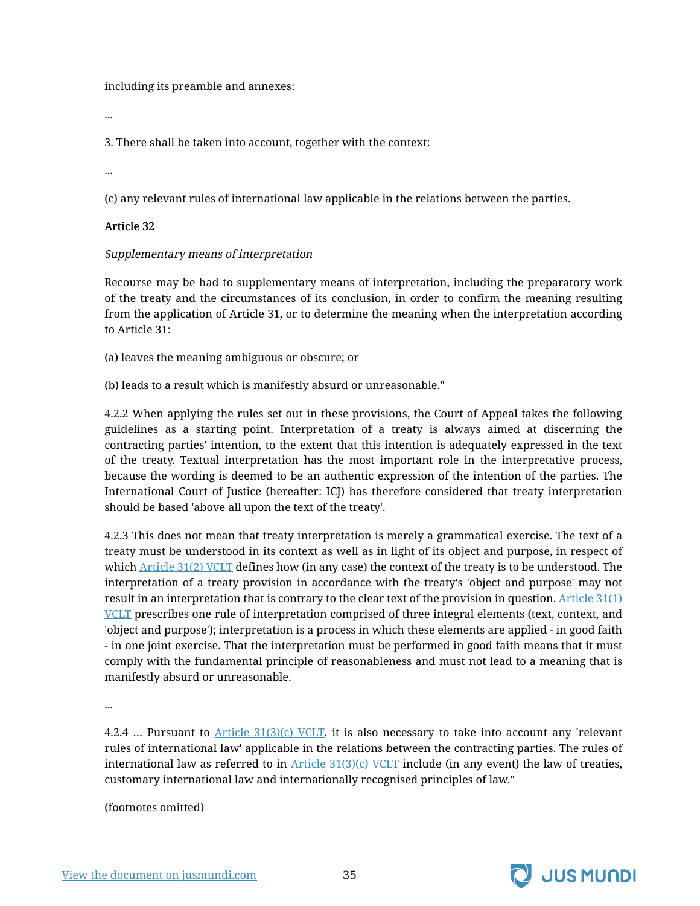including its preamble and annexes:

...

3. There shall be taken into account, together with the context:

...

(c) any relevant rules of international law applicable in the relations between the parties.

**Article 32**

*Supplementary means of interpretation*

Recourse may be had to supplementary means of interpretation, including the preparatory work of the treaty and the circumstances of its conclusion, in order to confirm the meaning resulting from the application of Article 31, or to determine the meaning when the interpretation according to Article 31:

(a) leaves the meaning ambiguous or obscure; or

(b) leads to a result which is manifestly absurd or unreasonable."

4.2.2 When applying the rules set out in these provisions, the Court of Appeal takes the following guidelines as a starting point. Interpretation of a treaty is always aimed at discerning the contracting parties' intention, to the extent that this intention is adequately expressed in the text of the treaty. Textual interpretation has the most important role in the interpretative process, because the wording is deemed to be an authentic expression of the intention of the parties. The International Court of Justice (hereafter: ICJ) has therefore considered that treaty interpretation should be based 'above all upon the text of the treaty'.

4.2.3 This does not mean that treaty interpretation is merely a grammatical exercise. The text of a treaty must be understood in its context as well as in light of its object and purpose, in respect of which Article 31(2) VCLT defines how (in any case) the context of the treaty is to be understood. The interpretation of a treaty provision in accordance with the treaty's 'object and purpose' may not result in an interpretation that is contrary to the clear text of the provision in question. Article 31(1) VCLT prescribes one rule of interpretation comprised of three integral elements (text, context, and 'object and purpose'); interpretation is a process in which these elements are applied - in good faith - in one joint exercise. That the interpretation must be performed in good faith means that it must comply with the fundamental principle of reasonableness and must not lead to a meaning that is manifestly absurd or unreasonable.

...

4.2.4 ... Pursuant to Article 31(3)(c) VCLT, it is also necessary to take into account any 'relevant rules of international law' applicable in the relations between the contracting parties. The rules of international law as referred to in Article 31(3)(c) VCLT include (in any event) the law of treaties, customary international law and internationally recognised principles of law."

(footnotes omitted)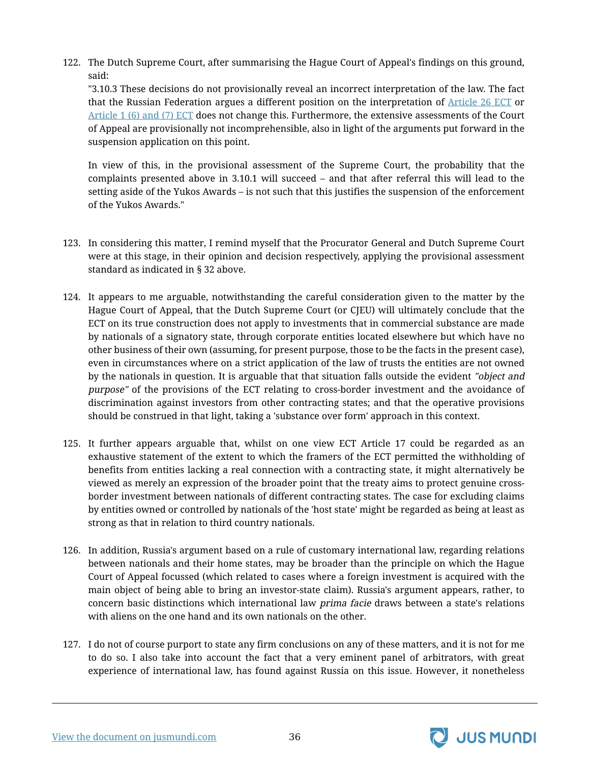122. The Dutch Supreme Court, after summarising the Hague Court of Appeal's findings on this ground, said:

"3.10.3 These decisions do not provisionally reveal an incorrect interpretation of the law. The fact that the Russian Federation argues a different position on the interpretation of Article 26 ECT or Article 1 (6) and (7) ECT does not change this. Furthermore, the extensive assessments of the Court of Appeal are provisionally not incomprehensible, also in light of the arguments put forward in the suspension application on this point.

In view of this, in the provisional assessment of the Supreme Court, the probability that the complaints presented above in 3.10.1 will succeed – and that after referral this will lead to the setting aside of the Yukos Awards – is not such that this justifies the suspension of the enforcement of the Yukos Awards."

123. In considering this matter, I remind myself that the Procurator General and Dutch Supreme Court were at this stage, in their opinion and decision respectively, applying the provisional assessment standard as indicated in § 32 above.

124. It appears to me arguable, notwithstanding the careful consideration given to the matter by the Hague Court of Appeal, that the Dutch Supreme Court (or CJEU) will ultimately conclude that the ECT on its true construction does not apply to investments that in commercial substance are made by nationals of a signatory state, through corporate entities located elsewhere but which have no other business of their own (assuming, for present purpose, those to be the facts in the present case), even in circumstances where on a strict application of the law of trusts the entities are not owned by the nationals in question. It is arguable that that situation falls outside the evident *"object and purpose"* of the provisions of the ECT relating to cross-border investment and the avoidance of discrimination against investors from other contracting states; and that the operative provisions should be construed in that light, taking a 'substance over form' approach in this context.

125. It further appears arguable that, whilst on one view ECT Article 17 could be regarded as an exhaustive statement of the extent to which the framers of the ECT permitted the withholding of benefits from entities lacking a real connection with a contracting state, it might alternatively be viewed as merely an expression of the broader point that the treaty aims to protect genuine cross-border investment between nationals of different contracting states. The case for excluding claims by entities owned or controlled by nationals of the 'host state' might be regarded as being at least as strong as that in relation to third country nationals.

126. In addition, Russia's argument based on a rule of customary international law, regarding relations between nationals and their home states, may be broader than the principle on which the Hague Court of Appeal focussed (which related to cases where a foreign investment is acquired with the main object of being able to bring an investor-state claim). Russia's argument appears, rather, to concern basic distinctions which international law *prima facie* draws between a state's relations with aliens on the one hand and its own nationals on the other.

127. I do not of course purport to state any firm conclusions on any of these matters, and it is not for me to do so. I also take into account the fact that a very eminent panel of arbitrators, with great experience of international law, has found against Russia on this issue. However, it nonetheless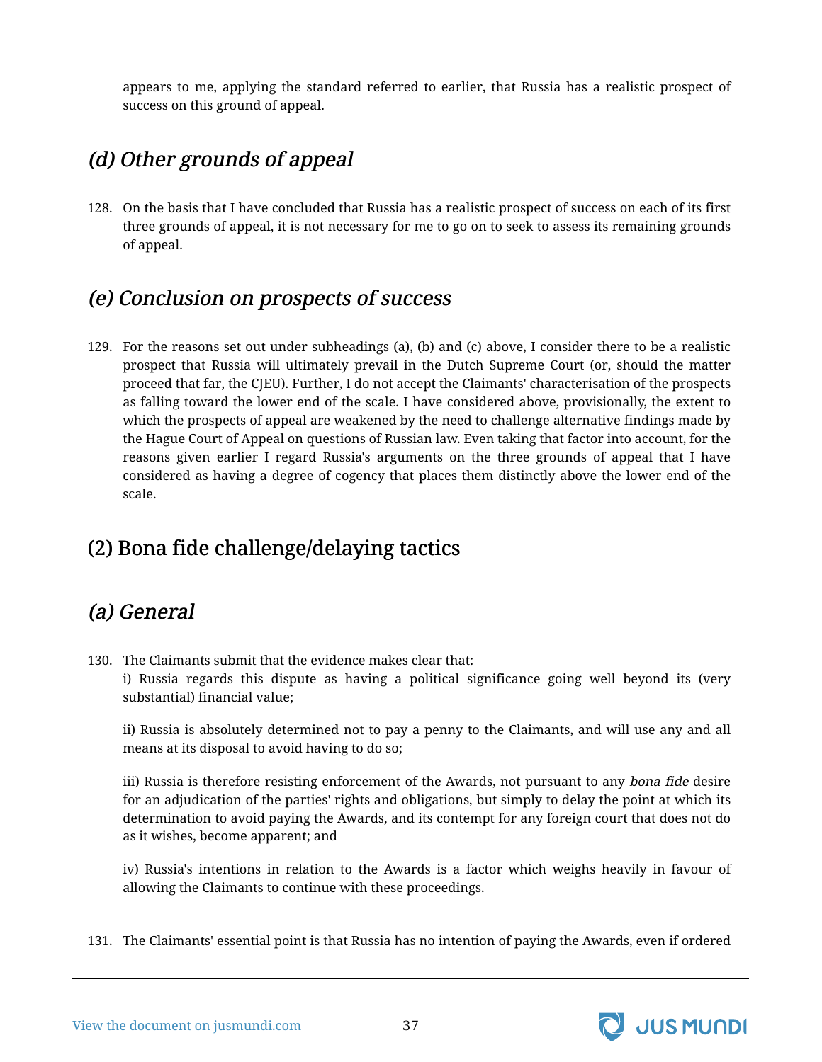appears to me, applying the standard referred to earlier, that Russia has a realistic prospect of success on this ground of appeal.

### *(d) Other grounds of appeal*

128. On the basis that I have concluded that Russia has a realistic prospect of success on each of its first three grounds of appeal, it is not necessary for me to go on to seek to assess its remaining grounds of appeal.

### *(e) Conclusion on prospects of success*

129. For the reasons set out under subheadings (a), (b) and (c) above, I consider there to be a realistic prospect that Russia will ultimately prevail in the Dutch Supreme Court (or, should the matter proceed that far, the CJEU). Further, I do not accept the Claimants' characterisation of the prospects as falling toward the lower end of the scale. I have considered above, provisionally, the extent to which the prospects of appeal are weakened by the need to challenge alternative findings made by the Hague Court of Appeal on questions of Russian law. Even taking that factor into account, for the reasons given earlier I regard Russia's arguments on the three grounds of appeal that I have considered as having a degree of cogency that places them distinctly above the lower end of the scale.

## (2) Bona fide challenge/delaying tactics

### *(a) General*

130. The Claimants submit that the evidence makes clear that:

   i) Russia regards this dispute as having a political significance going well beyond its (very substantial) financial value;

   ii) Russia is absolutely determined not to pay a penny to the Claimants, and will use any and all means at its disposal to avoid having to do so;

   iii) Russia is therefore resisting enforcement of the Awards, not pursuant to any *bona fide* desire for an adjudication of the parties' rights and obligations, but simply to delay the point at which its determination to avoid paying the Awards, and its contempt for any foreign court that does not do as it wishes, become apparent; and

   iv) Russia's intentions in relation to the Awards is a factor which weighs heavily in favour of allowing the Claimants to continue with these proceedings.

131. The Claimants' essential point is that Russia has no intention of paying the Awards, even if ordered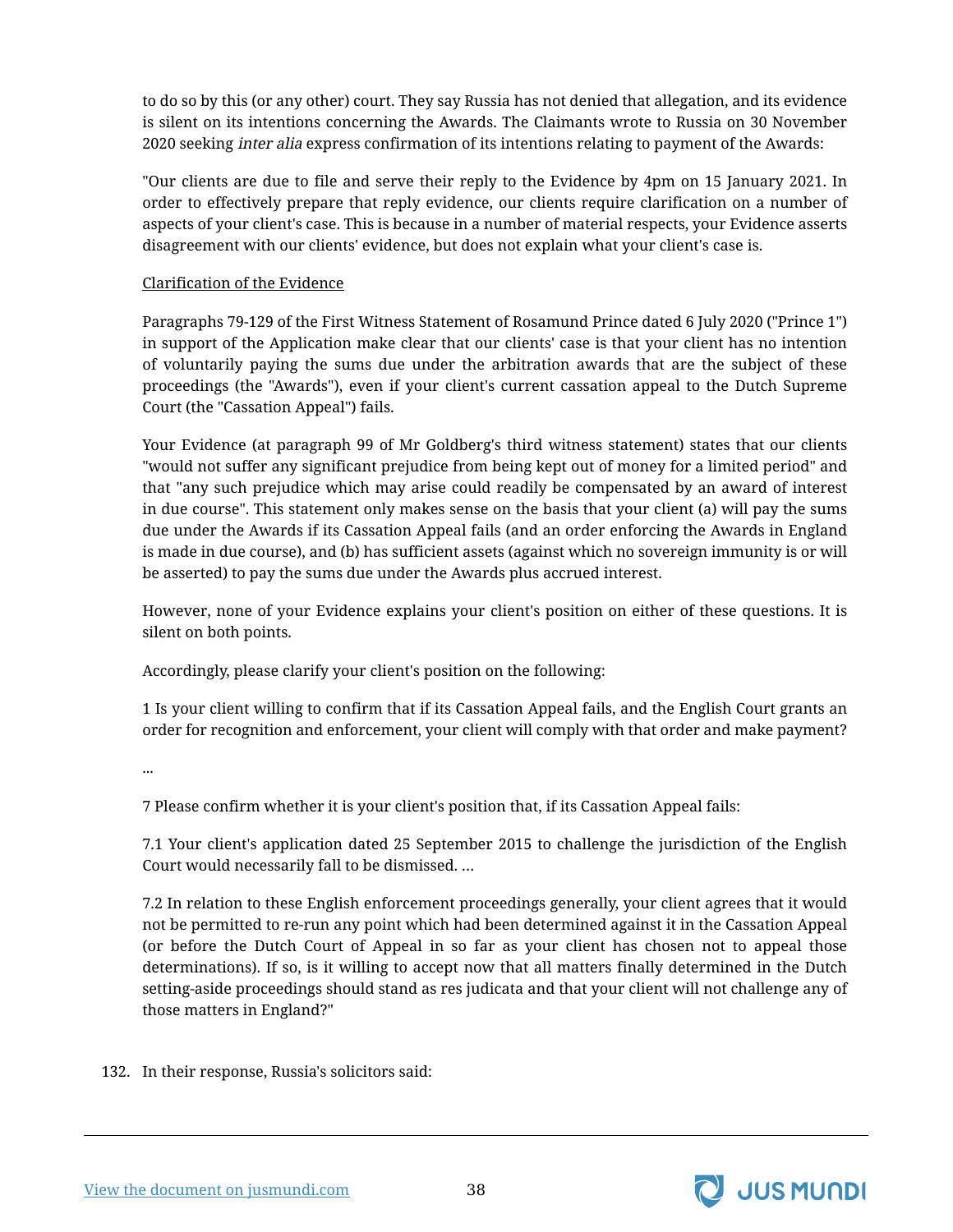to do so by this (or any other) court. They say Russia has not denied that allegation, and its evidence is silent on its intentions concerning the Awards. The Claimants wrote to Russia on 30 November 2020 seeking *inter alia* express confirmation of its intentions relating to payment of the Awards:

> "Our clients are due to file and serve their reply to the Evidence by 4pm on 15 January 2021. In order to effectively prepare that reply evidence, our clients require clarification on a number of aspects of your client's case. This is because in a number of material respects, your Evidence asserts disagreement with our clients' evidence, but does not explain what your client's case is.
>
> Clarification of the Evidence
>
> Paragraphs 79-129 of the First Witness Statement of Rosamund Prince dated 6 July 2020 ("Prince 1") in support of the Application make clear that our clients' case is that your client has no intention of voluntarily paying the sums due under the arbitration awards that are the subject of these proceedings (the "Awards"), even if your client's current cassation appeal to the Dutch Supreme Court (the "Cassation Appeal") fails.
>
> Your Evidence (at paragraph 99 of Mr Goldberg's third witness statement) states that our clients "would not suffer any significant prejudice from being kept out of money for a limited period" and that "any such prejudice which may arise could readily be compensated by an award of interest in due course". This statement only makes sense on the basis that your client (a) will pay the sums due under the Awards if its Cassation Appeal fails (and an order enforcing the Awards in England is made in due course), and (b) has sufficient assets (against which no sovereign immunity is or will be asserted) to pay the sums due under the Awards plus accrued interest.
>
> However, none of your Evidence explains your client's position on either of these questions. It is silent on both points.
>
> Accordingly, please clarify your client's position on the following:
>
> 1 Is your client willing to confirm that if its Cassation Appeal fails, and the English Court grants an order for recognition and enforcement, your client will comply with that order and make payment?
>
> ...
>
> 7 Please confirm whether it is your client's position that, if its Cassation Appeal fails:
>
> 7.1 Your client's application dated 25 September 2015 to challenge the jurisdiction of the English Court would necessarily fall to be dismissed. ...
>
> 7.2 In relation to these English enforcement proceedings generally, your client agrees that it would not be permitted to re-run any point which had been determined against it in the Cassation Appeal (or before the Dutch Court of Appeal in so far as your client has chosen not to appeal those determinations). If so, is it willing to accept now that all matters finally determined in the Dutch setting-aside proceedings should stand as res judicata and that your client will not challenge any of those matters in England?"

132. In their response, Russia's solicitors said: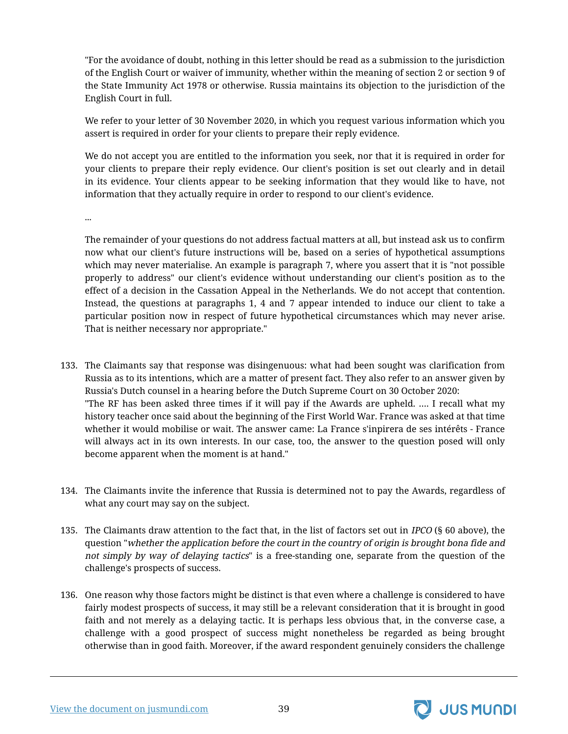> "For the avoidance of doubt, nothing in this letter should be read as a submission to the jurisdiction of the English Court or waiver of immunity, whether within the meaning of section 2 or section 9 of the State Immunity Act 1978 or otherwise. Russia maintains its objection to the jurisdiction of the English Court in full.
>
> We refer to your letter of 30 November 2020, in which you request various information which you assert is required in order for your clients to prepare their reply evidence.
>
> We do not accept you are entitled to the information you seek, nor that it is required in order for your clients to prepare their reply evidence. Our client's position is set out clearly and in detail in its evidence. Your clients appear to be seeking information that they would like to have, not information that they actually require in order to respond to our client's evidence.
>
> ...
>
> The remainder of your questions do not address factual matters at all, but instead ask us to confirm now what our client's future instructions will be, based on a series of hypothetical assumptions which may never materialise. An example is paragraph 7, where you assert that it is "not possible properly to address" our client's evidence without understanding our client's position as to the effect of a decision in the Cassation Appeal in the Netherlands. We do not accept that contention. Instead, the questions at paragraphs 1, 4 and 7 appear intended to induce our client to take a particular position now in respect of future hypothetical circumstances which may never arise. That is neither necessary nor appropriate."

133. The Claimants say that response was disingenuous: what had been sought was clarification from Russia as to its intentions, which are a matter of present fact. They also refer to an answer given by Russia's Dutch counsel in a hearing before the Dutch Supreme Court on 30 October 2020:
"The RF has been asked three times if it will pay if the Awards are upheld. .... I recall what my history teacher once said about the beginning of the First World War. France was asked at that time whether it would mobilise or wait. The answer came: La France s'inpirera de ses intérêts - France will always act in its own interests. In our case, too, the answer to the question posed will only become apparent when the moment is at hand."

134. The Claimants invite the inference that Russia is determined not to pay the Awards, regardless of what any court may say on the subject.

135. The Claimants draw attention to the fact that, in the list of factors set out in *IPCO* (§ 60 above), the question "*whether the application before the court in the country of origin is brought bona fide and not simply by way of delaying tactics*" is a free-standing one, separate from the question of the challenge's prospects of success.

136. One reason why those factors might be distinct is that even where a challenge is considered to have fairly modest prospects of success, it may still be a relevant consideration that it is brought in good faith and not merely as a delaying tactic. It is perhaps less obvious that, in the converse case, a challenge with a good prospect of success might nonetheless be regarded as being brought otherwise than in good faith. Moreover, if the award respondent genuinely considers the challenge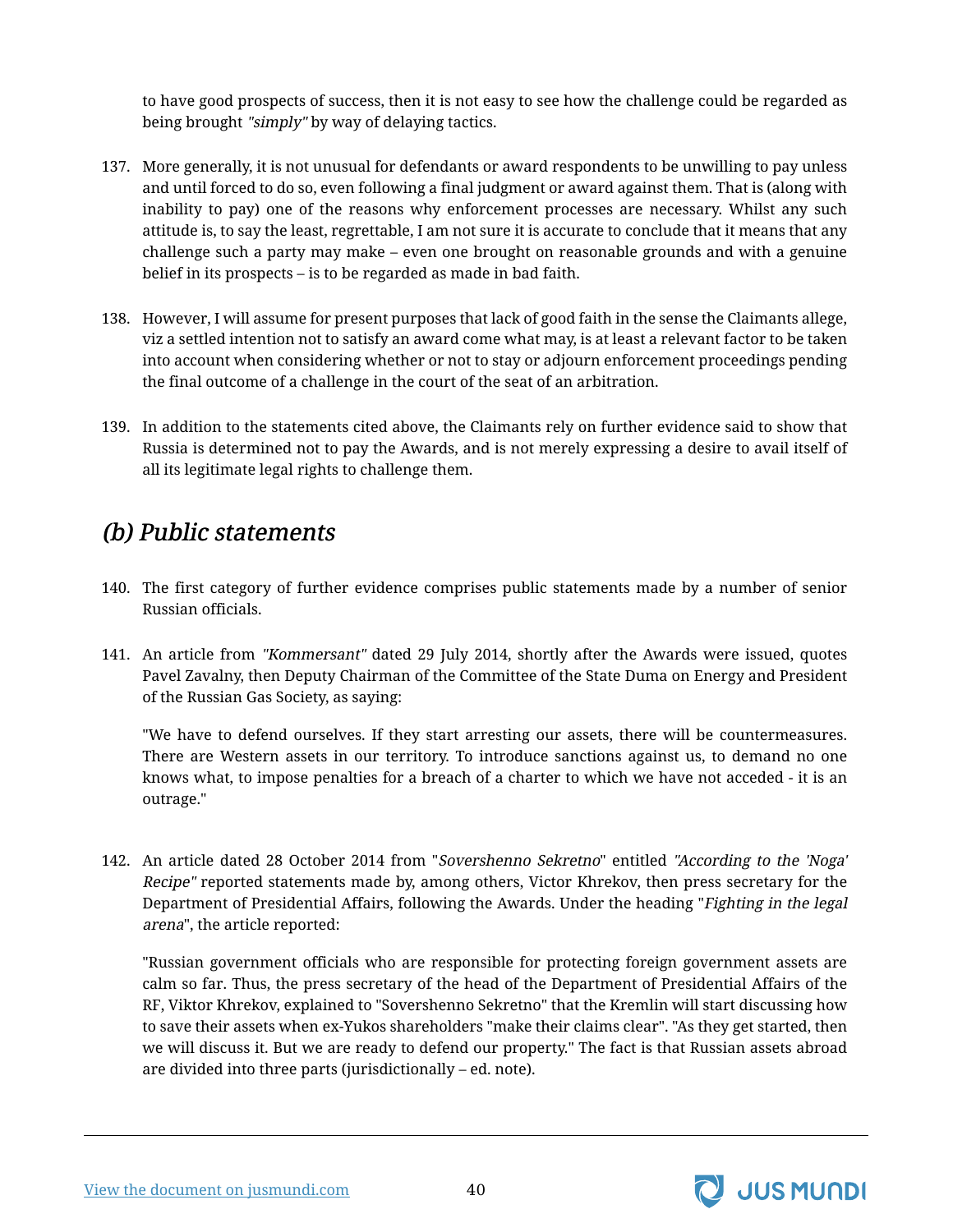to have good prospects of success, then it is not easy to see how the challenge could be regarded as being brought *"simply"* by way of delaying tactics.

137. More generally, it is not unusual for defendants or award respondents to be unwilling to pay unless and until forced to do so, even following a final judgment or award against them. That is (along with inability to pay) one of the reasons why enforcement processes are necessary. Whilst any such attitude is, to say the least, regrettable, I am not sure it is accurate to conclude that it means that any challenge such a party may make – even one brought on reasonable grounds and with a genuine belief in its prospects – is to be regarded as made in bad faith.

138. However, I will assume for present purposes that lack of good faith in the sense the Claimants allege, viz a settled intention not to satisfy an award come what may, is at least a relevant factor to be taken into account when considering whether or not to stay or adjourn enforcement proceedings pending the final outcome of a challenge in the court of the seat of an arbitration.

139. In addition to the statements cited above, the Claimants rely on further evidence said to show that Russia is determined not to pay the Awards, and is not merely expressing a desire to avail itself of all its legitimate legal rights to challenge them.

## *(b) Public statements*

140. The first category of further evidence comprises public statements made by a number of senior Russian officials.

141. An article from *"Kommersant"* dated 29 July 2014, shortly after the Awards were issued, quotes Pavel Zavalny, then Deputy Chairman of the Committee of the State Duma on Energy and President of the Russian Gas Society, as saying:

"We have to defend ourselves. If they start arresting our assets, there will be countermeasures. There are Western assets in our territory. To introduce sanctions against us, to demand no one knows what, to impose penalties for a breach of a charter to which we have not acceded - it is an outrage."

142. An article dated 28 October 2014 from "*Sovershenno Sekretno*" entitled *"According to the 'Noga' Recipe"* reported statements made by, among others, Victor Khrekov, then press secretary for the Department of Presidential Affairs, following the Awards. Under the heading "*Fighting in the legal arena*", the article reported:

"Russian government officials who are responsible for protecting foreign government assets are calm so far. Thus, the press secretary of the head of the Department of Presidential Affairs of the RF, Viktor Khrekov, explained to "Sovershenno Sekretno" that the Kremlin will start discussing how to save their assets when ex-Yukos shareholders "make their claims clear". "As they get started, then we will discuss it. But we are ready to defend our property." The fact is that Russian assets abroad are divided into three parts (jurisdictionally – ed. note).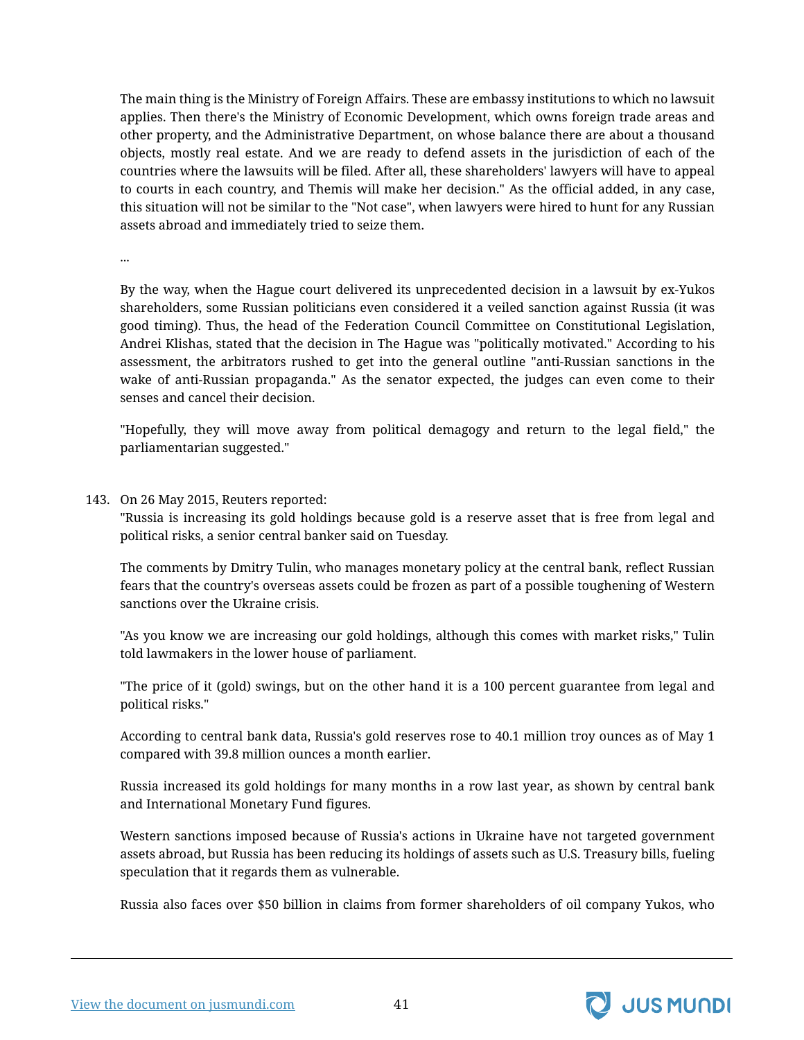The main thing is the Ministry of Foreign Affairs. These are embassy institutions to which no lawsuit applies. Then there's the Ministry of Economic Development, which owns foreign trade areas and other property, and the Administrative Department, on whose balance there are about a thousand objects, mostly real estate. And we are ready to defend assets in the jurisdiction of each of the countries where the lawsuits will be filed. After all, these shareholders' lawyers will have to appeal to courts in each country, and Themis will make her decision." As the official added, in any case, this situation will not be similar to the "Not case", when lawyers were hired to hunt for any Russian assets abroad and immediately tried to seize them.

...

By the way, when the Hague court delivered its unprecedented decision in a lawsuit by ex-Yukos shareholders, some Russian politicians even considered it a veiled sanction against Russia (it was good timing). Thus, the head of the Federation Council Committee on Constitutional Legislation, Andrei Klishas, stated that the decision in The Hague was "politically motivated." According to his assessment, the arbitrators rushed to get into the general outline "anti-Russian sanctions in the wake of anti-Russian propaganda." As the senator expected, the judges can even come to their senses and cancel their decision.

"Hopefully, they will move away from political demagogy and return to the legal field," the parliamentarian suggested."

143. On 26 May 2015, Reuters reported:

"Russia is increasing its gold holdings because gold is a reserve asset that is free from legal and political risks, a senior central banker said on Tuesday.

The comments by Dmitry Tulin, who manages monetary policy at the central bank, reflect Russian fears that the country's overseas assets could be frozen as part of a possible toughening of Western sanctions over the Ukraine crisis.

"As you know we are increasing our gold holdings, although this comes with market risks," Tulin told lawmakers in the lower house of parliament.

"The price of it (gold) swings, but on the other hand it is a 100 percent guarantee from legal and political risks."

According to central bank data, Russia's gold reserves rose to 40.1 million troy ounces as of May 1 compared with 39.8 million ounces a month earlier.

Russia increased its gold holdings for many months in a row last year, as shown by central bank and International Monetary Fund figures.

Western sanctions imposed because of Russia's actions in Ukraine have not targeted government assets abroad, but Russia has been reducing its holdings of assets such as U.S. Treasury bills, fueling speculation that it regards them as vulnerable.

Russia also faces over $50 billion in claims from former shareholders of oil company Yukos, who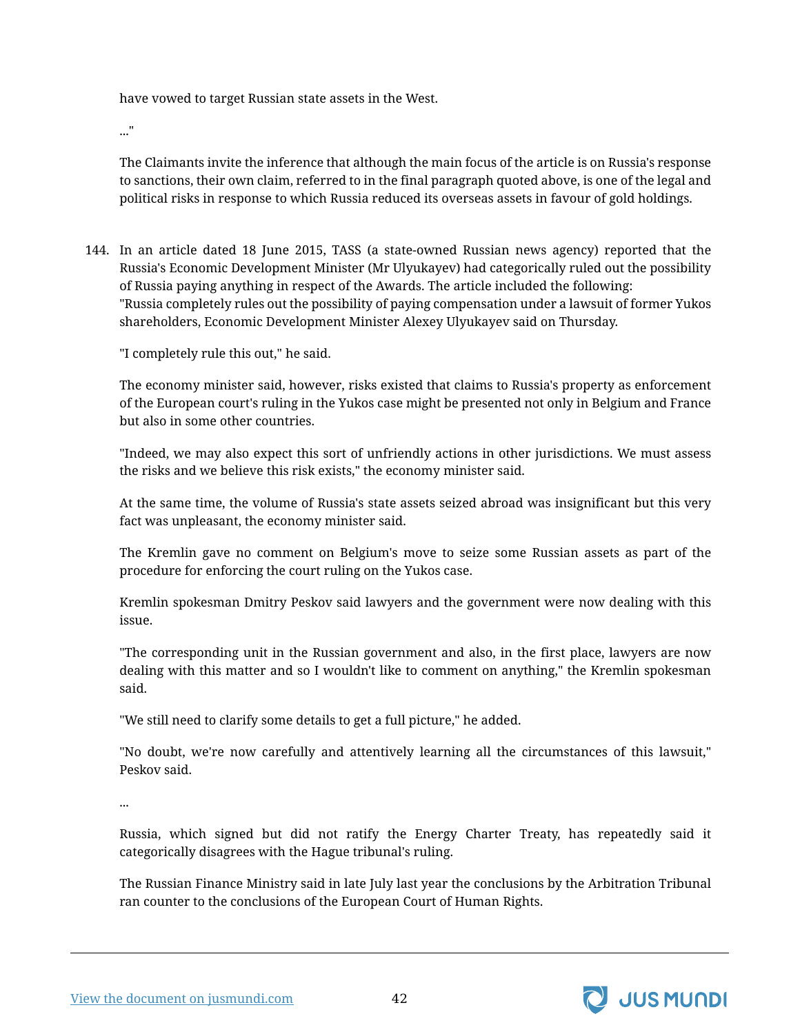have vowed to target Russian state assets in the West.

..."

The Claimants invite the inference that although the main focus of the article is on Russia's response to sanctions, their own claim, referred to in the final paragraph quoted above, is one of the legal and political risks in response to which Russia reduced its overseas assets in favour of gold holdings.

144. In an article dated 18 June 2015, TASS (a state-owned Russian news agency) reported that the Russia's Economic Development Minister (Mr Ulyukayev) had categorically ruled out the possibility of Russia paying anything in respect of the Awards. The article included the following:

"Russia completely rules out the possibility of paying compensation under a lawsuit of former Yukos shareholders, Economic Development Minister Alexey Ulyukayev said on Thursday.

"I completely rule this out," he said.

The economy minister said, however, risks existed that claims to Russia's property as enforcement of the European court's ruling in the Yukos case might be presented not only in Belgium and France but also in some other countries.

"Indeed, we may also expect this sort of unfriendly actions in other jurisdictions. We must assess the risks and we believe this risk exists," the economy minister said.

At the same time, the volume of Russia's state assets seized abroad was insignificant but this very fact was unpleasant, the economy minister said.

The Kremlin gave no comment on Belgium's move to seize some Russian assets as part of the procedure for enforcing the court ruling on the Yukos case.

Kremlin spokesman Dmitry Peskov said lawyers and the government were now dealing with this issue.

"The corresponding unit in the Russian government and also, in the first place, lawyers are now dealing with this matter and so I wouldn't like to comment on anything," the Kremlin spokesman said.

"We still need to clarify some details to get a full picture," he added.

"No doubt, we're now carefully and attentively learning all the circumstances of this lawsuit," Peskov said.

...

Russia, which signed but did not ratify the Energy Charter Treaty, has repeatedly said it categorically disagrees with the Hague tribunal's ruling.

The Russian Finance Ministry said in late July last year the conclusions by the Arbitration Tribunal ran counter to the conclusions of the European Court of Human Rights.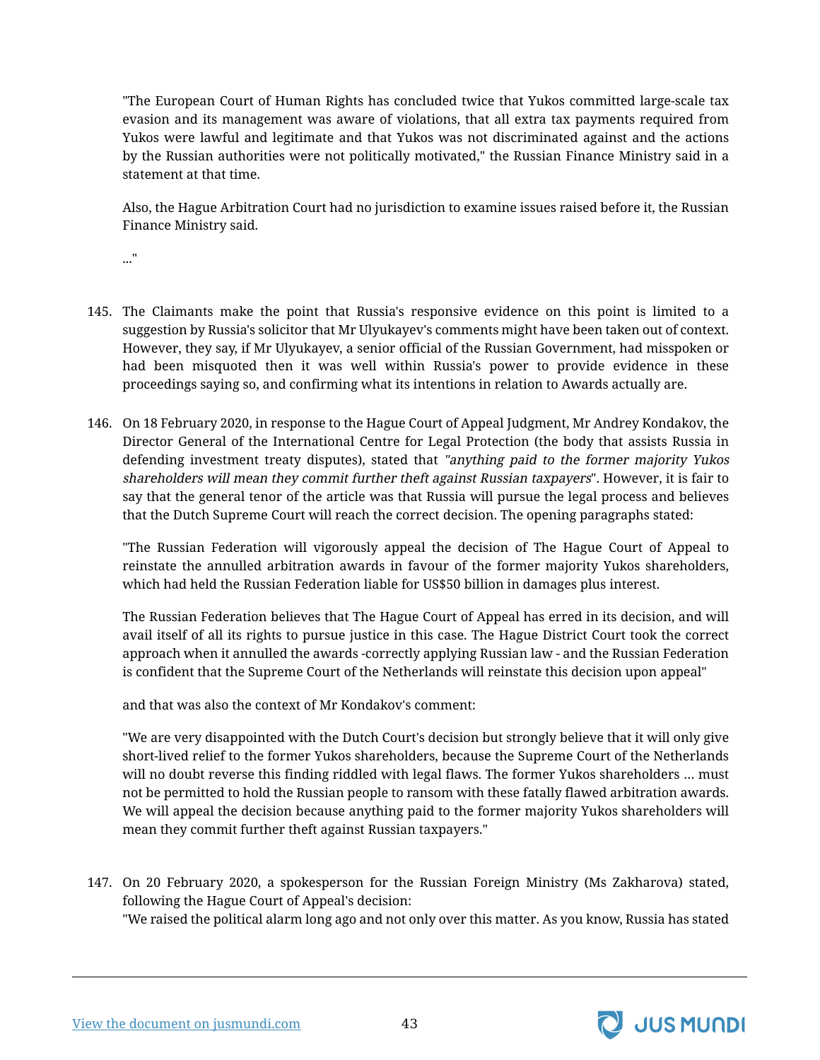"The European Court of Human Rights has concluded twice that Yukos committed large-scale tax evasion and its management was aware of violations, that all extra tax payments required from Yukos were lawful and legitimate and that Yukos was not discriminated against and the actions by the Russian authorities were not politically motivated," the Russian Finance Ministry said in a statement at that time.

Also, the Hague Arbitration Court had no jurisdiction to examine issues raised before it, the Russian Finance Ministry said.

..."

145. The Claimants make the point that Russia's responsive evidence on this point is limited to a suggestion by Russia's solicitor that Mr Ulyukayev's comments might have been taken out of context. However, they say, if Mr Ulyukayev, a senior official of the Russian Government, had misspoken or had been misquoted then it was well within Russia's power to provide evidence in these proceedings saying so, and confirming what its intentions in relation to Awards actually are.

146. On 18 February 2020, in response to the Hague Court of Appeal Judgment, Mr Andrey Kondakov, the Director General of the International Centre for Legal Protection (the body that assists Russia in defending investment treaty disputes), stated that *"anything paid to the former majority Yukos shareholders will mean they commit further theft against Russian taxpayers"*. However, it is fair to say that the general tenor of the article was that Russia will pursue the legal process and believes that the Dutch Supreme Court will reach the correct decision. The opening paragraphs stated:

   "The Russian Federation will vigorously appeal the decision of The Hague Court of Appeal to reinstate the annulled arbitration awards in favour of the former majority Yukos shareholders, which had held the Russian Federation liable for US$50 billion in damages plus interest.

   The Russian Federation believes that The Hague Court of Appeal has erred in its decision, and will avail itself of all its rights to pursue justice in this case. The Hague District Court took the correct approach when it annulled the awards -correctly applying Russian law - and the Russian Federation is confident that the Supreme Court of the Netherlands will reinstate this decision upon appeal"

   and that was also the context of Mr Kondakov's comment:

   "We are very disappointed with the Dutch Court's decision but strongly believe that it will only give short-lived relief to the former Yukos shareholders, because the Supreme Court of the Netherlands will no doubt reverse this finding riddled with legal flaws. The former Yukos shareholders … must not be permitted to hold the Russian people to ransom with these fatally flawed arbitration awards. We will appeal the decision because anything paid to the former majority Yukos shareholders will mean they commit further theft against Russian taxpayers."

147. On 20 February 2020, a spokesperson for the Russian Foreign Ministry (Ms Zakharova) stated, following the Hague Court of Appeal's decision:
   "We raised the political alarm long ago and not only over this matter. As you know, Russia has stated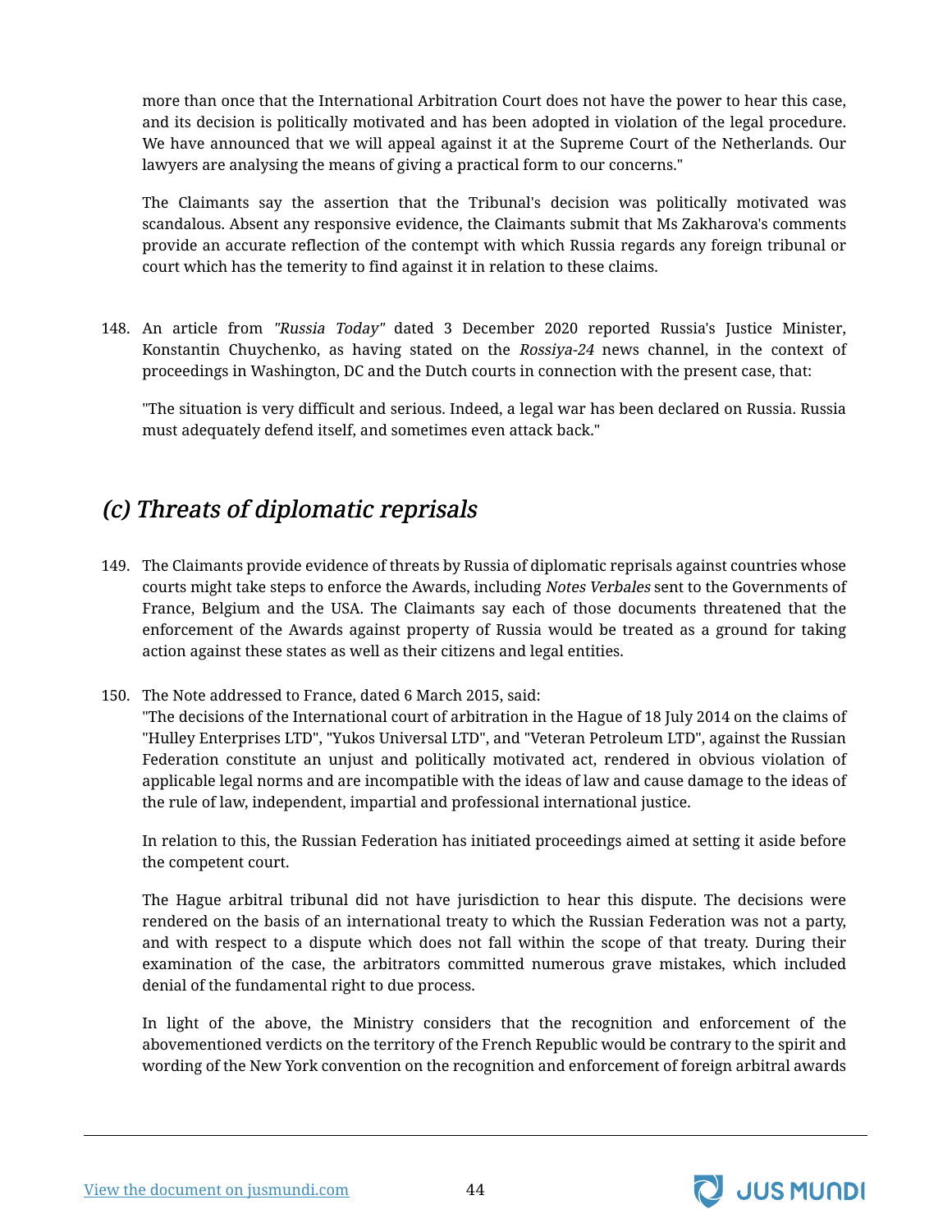more than once that the International Arbitration Court does not have the power to hear this case, and its decision is politically motivated and has been adopted in violation of the legal procedure. We have announced that we will appeal against it at the Supreme Court of the Netherlands. Our lawyers are analysing the means of giving a practical form to our concerns."

The Claimants say the assertion that the Tribunal's decision was politically motivated was scandalous. Absent any responsive evidence, the Claimants submit that Ms Zakharova's comments provide an accurate reflection of the contempt with which Russia regards any foreign tribunal or court which has the temerity to find against it in relation to these claims.

148. An article from *"Russia Today"* dated 3 December 2020 reported Russia's Justice Minister, Konstantin Chuychenko, as having stated on the *Rossiya-24* news channel, in the context of proceedings in Washington, DC and the Dutch courts in connection with the present case, that:

"The situation is very difficult and serious. Indeed, a legal war has been declared on Russia. Russia must adequately defend itself, and sometimes even attack back."

## *(c) Threats of diplomatic reprisals*

149. The Claimants provide evidence of threats by Russia of diplomatic reprisals against countries whose courts might take steps to enforce the Awards, including *Notes Verbales* sent to the Governments of France, Belgium and the USA. The Claimants say each of those documents threatened that the enforcement of the Awards against property of Russia would be treated as a ground for taking action against these states as well as their citizens and legal entities.

150. The Note addressed to France, dated 6 March 2015, said:

"The decisions of the International court of arbitration in the Hague of 18 July 2014 on the claims of "Hulley Enterprises LTD", "Yukos Universal LTD", and "Veteran Petroleum LTD", against the Russian Federation constitute an unjust and politically motivated act, rendered in obvious violation of applicable legal norms and are incompatible with the ideas of law and cause damage to the ideas of the rule of law, independent, impartial and professional international justice.

In relation to this, the Russian Federation has initiated proceedings aimed at setting it aside before the competent court.

The Hague arbitral tribunal did not have jurisdiction to hear this dispute. The decisions were rendered on the basis of an international treaty to which the Russian Federation was not a party, and with respect to a dispute which does not fall within the scope of that treaty. During their examination of the case, the arbitrators committed numerous grave mistakes, which included denial of the fundamental right to due process.

In light of the above, the Ministry considers that the recognition and enforcement of the abovementioned verdicts on the territory of the French Republic would be contrary to the spirit and wording of the New York convention on the recognition and enforcement of foreign arbitral awards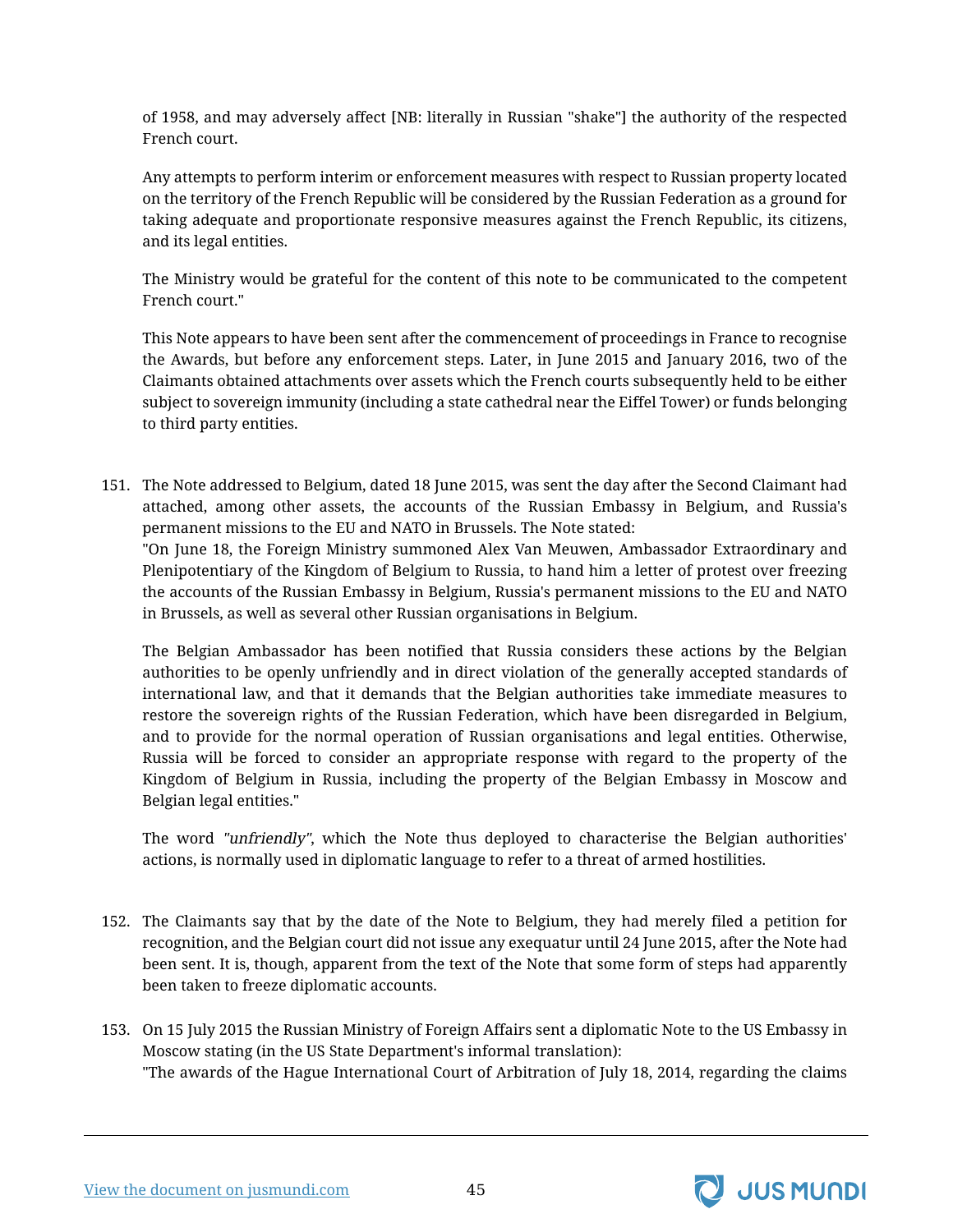of 1958, and may adversely affect [NB: literally in Russian "shake"] the authority of the respected French court.

Any attempts to perform interim or enforcement measures with respect to Russian property located on the territory of the French Republic will be considered by the Russian Federation as a ground for taking adequate and proportionate responsive measures against the French Republic, its citizens, and its legal entities.

The Ministry would be grateful for the content of this note to be communicated to the competent French court."

This Note appears to have been sent after the commencement of proceedings in France to recognise the Awards, but before any enforcement steps. Later, in June 2015 and January 2016, two of the Claimants obtained attachments over assets which the French courts subsequently held to be either subject to sovereign immunity (including a state cathedral near the Eiffel Tower) or funds belonging to third party entities.

151. The Note addressed to Belgium, dated 18 June 2015, was sent the day after the Second Claimant had attached, among other assets, the accounts of the Russian Embassy in Belgium, and Russia's permanent missions to the EU and NATO in Brussels. The Note stated:
"On June 18, the Foreign Ministry summoned Alex Van Meuwen, Ambassador Extraordinary and Plenipotentiary of the Kingdom of Belgium to Russia, to hand him a letter of protest over freezing the accounts of the Russian Embassy in Belgium, Russia's permanent missions to the EU and NATO in Brussels, as well as several other Russian organisations in Belgium.

The Belgian Ambassador has been notified that Russia considers these actions by the Belgian authorities to be openly unfriendly and in direct violation of the generally accepted standards of international law, and that it demands that the Belgian authorities take immediate measures to restore the sovereign rights of the Russian Federation, which have been disregarded in Belgium, and to provide for the normal operation of Russian organisations and legal entities. Otherwise, Russia will be forced to consider an appropriate response with regard to the property of the Kingdom of Belgium in Russia, including the property of the Belgian Embassy in Moscow and Belgian legal entities."

The word *"unfriendly"*, which the Note thus deployed to characterise the Belgian authorities' actions, is normally used in diplomatic language to refer to a threat of armed hostilities.

152. The Claimants say that by the date of the Note to Belgium, they had merely filed a petition for recognition, and the Belgian court did not issue any exequatur until 24 June 2015, after the Note had been sent. It is, though, apparent from the text of the Note that some form of steps had apparently been taken to freeze diplomatic accounts.

153. On 15 July 2015 the Russian Ministry of Foreign Affairs sent a diplomatic Note to the US Embassy in Moscow stating (in the US State Department's informal translation):
"The awards of the Hague International Court of Arbitration of July 18, 2014, regarding the claims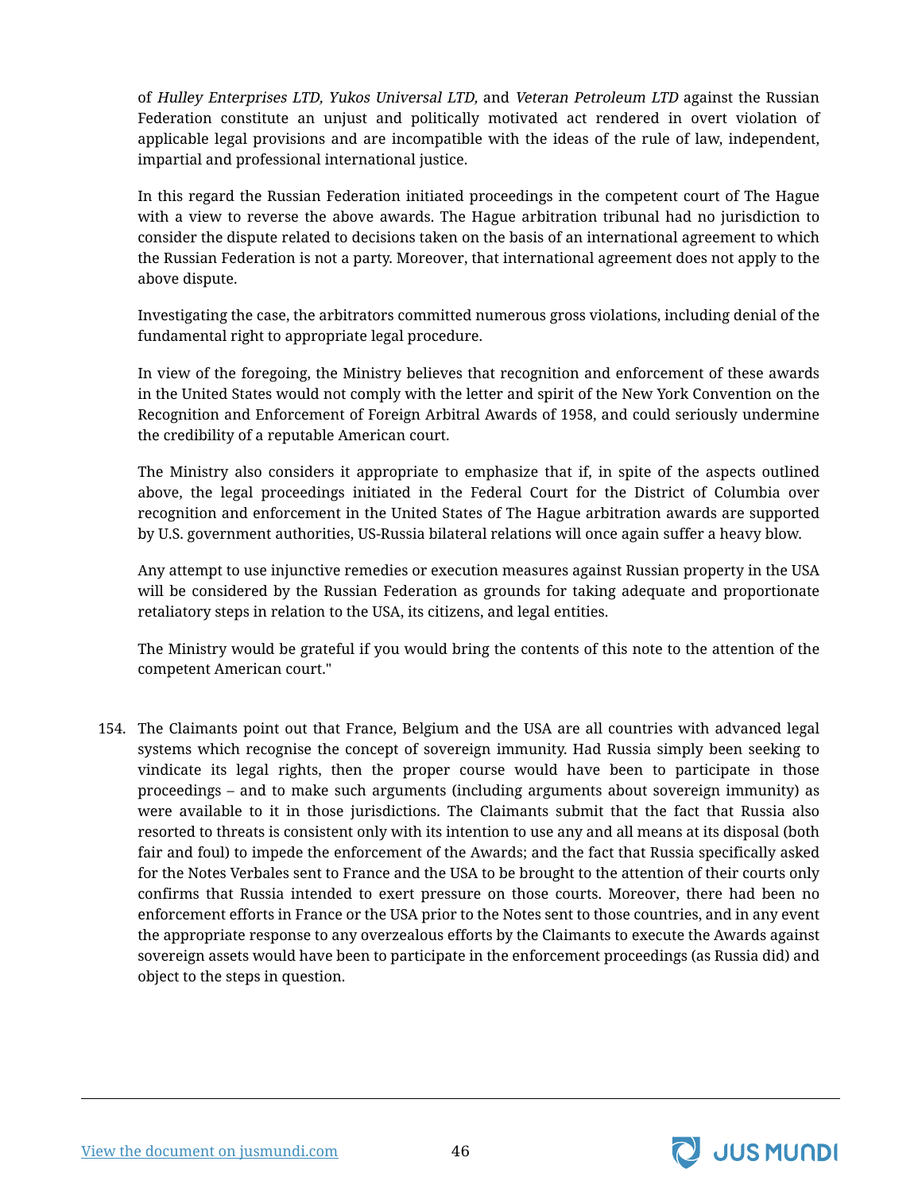of *Hulley Enterprises LTD, Yukos Universal LTD,* and *Veteran Petroleum LTD* against the Russian Federation constitute an unjust and politically motivated act rendered in overt violation of applicable legal provisions and are incompatible with the ideas of the rule of law, independent, impartial and professional international justice.

In this regard the Russian Federation initiated proceedings in the competent court of The Hague with a view to reverse the above awards. The Hague arbitration tribunal had no jurisdiction to consider the dispute related to decisions taken on the basis of an international agreement to which the Russian Federation is not a party. Moreover, that international agreement does not apply to the above dispute.

Investigating the case, the arbitrators committed numerous gross violations, including denial of the fundamental right to appropriate legal procedure.

In view of the foregoing, the Ministry believes that recognition and enforcement of these awards in the United States would not comply with the letter and spirit of the New York Convention on the Recognition and Enforcement of Foreign Arbitral Awards of 1958, and could seriously undermine the credibility of a reputable American court.

The Ministry also considers it appropriate to emphasize that if, in spite of the aspects outlined above, the legal proceedings initiated in the Federal Court for the District of Columbia over recognition and enforcement in the United States of The Hague arbitration awards are supported by U.S. government authorities, US-Russia bilateral relations will once again suffer a heavy blow.

Any attempt to use injunctive remedies or execution measures against Russian property in the USA will be considered by the Russian Federation as grounds for taking adequate and proportionate retaliatory steps in relation to the USA, its citizens, and legal entities.

The Ministry would be grateful if you would bring the contents of this note to the attention of the competent American court."

154. The Claimants point out that France, Belgium and the USA are all countries with advanced legal systems which recognise the concept of sovereign immunity. Had Russia simply been seeking to vindicate its legal rights, then the proper course would have been to participate in those proceedings – and to make such arguments (including arguments about sovereign immunity) as were available to it in those jurisdictions. The Claimants submit that the fact that Russia also resorted to threats is consistent only with its intention to use any and all means at its disposal (both fair and foul) to impede the enforcement of the Awards; and the fact that Russia specifically asked for the Notes Verbales sent to France and the USA to be brought to the attention of their courts only confirms that Russia intended to exert pressure on those courts. Moreover, there had been no enforcement efforts in France or the USA prior to the Notes sent to those countries, and in any event the appropriate response to any overzealous efforts by the Claimants to execute the Awards against sovereign assets would have been to participate in the enforcement proceedings (as Russia did) and object to the steps in question.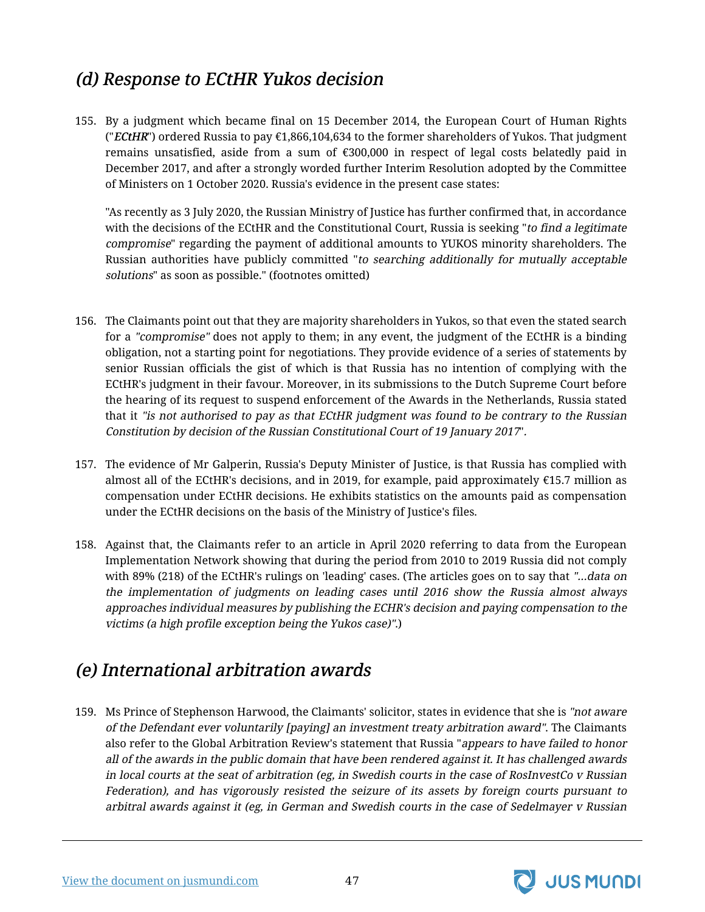## *(d) Response to ECtHR Yukos decision*

155. By a judgment which became final on 15 December 2014, the European Court of Human Rights ("***ECtHR***") ordered Russia to pay €1,866,104,634 to the former shareholders of Yukos. That judgment remains unsatisfied, aside from a sum of €300,000 in respect of legal costs belatedly paid in December 2017, and after a strongly worded further Interim Resolution adopted by the Committee of Ministers on 1 October 2020. Russia's evidence in the present case states:

    "As recently as 3 July 2020, the Russian Ministry of Justice has further confirmed that, in accordance with the decisions of the ECtHR and the Constitutional Court, Russia is seeking "*to find a legitimate compromise*" regarding the payment of additional amounts to YUKOS minority shareholders. The Russian authorities have publicly committed "*to searching additionally for mutually acceptable solutions*" as soon as possible." (footnotes omitted)

156. The Claimants point out that they are majority shareholders in Yukos, so that even the stated search for a *"compromise"* does not apply to them; in any event, the judgment of the ECtHR is a binding obligation, not a starting point for negotiations. They provide evidence of a series of statements by senior Russian officials the gist of which is that Russia has no intention of complying with the ECtHR's judgment in their favour. Moreover, in its submissions to the Dutch Supreme Court before the hearing of its request to suspend enforcement of the Awards in the Netherlands, Russia stated that it *"is not authorised to pay as that ECtHR judgment was found to be contrary to the Russian Constitution by decision of the Russian Constitutional Court of 19 January 2017*".

157. The evidence of Mr Galperin, Russia's Deputy Minister of Justice, is that Russia has complied with almost all of the ECtHR's decisions, and in 2019, for example, paid approximately €15.7 million as compensation under ECtHR decisions. He exhibits statistics on the amounts paid as compensation under the ECtHR decisions on the basis of the Ministry of Justice's files.

158. Against that, the Claimants refer to an article in April 2020 referring to data from the European Implementation Network showing that during the period from 2010 to 2019 Russia did not comply with 89% (218) of the ECtHR's rulings on 'leading' cases. (The articles goes on to say that *"...data on the implementation of judgments on leading cases until 2016 show the Russia almost always approaches individual measures by publishing the ECHR's decision and paying compensation to the victims (a high profile exception being the Yukos case)".*)

## *(e) International arbitration awards*

159. Ms Prince of Stephenson Harwood, the Claimants' solicitor, states in evidence that she is *"not aware of the Defendant ever voluntarily [paying] an investment treaty arbitration award"*. The Claimants also refer to the Global Arbitration Review's statement that Russia "*appears to have failed to honor all of the awards in the public domain that have been rendered against it. It has challenged awards in local courts at the seat of arbitration (eg, in Swedish courts in the case of RosInvestCo v Russian Federation), and has vigorously resisted the seizure of its assets by foreign courts pursuant to arbitral awards against it (eg, in German and Swedish courts in the case of Sedelmayer v Russian*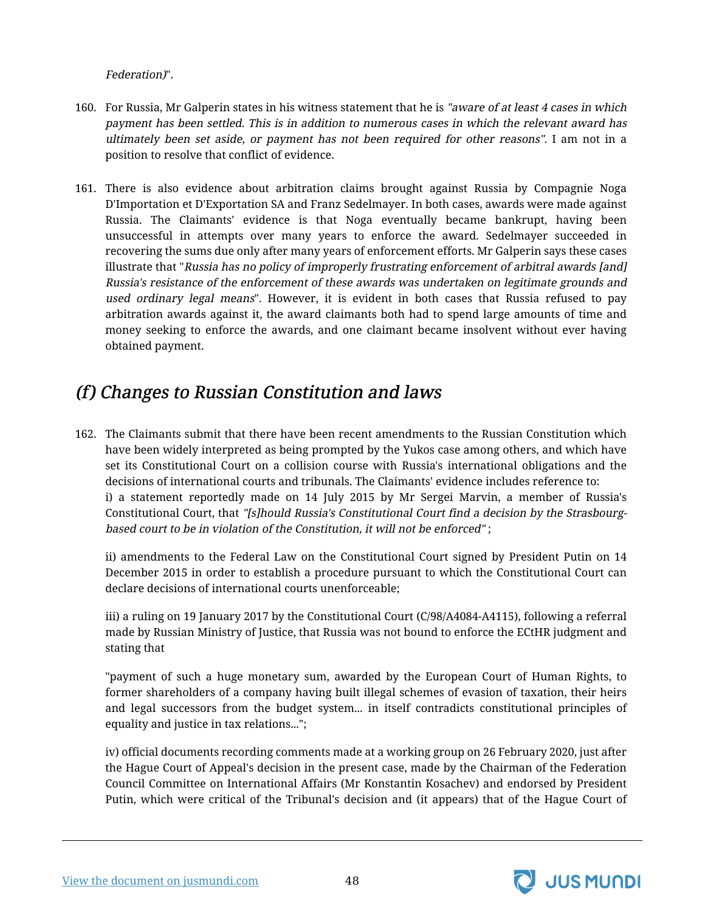*Federation)*".

160. For Russia, Mr Galperin states in his witness statement that he is *"aware of at least 4 cases in which payment has been settled. This is in addition to numerous cases in which the relevant award has ultimately been set aside, or payment has not been required for other reasons".* I am not in a position to resolve that conflict of evidence.

161. There is also evidence about arbitration claims brought against Russia by Compagnie Noga D'Importation et D'Exportation SA and Franz Sedelmayer. In both cases, awards were made against Russia. The Claimants' evidence is that Noga eventually became bankrupt, having been unsuccessful in attempts over many years to enforce the award. Sedelmayer succeeded in recovering the sums due only after many years of enforcement efforts. Mr Galperin says these cases illustrate that "*Russia has no policy of improperly frustrating enforcement of arbitral awards [and] Russia's resistance of the enforcement of these awards was undertaken on legitimate grounds and used ordinary legal means*". However, it is evident in both cases that Russia refused to pay arbitration awards against it, the award claimants both had to spend large amounts of time and money seeking to enforce the awards, and one claimant became insolvent without ever having obtained payment.

## *(f) Changes to Russian Constitution and laws*

162. The Claimants submit that there have been recent amendments to the Russian Constitution which have been widely interpreted as being prompted by the Yukos case among others, and which have set its Constitutional Court on a collision course with Russia's international obligations and the decisions of international courts and tribunals. The Claimants' evidence includes reference to:
i) a statement reportedly made on 14 July 2015 by Mr Sergei Marvin, a member of Russia's Constitutional Court, that *"[s]hould Russia's Constitutional Court find a decision by the Strasbourg-based court to be in violation of the Constitution, it will not be enforced"* ;

ii) amendments to the Federal Law on the Constitutional Court signed by President Putin on 14 December 2015 in order to establish a procedure pursuant to which the Constitutional Court can declare decisions of international courts unenforceable;

iii) a ruling on 19 January 2017 by the Constitutional Court (C/98/A4084-A4115), following a referral made by Russian Ministry of Justice, that Russia was not bound to enforce the ECtHR judgment and stating that

"payment of such a huge monetary sum, awarded by the European Court of Human Rights, to former shareholders of a company having built illegal schemes of evasion of taxation, their heirs and legal successors from the budget system... in itself contradicts constitutional principles of equality and justice in tax relations...";

iv) official documents recording comments made at a working group on 26 February 2020, just after the Hague Court of Appeal's decision in the present case, made by the Chairman of the Federation Council Committee on International Affairs (Mr Konstantin Kosachev) and endorsed by President Putin, which were critical of the Tribunal's decision and (it appears) that of the Hague Court of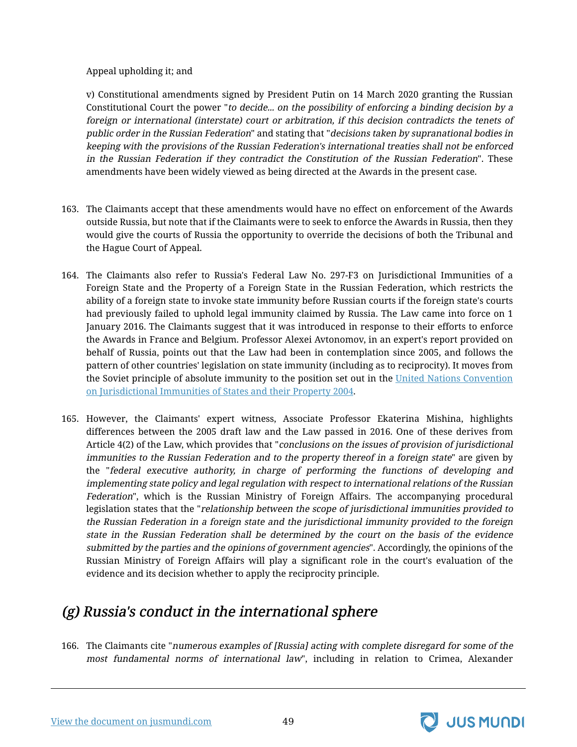Appeal upholding it; and

v) Constitutional amendments signed by President Putin on 14 March 2020 granting the Russian Constitutional Court the power "*to decide... on the possibility of enforcing a binding decision by a foreign or international (interstate) court or arbitration, if this decision contradicts the tenets of public order in the Russian Federation*" and stating that "*decisions taken by supranational bodies in keeping with the provisions of the Russian Federation's international treaties shall not be enforced in the Russian Federation if they contradict the Constitution of the Russian Federation*". These amendments have been widely viewed as being directed at the Awards in the present case.

163. The Claimants accept that these amendments would have no effect on enforcement of the Awards outside Russia, but note that if the Claimants were to seek to enforce the Awards in Russia, then they would give the courts of Russia the opportunity to override the decisions of both the Tribunal and the Hague Court of Appeal.

164. The Claimants also refer to Russia's Federal Law No. 297-F3 on Jurisdictional Immunities of a Foreign State and the Property of a Foreign State in the Russian Federation, which restricts the ability of a foreign state to invoke state immunity before Russian courts if the foreign state's courts had previously failed to uphold legal immunity claimed by Russia. The Law came into force on 1 January 2016. The Claimants suggest that it was introduced in response to their efforts to enforce the Awards in France and Belgium. Professor Alexei Avtonomov, in an expert's report provided on behalf of Russia, points out that the Law had been in contemplation since 2005, and follows the pattern of other countries' legislation on state immunity (including as to reciprocity). It moves from the Soviet principle of absolute immunity to the position set out in the United Nations Convention on Jurisdictional Immunities of States and their Property 2004.

165. However, the Claimants' expert witness, Associate Professor Ekaterina Mishina, highlights differences between the 2005 draft law and the Law passed in 2016. One of these derives from Article 4(2) of the Law, which provides that "*conclusions on the issues of provision of jurisdictional immunities to the Russian Federation and to the property thereof in a foreign state*" are given by the "*federal executive authority, in charge of performing the functions of developing and implementing state policy and legal regulation with respect to international relations of the Russian Federation*", which is the Russian Ministry of Foreign Affairs. The accompanying procedural legislation states that the "*relationship between the scope of jurisdictional immunities provided to the Russian Federation in a foreign state and the jurisdictional immunity provided to the foreign state in the Russian Federation shall be determined by the court on the basis of the evidence submitted by the parties and the opinions of government agencies*". Accordingly, the opinions of the Russian Ministry of Foreign Affairs will play a significant role in the court's evaluation of the evidence and its decision whether to apply the reciprocity principle.

## *(g) Russia's conduct in the international sphere*

166. The Claimants cite "*numerous examples of [Russia] acting with complete disregard for some of the most fundamental norms of international law*", including in relation to Crimea, Alexander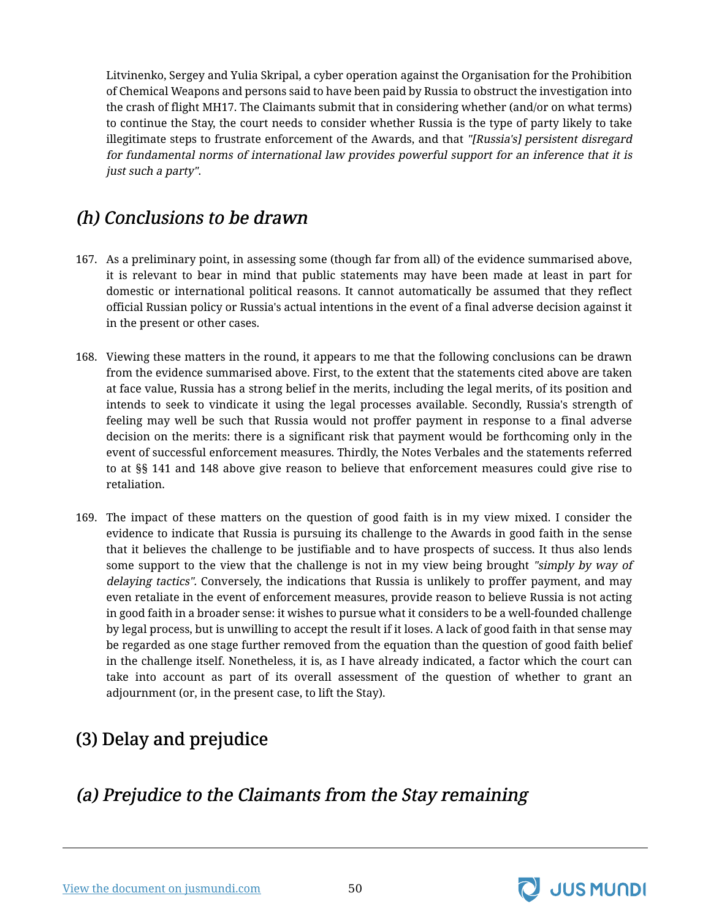Litvinenko, Sergey and Yulia Skripal, a cyber operation against the Organisation for the Prohibition of Chemical Weapons and persons said to have been paid by Russia to obstruct the investigation into the crash of flight MH17. The Claimants submit that in considering whether (and/or on what terms) to continue the Stay, the court needs to consider whether Russia is the type of party likely to take illegitimate steps to frustrate enforcement of the Awards, and that *"[Russia's] persistent disregard for fundamental norms of international law provides powerful support for an inference that it is just such a party"*.

## *(h) Conclusions to be drawn*

167. As a preliminary point, in assessing some (though far from all) of the evidence summarised above, it is relevant to bear in mind that public statements may have been made at least in part for domestic or international political reasons. It cannot automatically be assumed that they reflect official Russian policy or Russia's actual intentions in the event of a final adverse decision against it in the present or other cases.

168. Viewing these matters in the round, it appears to me that the following conclusions can be drawn from the evidence summarised above. First, to the extent that the statements cited above are taken at face value, Russia has a strong belief in the merits, including the legal merits, of its position and intends to seek to vindicate it using the legal processes available. Secondly, Russia's strength of feeling may well be such that Russia would not proffer payment in response to a final adverse decision on the merits: there is a significant risk that payment would be forthcoming only in the event of successful enforcement measures. Thirdly, the Notes Verbales and the statements referred to at §§ 141 and 148 above give reason to believe that enforcement measures could give rise to retaliation.

169. The impact of these matters on the question of good faith is in my view mixed. I consider the evidence to indicate that Russia is pursuing its challenge to the Awards in good faith in the sense that it believes the challenge to be justifiable and to have prospects of success. It thus also lends some support to the view that the challenge is not in my view being brought *"simply by way of delaying tactics"*. Conversely, the indications that Russia is unlikely to proffer payment, and may even retaliate in the event of enforcement measures, provide reason to believe Russia is not acting in good faith in a broader sense: it wishes to pursue what it considers to be a well-founded challenge by legal process, but is unwilling to accept the result if it loses. A lack of good faith in that sense may be regarded as one stage further removed from the equation than the question of good faith belief in the challenge itself. Nonetheless, it is, as I have already indicated, a factor which the court can take into account as part of its overall assessment of the question of whether to grant an adjournment (or, in the present case, to lift the Stay).

## (3) Delay and prejudice

## *(a) Prejudice to the Claimants from the Stay remaining*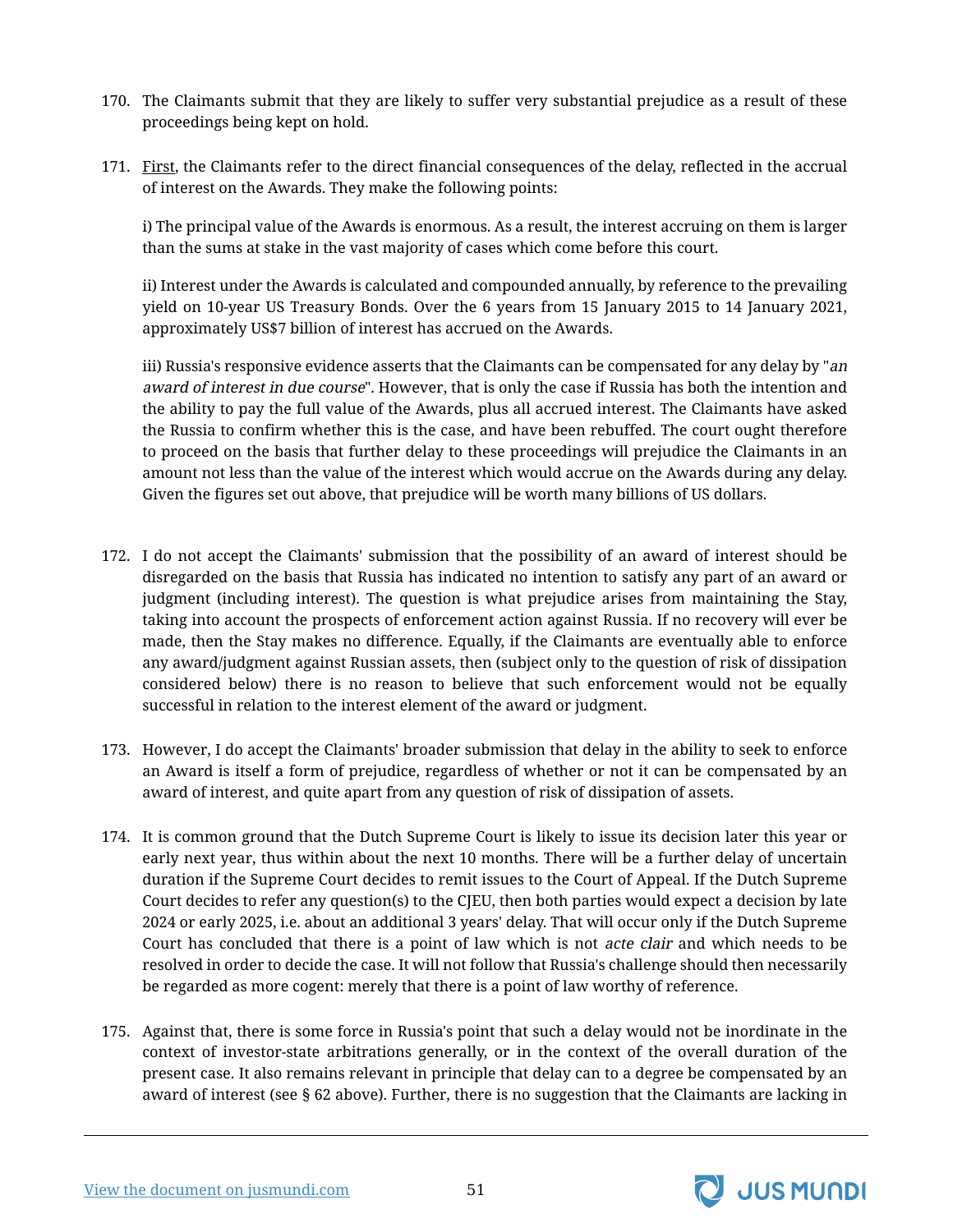170. The Claimants submit that they are likely to suffer very substantial prejudice as a result of these proceedings being kept on hold.

171. First, the Claimants refer to the direct financial consequences of the delay, reflected in the accrual of interest on the Awards. They make the following points:

i) The principal value of the Awards is enormous. As a result, the interest accruing on them is larger than the sums at stake in the vast majority of cases which come before this court.

ii) Interest under the Awards is calculated and compounded annually, by reference to the prevailing yield on 10-year US Treasury Bonds. Over the 6 years from 15 January 2015 to 14 January 2021, approximately US$7 billion of interest has accrued on the Awards.

iii) Russia's responsive evidence asserts that the Claimants can be compensated for any delay by "*an award of interest in due course*". However, that is only the case if Russia has both the intention and the ability to pay the full value of the Awards, plus all accrued interest. The Claimants have asked the Russia to confirm whether this is the case, and have been rebuffed. The court ought therefore to proceed on the basis that further delay to these proceedings will prejudice the Claimants in an amount not less than the value of the interest which would accrue on the Awards during any delay. Given the figures set out above, that prejudice will be worth many billions of US dollars.

172. I do not accept the Claimants' submission that the possibility of an award of interest should be disregarded on the basis that Russia has indicated no intention to satisfy any part of an award or judgment (including interest). The question is what prejudice arises from maintaining the Stay, taking into account the prospects of enforcement action against Russia. If no recovery will ever be made, then the Stay makes no difference. Equally, if the Claimants are eventually able to enforce any award/judgment against Russian assets, then (subject only to the question of risk of dissipation considered below) there is no reason to believe that such enforcement would not be equally successful in relation to the interest element of the award or judgment.

173. However, I do accept the Claimants' broader submission that delay in the ability to seek to enforce an Award is itself a form of prejudice, regardless of whether or not it can be compensated by an award of interest, and quite apart from any question of risk of dissipation of assets.

174. It is common ground that the Dutch Supreme Court is likely to issue its decision later this year or early next year, thus within about the next 10 months. There will be a further delay of uncertain duration if the Supreme Court decides to remit issues to the Court of Appeal. If the Dutch Supreme Court decides to refer any question(s) to the CJEU, then both parties would expect a decision by late 2024 or early 2025, i.e. about an additional 3 years' delay. That will occur only if the Dutch Supreme Court has concluded that there is a point of law which is not *acte clair* and which needs to be resolved in order to decide the case. It will not follow that Russia's challenge should then necessarily be regarded as more cogent: merely that there is a point of law worthy of reference.

175. Against that, there is some force in Russia's point that such a delay would not be inordinate in the context of investor-state arbitrations generally, or in the context of the overall duration of the present case. It also remains relevant in principle that delay can to a degree be compensated by an award of interest (see § 62 above). Further, there is no suggestion that the Claimants are lacking in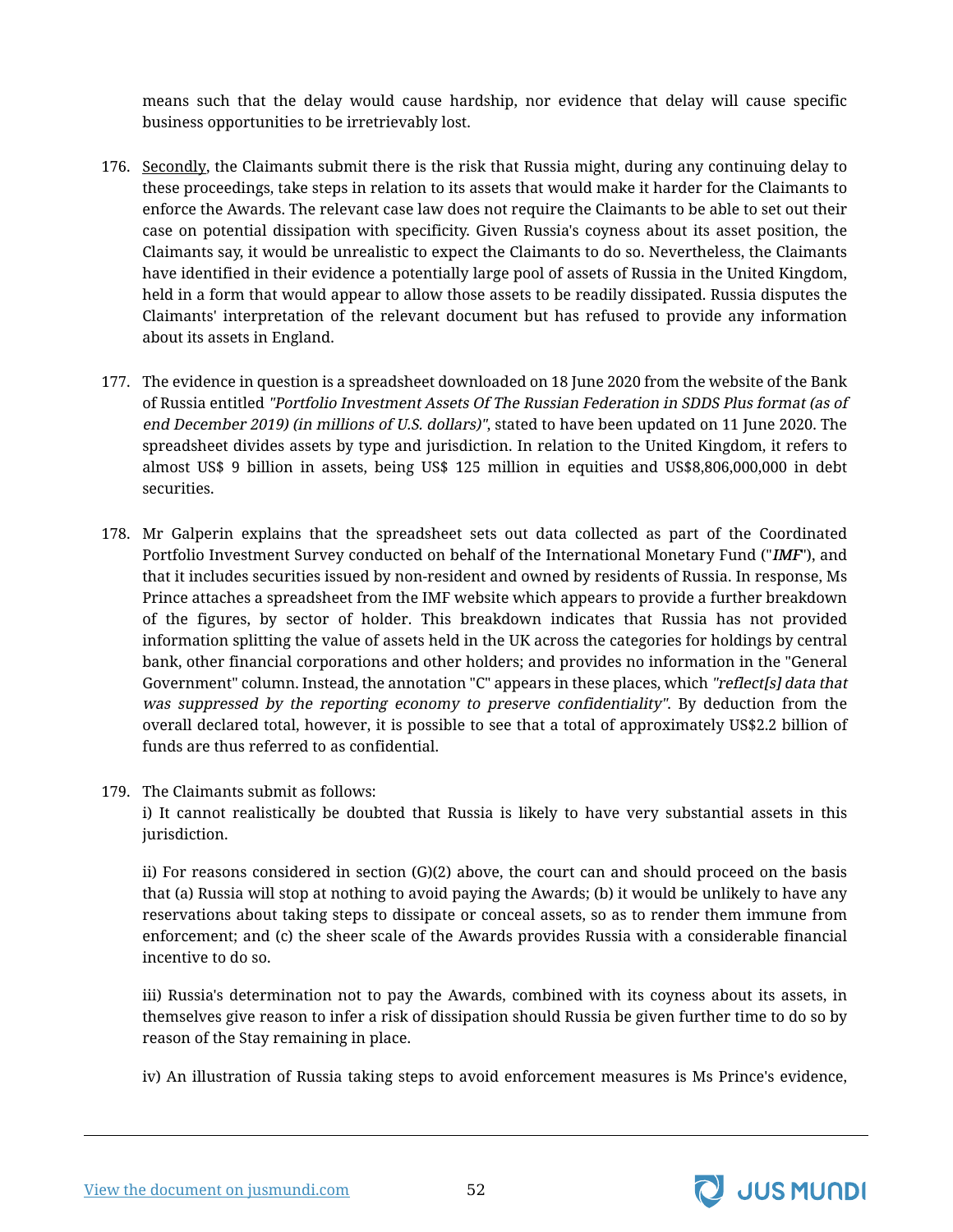means such that the delay would cause hardship, nor evidence that delay will cause specific business opportunities to be irretrievably lost.

176. Secondly, the Claimants submit there is the risk that Russia might, during any continuing delay to these proceedings, take steps in relation to its assets that would make it harder for the Claimants to enforce the Awards. The relevant case law does not require the Claimants to be able to set out their case on potential dissipation with specificity. Given Russia's coyness about its asset position, the Claimants say, it would be unrealistic to expect the Claimants to do so. Nevertheless, the Claimants have identified in their evidence a potentially large pool of assets of Russia in the United Kingdom, held in a form that would appear to allow those assets to be readily dissipated. Russia disputes the Claimants' interpretation of the relevant document but has refused to provide any information about its assets in England.

177. The evidence in question is a spreadsheet downloaded on 18 June 2020 from the website of the Bank of Russia entitled *"Portfolio Investment Assets Of The Russian Federation in SDDS Plus format (as of end December 2019) (in millions of U.S. dollars)"*, stated to have been updated on 11 June 2020. The spreadsheet divides assets by type and jurisdiction. In relation to the United Kingdom, it refers to almost US$ 9 billion in assets, being US$ 125 million in equities and US$8,806,000,000 in debt securities.

178. Mr Galperin explains that the spreadsheet sets out data collected as part of the Coordinated Portfolio Investment Survey conducted on behalf of the International Monetary Fund ("*IMF*"), and that it includes securities issued by non-resident and owned by residents of Russia. In response, Ms Prince attaches a spreadsheet from the IMF website which appears to provide a further breakdown of the figures, by sector of holder. This breakdown indicates that Russia has not provided information splitting the value of assets held in the UK across the categories for holdings by central bank, other financial corporations and other holders; and provides no information in the "General Government" column. Instead, the annotation "C" appears in these places, which *"reflect[s] data that was suppressed by the reporting economy to preserve confidentiality"*. By deduction from the overall declared total, however, it is possible to see that a total of approximately US$2.2 billion of funds are thus referred to as confidential.

179. The Claimants submit as follows:

i) It cannot realistically be doubted that Russia is likely to have very substantial assets in this jurisdiction.

ii) For reasons considered in section (G)(2) above, the court can and should proceed on the basis that (a) Russia will stop at nothing to avoid paying the Awards; (b) it would be unlikely to have any reservations about taking steps to dissipate or conceal assets, so as to render them immune from enforcement; and (c) the sheer scale of the Awards provides Russia with a considerable financial incentive to do so.

iii) Russia's determination not to pay the Awards, combined with its coyness about its assets, in themselves give reason to infer a risk of dissipation should Russia be given further time to do so by reason of the Stay remaining in place.

iv) An illustration of Russia taking steps to avoid enforcement measures is Ms Prince's evidence,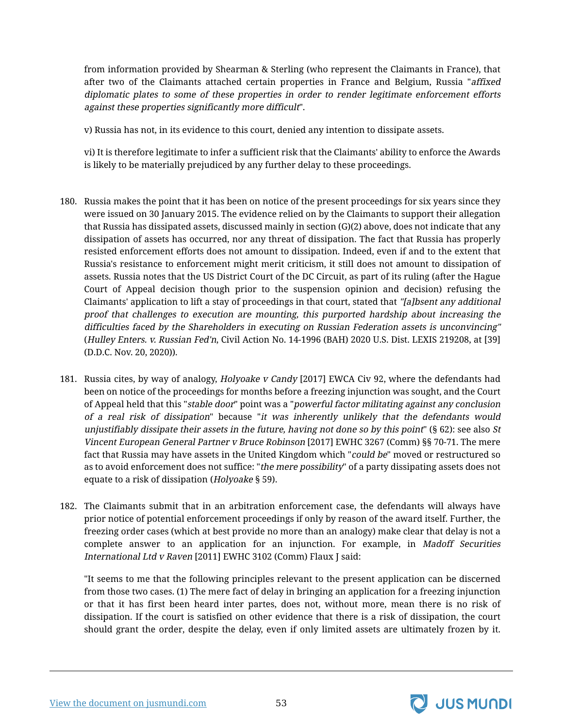from information provided by Shearman & Sterling (who represent the Claimants in France), that after two of the Claimants attached certain properties in France and Belgium, Russia "*affixed diplomatic plates to some of these properties in order to render legitimate enforcement efforts against these properties significantly more difficult*".

v) Russia has not, in its evidence to this court, denied any intention to dissipate assets.

vi) It is therefore legitimate to infer a sufficient risk that the Claimants' ability to enforce the Awards is likely to be materially prejudiced by any further delay to these proceedings.

180. Russia makes the point that it has been on notice of the present proceedings for six years since they were issued on 30 January 2015. The evidence relied on by the Claimants to support their allegation that Russia has dissipated assets, discussed mainly in section (G)(2) above, does not indicate that any dissipation of assets has occurred, nor any threat of dissipation. The fact that Russia has properly resisted enforcement efforts does not amount to dissipation. Indeed, even if and to the extent that Russia's resistance to enforcement might merit criticism, it still does not amount to dissipation of assets. Russia notes that the US District Court of the DC Circuit, as part of its ruling (after the Hague Court of Appeal decision though prior to the suspension opinion and decision) refusing the Claimants' application to lift a stay of proceedings in that court, stated that *"[a]bsent any additional proof that challenges to execution are mounting, this purported hardship about increasing the difficulties faced by the Shareholders in executing on Russian Federation assets is unconvincing"* (*Hulley Enters. v. Russian Fed'n*, Civil Action No. 14-1996 (BAH) 2020 U.S. Dist. LEXIS 219208, at [39] (D.D.C. Nov. 20, 2020)).

181. Russia cites, by way of analogy, *Holyoake v Candy* [2017] EWCA Civ 92, where the defendants had been on notice of the proceedings for months before a freezing injunction was sought, and the Court of Appeal held that this "*stable door*" point was a "*powerful factor militating against any conclusion of a real risk of dissipation*" because "*it was inherently unlikely that the defendants would unjustifiably dissipate their assets in the future, having not done so by this point*" (§ 62): see also *St Vincent European General Partner v Bruce Robinson* [2017] EWHC 3267 (Comm) §§ 70-71. The mere fact that Russia may have assets in the United Kingdom which "*could be*" moved or restructured so as to avoid enforcement does not suffice: "*the mere possibility*" of a party dissipating assets does not equate to a risk of dissipation (*Holyoake* § 59).

182. The Claimants submit that in an arbitration enforcement case, the defendants will always have prior notice of potential enforcement proceedings if only by reason of the award itself. Further, the freezing order cases (which at best provide no more than an analogy) make clear that delay is not a complete answer to an application for an injunction. For example, in *Madoff Securities International Ltd v Raven* [2011] EWHC 3102 (Comm) Flaux J said:

"It seems to me that the following principles relevant to the present application can be discerned from those two cases. (1) The mere fact of delay in bringing an application for a freezing injunction or that it has first been heard inter partes, does not, without more, mean there is no risk of dissipation. If the court is satisfied on other evidence that there is a risk of dissipation, the court should grant the order, despite the delay, even if only limited assets are ultimately frozen by it.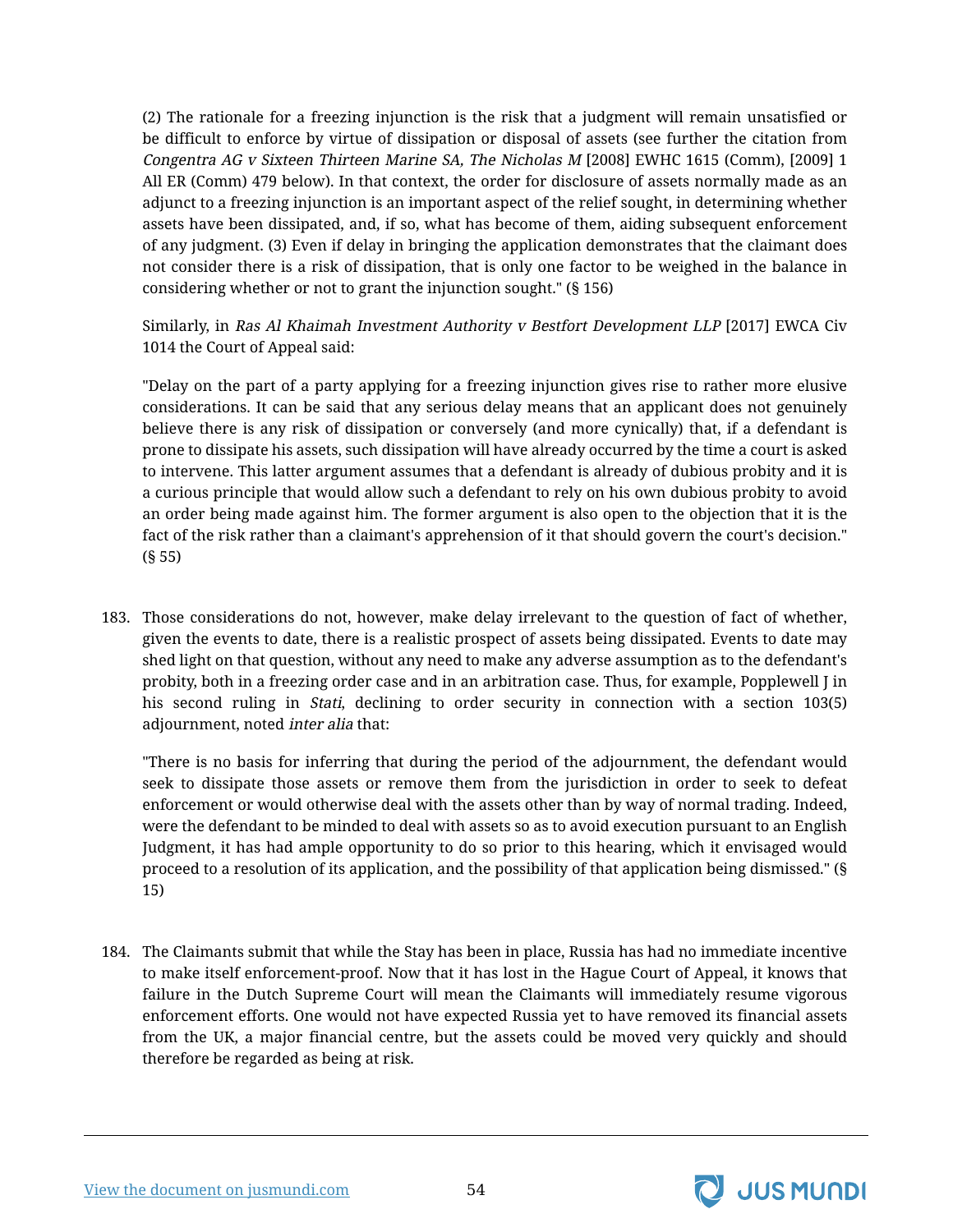(2) The rationale for a freezing injunction is the risk that a judgment will remain unsatisfied or be difficult to enforce by virtue of dissipation or disposal of assets (see further the citation from *Congentra AG v Sixteen Thirteen Marine SA, The Nicholas M* [2008] EWHC 1615 (Comm), [2009] 1 All ER (Comm) 479 below). In that context, the order for disclosure of assets normally made as an adjunct to a freezing injunction is an important aspect of the relief sought, in determining whether assets have been dissipated, and, if so, what has become of them, aiding subsequent enforcement of any judgment. (3) Even if delay in bringing the application demonstrates that the claimant does not consider there is a risk of dissipation, that is only one factor to be weighed in the balance in considering whether or not to grant the injunction sought." (§ 156)

Similarly, in *Ras Al Khaimah Investment Authority v Bestfort Development LLP* [2017] EWCA Civ 1014 the Court of Appeal said:

"Delay on the part of a party applying for a freezing injunction gives rise to rather more elusive considerations. It can be said that any serious delay means that an applicant does not genuinely believe there is any risk of dissipation or conversely (and more cynically) that, if a defendant is prone to dissipate his assets, such dissipation will have already occurred by the time a court is asked to intervene. This latter argument assumes that a defendant is already of dubious probity and it is a curious principle that would allow such a defendant to rely on his own dubious probity to avoid an order being made against him. The former argument is also open to the objection that it is the fact of the risk rather than a claimant's apprehension of it that should govern the court's decision." (§ 55)

183. Those considerations do not, however, make delay irrelevant to the question of fact of whether, given the events to date, there is a realistic prospect of assets being dissipated. Events to date may shed light on that question, without any need to make any adverse assumption as to the defendant's probity, both in a freezing order case and in an arbitration case. Thus, for example, Popplewell J in his second ruling in *Stati*, declining to order security in connection with a section 103(5) adjournment, noted *inter alia* that:

"There is no basis for inferring that during the period of the adjournment, the defendant would seek to dissipate those assets or remove them from the jurisdiction in order to seek to defeat enforcement or would otherwise deal with the assets other than by way of normal trading. Indeed, were the defendant to be minded to deal with assets so as to avoid execution pursuant to an English Judgment, it has had ample opportunity to do so prior to this hearing, which it envisaged would proceed to a resolution of its application, and the possibility of that application being dismissed." (§ 15)

184. The Claimants submit that while the Stay has been in place, Russia has had no immediate incentive to make itself enforcement-proof. Now that it has lost in the Hague Court of Appeal, it knows that failure in the Dutch Supreme Court will mean the Claimants will immediately resume vigorous enforcement efforts. One would not have expected Russia yet to have removed its financial assets from the UK, a major financial centre, but the assets could be moved very quickly and should therefore be regarded as being at risk.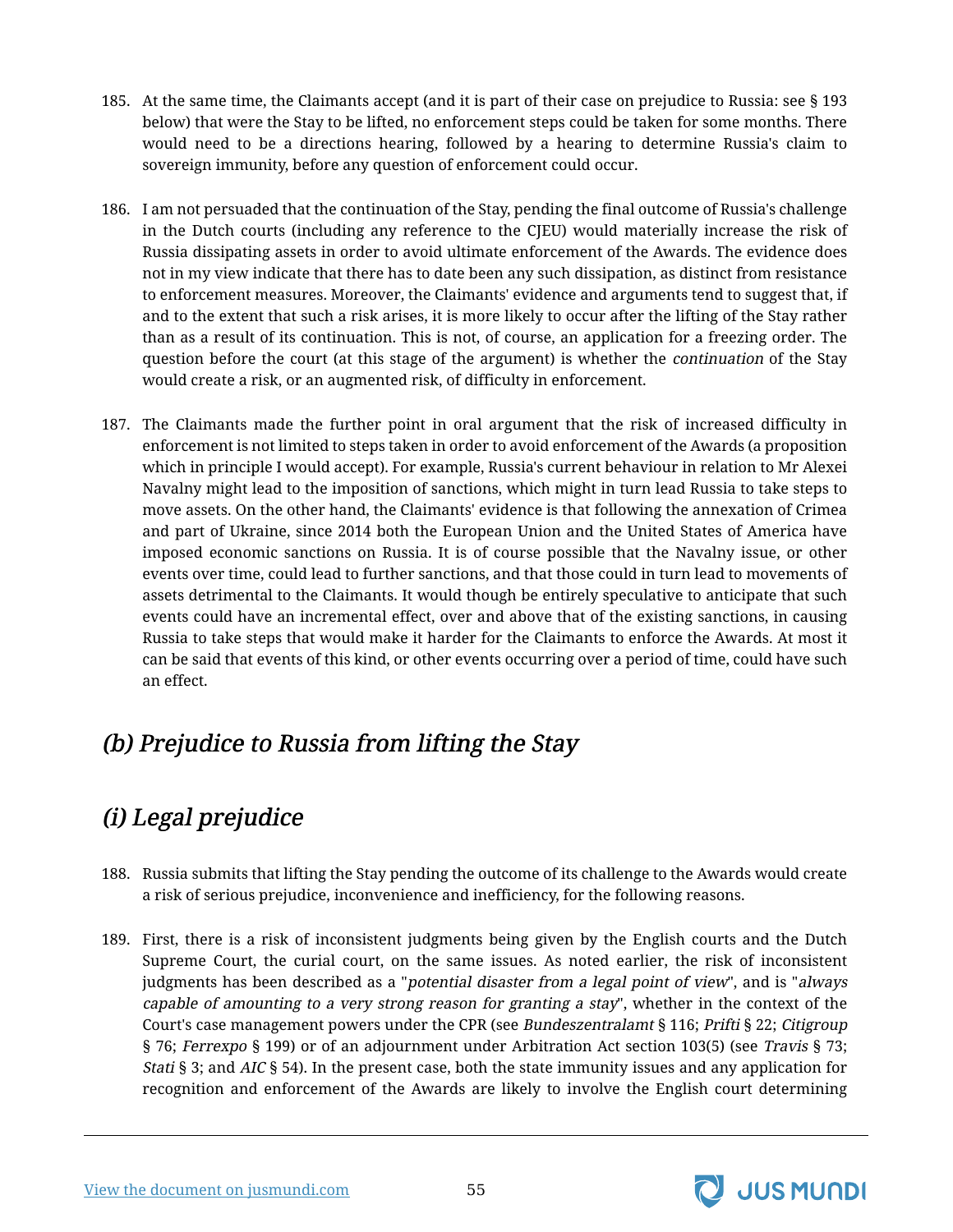185. At the same time, the Claimants accept (and it is part of their case on prejudice to Russia: see § 193 below) that were the Stay to be lifted, no enforcement steps could be taken for some months. There would need to be a directions hearing, followed by a hearing to determine Russia's claim to sovereign immunity, before any question of enforcement could occur.

186. I am not persuaded that the continuation of the Stay, pending the final outcome of Russia's challenge in the Dutch courts (including any reference to the CJEU) would materially increase the risk of Russia dissipating assets in order to avoid ultimate enforcement of the Awards. The evidence does not in my view indicate that there has to date been any such dissipation, as distinct from resistance to enforcement measures. Moreover, the Claimants' evidence and arguments tend to suggest that, if and to the extent that such a risk arises, it is more likely to occur after the lifting of the Stay rather than as a result of its continuation. This is not, of course, an application for a freezing order. The question before the court (at this stage of the argument) is whether the *continuation* of the Stay would create a risk, or an augmented risk, of difficulty in enforcement.

187. The Claimants made the further point in oral argument that the risk of increased difficulty in enforcement is not limited to steps taken in order to avoid enforcement of the Awards (a proposition which in principle I would accept). For example, Russia's current behaviour in relation to Mr Alexei Navalny might lead to the imposition of sanctions, which might in turn lead Russia to take steps to move assets. On the other hand, the Claimants' evidence is that following the annexation of Crimea and part of Ukraine, since 2014 both the European Union and the United States of America have imposed economic sanctions on Russia. It is of course possible that the Navalny issue, or other events over time, could lead to further sanctions, and that those could in turn lead to movements of assets detrimental to the Claimants. It would though be entirely speculative to anticipate that such events could have an incremental effect, over and above that of the existing sanctions, in causing Russia to take steps that would make it harder for the Claimants to enforce the Awards. At most it can be said that events of this kind, or other events occurring over a period of time, could have such an effect.

## *(b) Prejudice to Russia from lifting the Stay*

## *(i) Legal prejudice*

188. Russia submits that lifting the Stay pending the outcome of its challenge to the Awards would create a risk of serious prejudice, inconvenience and inefficiency, for the following reasons.

189. First, there is a risk of inconsistent judgments being given by the English courts and the Dutch Supreme Court, the curial court, on the same issues. As noted earlier, the risk of inconsistent judgments has been described as a "*potential disaster from a legal point of view*", and is "*always capable of amounting to a very strong reason for granting a stay*", whether in the context of the Court's case management powers under the CPR (see *Bundeszentralamt* § 116; *Prifti* § 22; *Citigroup* § 76; *Ferrexpo* § 199) or of an adjournment under Arbitration Act section 103(5) (see *Travis* § 73; *Stati* § 3; and *AIC* § 54). In the present case, both the state immunity issues and any application for recognition and enforcement of the Awards are likely to involve the English court determining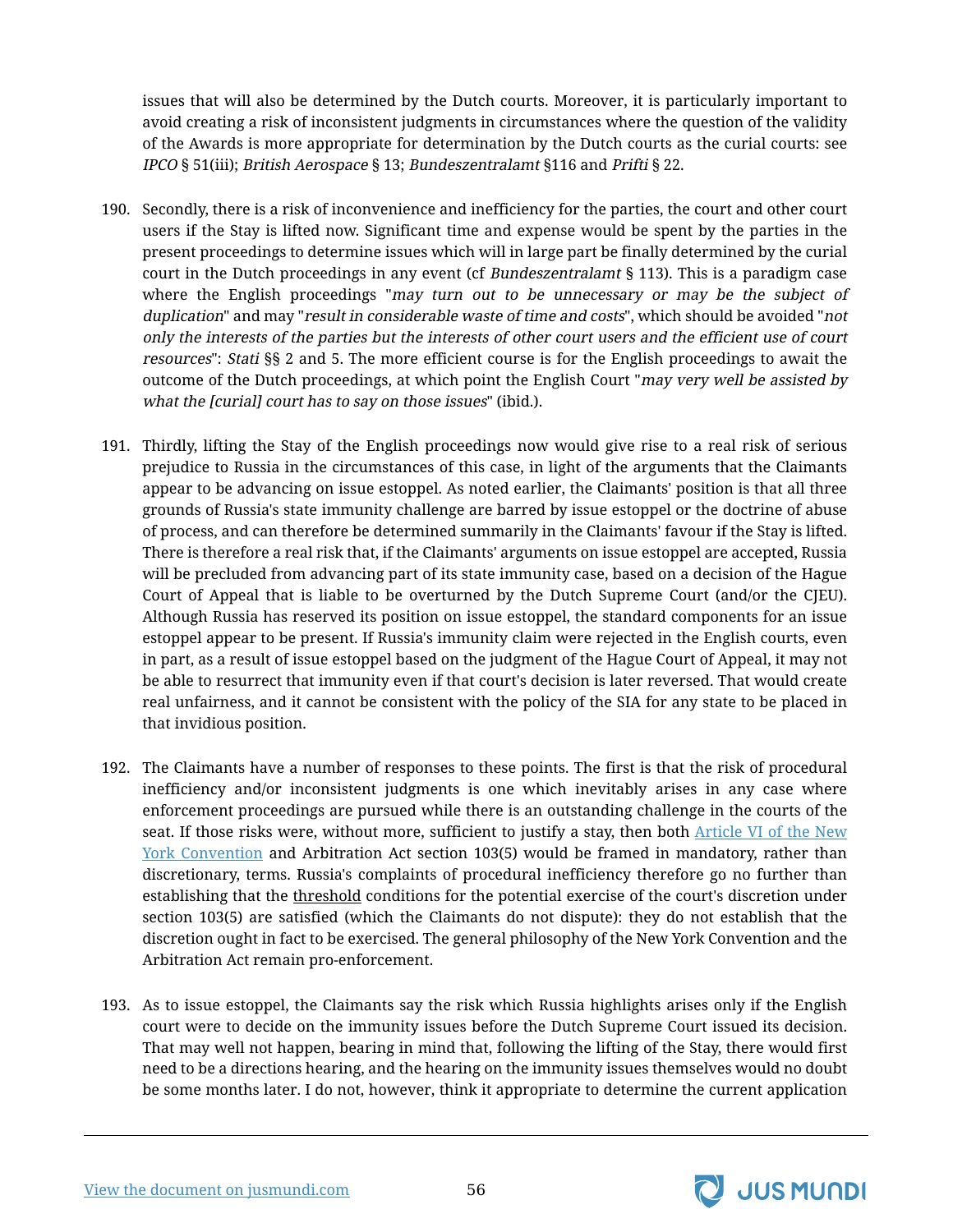issues that will also be determined by the Dutch courts. Moreover, it is particularly important to avoid creating a risk of inconsistent judgments in circumstances where the question of the validity of the Awards is more appropriate for determination by the Dutch courts as the curial courts: see *IPCO* § 51(iii); *British Aerospace* § 13; *Bundeszentralamt* §116 and *Prifti* § 22.

190. Secondly, there is a risk of inconvenience and inefficiency for the parties, the court and other court users if the Stay is lifted now. Significant time and expense would be spent by the parties in the present proceedings to determine issues which will in large part be finally determined by the curial court in the Dutch proceedings in any event (cf *Bundeszentralamt* § 113). This is a paradigm case where the English proceedings "*may turn out to be unnecessary or may be the subject of duplication*" and may "*result in considerable waste of time and costs*", which should be avoided "*not only the interests of the parties but the interests of other court users and the efficient use of court resources*": *Stati* §§ 2 and 5. The more efficient course is for the English proceedings to await the outcome of the Dutch proceedings, at which point the English Court "*may very well be assisted by what the [curial] court has to say on those issues*" (ibid.).

191. Thirdly, lifting the Stay of the English proceedings now would give rise to a real risk of serious prejudice to Russia in the circumstances of this case, in light of the arguments that the Claimants appear to be advancing on issue estoppel. As noted earlier, the Claimants' position is that all three grounds of Russia's state immunity challenge are barred by issue estoppel or the doctrine of abuse of process, and can therefore be determined summarily in the Claimants' favour if the Stay is lifted. There is therefore a real risk that, if the Claimants' arguments on issue estoppel are accepted, Russia will be precluded from advancing part of its state immunity case, based on a decision of the Hague Court of Appeal that is liable to be overturned by the Dutch Supreme Court (and/or the CJEU). Although Russia has reserved its position on issue estoppel, the standard components for an issue estoppel appear to be present. If Russia's immunity claim were rejected in the English courts, even in part, as a result of issue estoppel based on the judgment of the Hague Court of Appeal, it may not be able to resurrect that immunity even if that court's decision is later reversed. That would create real unfairness, and it cannot be consistent with the policy of the SIA for any state to be placed in that invidious position.

192. The Claimants have a number of responses to these points. The first is that the risk of procedural inefficiency and/or inconsistent judgments is one which inevitably arises in any case where enforcement proceedings are pursued while there is an outstanding challenge in the courts of the seat. If those risks were, without more, sufficient to justify a stay, then both Article VI of the New York Convention and Arbitration Act section 103(5) would be framed in mandatory, rather than discretionary, terms. Russia's complaints of procedural inefficiency therefore go no further than establishing that the <u>threshold</u> conditions for the potential exercise of the court's discretion under section 103(5) are satisfied (which the Claimants do not dispute): they do not establish that the discretion ought in fact to be exercised. The general philosophy of the New York Convention and the Arbitration Act remain pro-enforcement.

193. As to issue estoppel, the Claimants say the risk which Russia highlights arises only if the English court were to decide on the immunity issues before the Dutch Supreme Court issued its decision. That may well not happen, bearing in mind that, following the lifting of the Stay, there would first need to be a directions hearing, and the hearing on the immunity issues themselves would no doubt be some months later. I do not, however, think it appropriate to determine the current application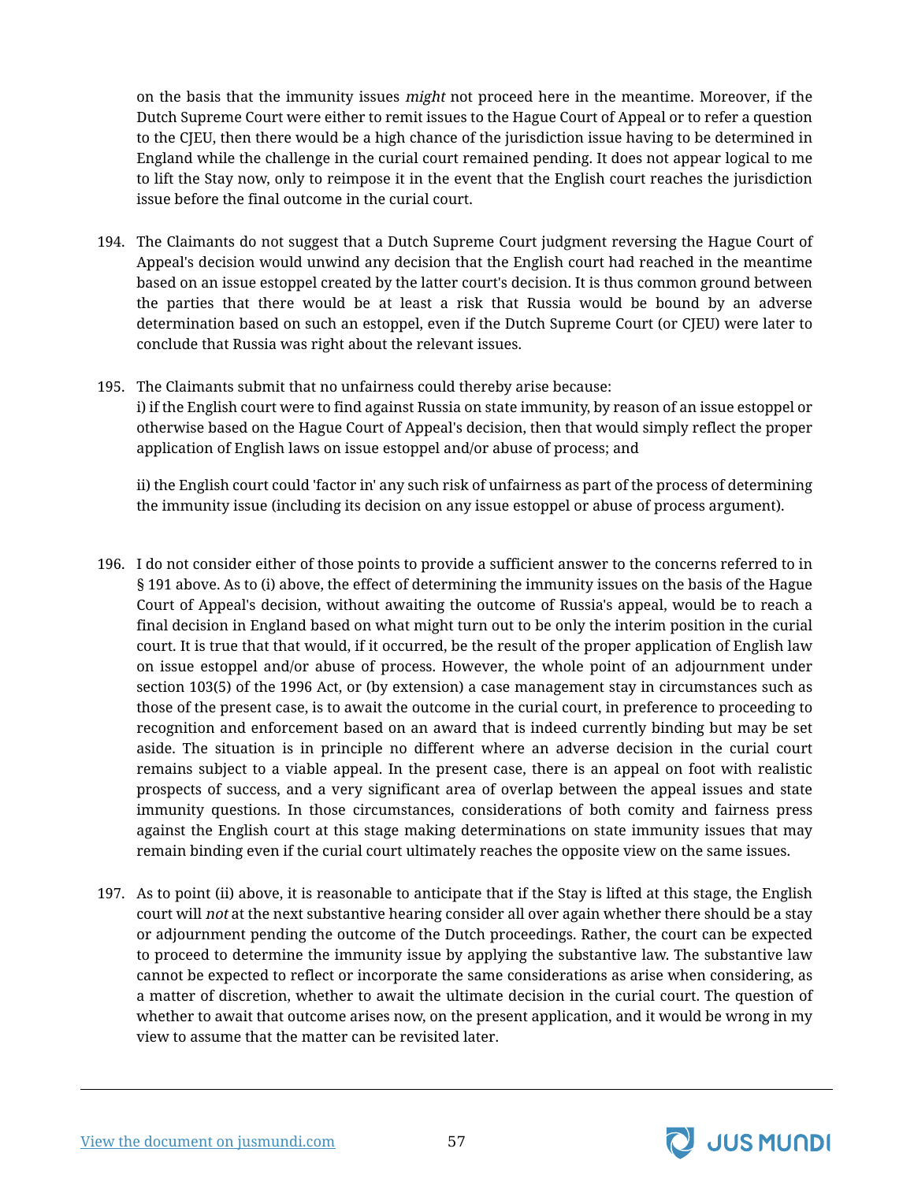on the basis that the immunity issues *might* not proceed here in the meantime. Moreover, if the Dutch Supreme Court were either to remit issues to the Hague Court of Appeal or to refer a question to the CJEU, then there would be a high chance of the jurisdiction issue having to be determined in England while the challenge in the curial court remained pending. It does not appear logical to me to lift the Stay now, only to reimpose it in the event that the English court reaches the jurisdiction issue before the final outcome in the curial court.

194. The Claimants do not suggest that a Dutch Supreme Court judgment reversing the Hague Court of Appeal's decision would unwind any decision that the English court had reached in the meantime based on an issue estoppel created by the latter court's decision. It is thus common ground between the parties that there would be at least a risk that Russia would be bound by an adverse determination based on such an estoppel, even if the Dutch Supreme Court (or CJEU) were later to conclude that Russia was right about the relevant issues.

195. The Claimants submit that no unfairness could thereby arise because:
i) if the English court were to find against Russia on state immunity, by reason of an issue estoppel or otherwise based on the Hague Court of Appeal's decision, then that would simply reflect the proper application of English laws on issue estoppel and/or abuse of process; and

ii) the English court could 'factor in' any such risk of unfairness as part of the process of determining the immunity issue (including its decision on any issue estoppel or abuse of process argument).

196. I do not consider either of those points to provide a sufficient answer to the concerns referred to in § 191 above. As to (i) above, the effect of determining the immunity issues on the basis of the Hague Court of Appeal's decision, without awaiting the outcome of Russia's appeal, would be to reach a final decision in England based on what might turn out to be only the interim position in the curial court. It is true that that would, if it occurred, be the result of the proper application of English law on issue estoppel and/or abuse of process. However, the whole point of an adjournment under section 103(5) of the 1996 Act, or (by extension) a case management stay in circumstances such as those of the present case, is to await the outcome in the curial court, in preference to proceeding to recognition and enforcement based on an award that is indeed currently binding but may be set aside. The situation is in principle no different where an adverse decision in the curial court remains subject to a viable appeal. In the present case, there is an appeal on foot with realistic prospects of success, and a very significant area of overlap between the appeal issues and state immunity questions. In those circumstances, considerations of both comity and fairness press against the English court at this stage making determinations on state immunity issues that may remain binding even if the curial court ultimately reaches the opposite view on the same issues.

197. As to point (ii) above, it is reasonable to anticipate that if the Stay is lifted at this stage, the English court will *not* at the next substantive hearing consider all over again whether there should be a stay or adjournment pending the outcome of the Dutch proceedings. Rather, the court can be expected to proceed to determine the immunity issue by applying the substantive law. The substantive law cannot be expected to reflect or incorporate the same considerations as arise when considering, as a matter of discretion, whether to await the ultimate decision in the curial court. The question of whether to await that outcome arises now, on the present application, and it would be wrong in my view to assume that the matter can be revisited later.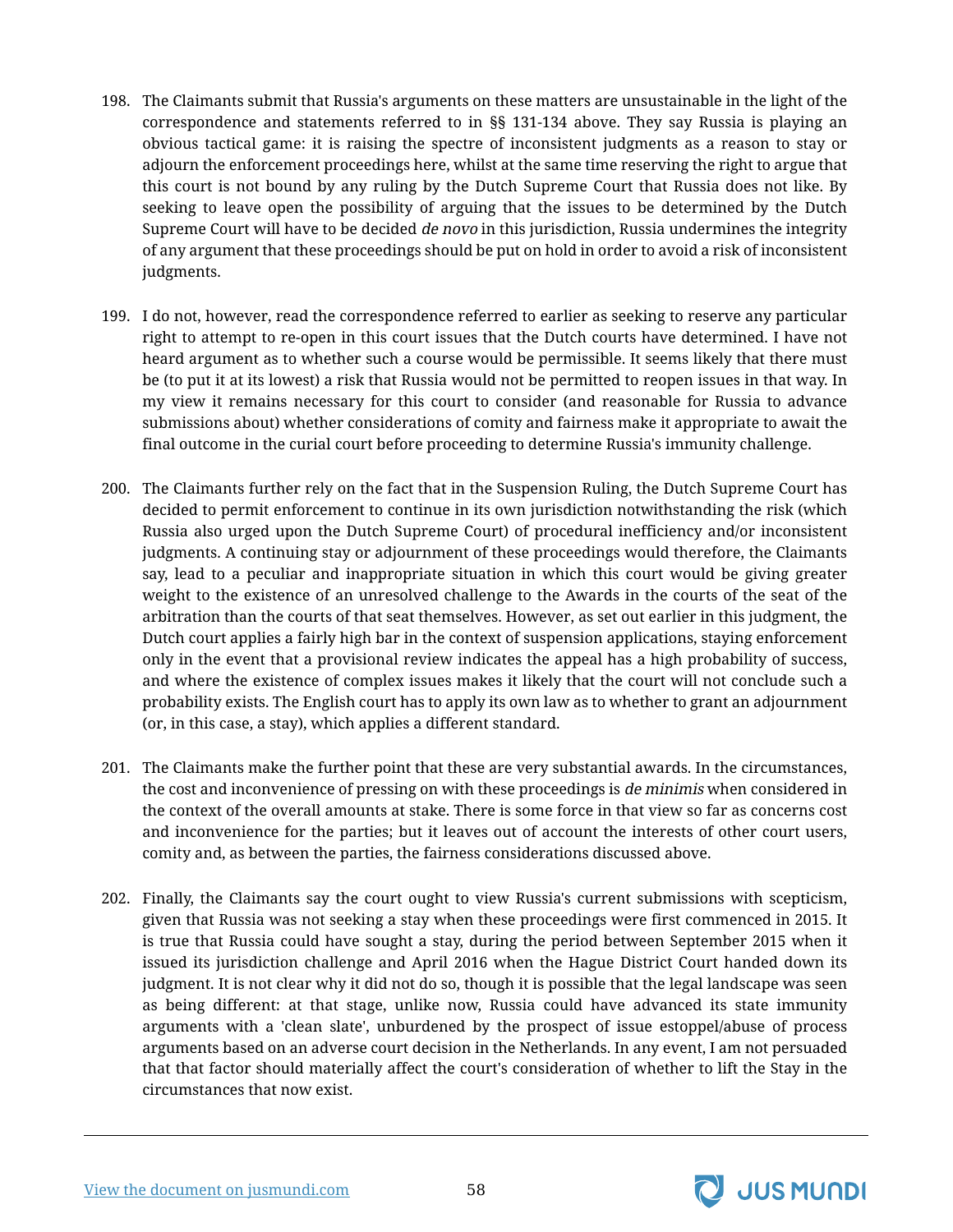198. The Claimants submit that Russia's arguments on these matters are unsustainable in the light of the correspondence and statements referred to in §§ 131-134 above. They say Russia is playing an obvious tactical game: it is raising the spectre of inconsistent judgments as a reason to stay or adjourn the enforcement proceedings here, whilst at the same time reserving the right to argue that this court is not bound by any ruling by the Dutch Supreme Court that Russia does not like. By seeking to leave open the possibility of arguing that the issues to be determined by the Dutch Supreme Court will have to be decided *de novo* in this jurisdiction, Russia undermines the integrity of any argument that these proceedings should be put on hold in order to avoid a risk of inconsistent judgments.

199. I do not, however, read the correspondence referred to earlier as seeking to reserve any particular right to attempt to re-open in this court issues that the Dutch courts have determined. I have not heard argument as to whether such a course would be permissible. It seems likely that there must be (to put it at its lowest) a risk that Russia would not be permitted to reopen issues in that way. In my view it remains necessary for this court to consider (and reasonable for Russia to advance submissions about) whether considerations of comity and fairness make it appropriate to await the final outcome in the curial court before proceeding to determine Russia's immunity challenge.

200. The Claimants further rely on the fact that in the Suspension Ruling, the Dutch Supreme Court has decided to permit enforcement to continue in its own jurisdiction notwithstanding the risk (which Russia also urged upon the Dutch Supreme Court) of procedural inefficiency and/or inconsistent judgments. A continuing stay or adjournment of these proceedings would therefore, the Claimants say, lead to a peculiar and inappropriate situation in which this court would be giving greater weight to the existence of an unresolved challenge to the Awards in the courts of the seat of the arbitration than the courts of that seat themselves. However, as set out earlier in this judgment, the Dutch court applies a fairly high bar in the context of suspension applications, staying enforcement only in the event that a provisional review indicates the appeal has a high probability of success, and where the existence of complex issues makes it likely that the court will not conclude such a probability exists. The English court has to apply its own law as to whether to grant an adjournment (or, in this case, a stay), which applies a different standard.

201. The Claimants make the further point that these are very substantial awards. In the circumstances, the cost and inconvenience of pressing on with these proceedings is *de minimis* when considered in the context of the overall amounts at stake. There is some force in that view so far as concerns cost and inconvenience for the parties; but it leaves out of account the interests of other court users, comity and, as between the parties, the fairness considerations discussed above.

202. Finally, the Claimants say the court ought to view Russia's current submissions with scepticism, given that Russia was not seeking a stay when these proceedings were first commenced in 2015. It is true that Russia could have sought a stay, during the period between September 2015 when it issued its jurisdiction challenge and April 2016 when the Hague District Court handed down its judgment. It is not clear why it did not do so, though it is possible that the legal landscape was seen as being different: at that stage, unlike now, Russia could have advanced its state immunity arguments with a 'clean slate', unburdened by the prospect of issue estoppel/abuse of process arguments based on an adverse court decision in the Netherlands. In any event, I am not persuaded that that factor should materially affect the court's consideration of whether to lift the Stay in the circumstances that now exist.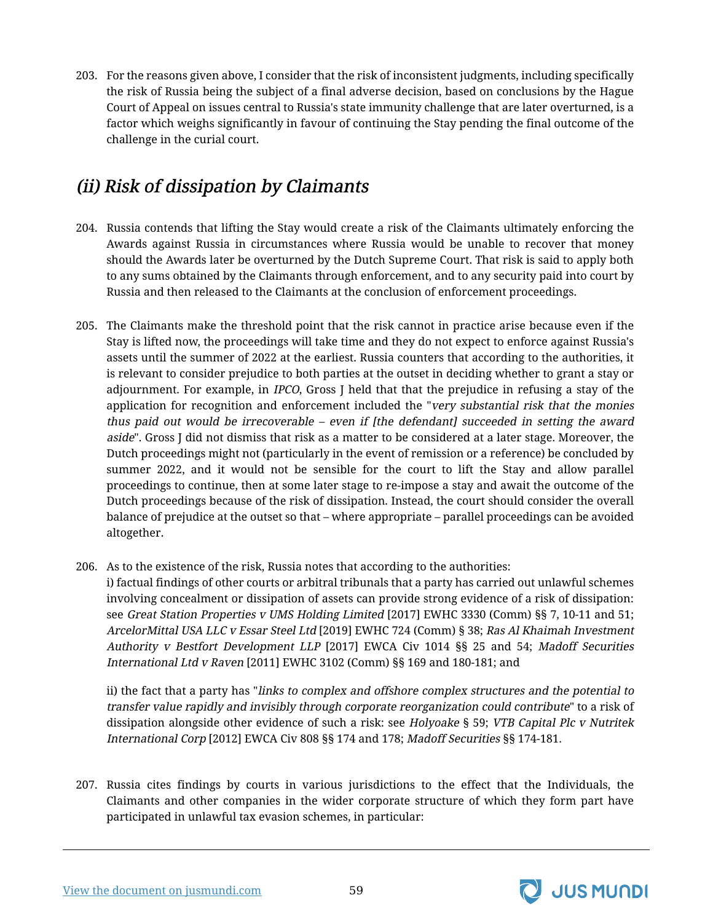203. For the reasons given above, I consider that the risk of inconsistent judgments, including specifically the risk of Russia being the subject of a final adverse decision, based on conclusions by the Hague Court of Appeal on issues central to Russia's state immunity challenge that are later overturned, is a factor which weighs significantly in favour of continuing the Stay pending the final outcome of the challenge in the curial court.

## *(ii) Risk of dissipation by Claimants*

204. Russia contends that lifting the Stay would create a risk of the Claimants ultimately enforcing the Awards against Russia in circumstances where Russia would be unable to recover that money should the Awards later be overturned by the Dutch Supreme Court. That risk is said to apply both to any sums obtained by the Claimants through enforcement, and to any security paid into court by Russia and then released to the Claimants at the conclusion of enforcement proceedings.

205. The Claimants make the threshold point that the risk cannot in practice arise because even if the Stay is lifted now, the proceedings will take time and they do not expect to enforce against Russia's assets until the summer of 2022 at the earliest. Russia counters that according to the authorities, it is relevant to consider prejudice to both parties at the outset in deciding whether to grant a stay or adjournment. For example, in *IPCO,* Gross J held that that the prejudice in refusing a stay of the application for recognition and enforcement included the "*very substantial risk that the monies thus paid out would be irrecoverable – even if [the defendant] succeeded in setting the award aside*". Gross J did not dismiss that risk as a matter to be considered at a later stage. Moreover, the Dutch proceedings might not (particularly in the event of remission or a reference) be concluded by summer 2022, and it would not be sensible for the court to lift the Stay and allow parallel proceedings to continue, then at some later stage to re-impose a stay and await the outcome of the Dutch proceedings because of the risk of dissipation. Instead, the court should consider the overall balance of prejudice at the outset so that – where appropriate – parallel proceedings can be avoided altogether.

206. As to the existence of the risk, Russia notes that according to the authorities:

    i) factual findings of other courts or arbitral tribunals that a party has carried out unlawful schemes involving concealment or dissipation of assets can provide strong evidence of a risk of dissipation: see *Great Station Properties v UMS Holding Limited* [2017] EWHC 3330 (Comm) §§ 7, 10-11 and 51; *ArcelorMittal USA LLC v Essar Steel Ltd* [2019] EWHC 724 (Comm) § 38; *Ras Al Khaimah Investment Authority v Bestfort Development LLP* [2017] EWCA Civ 1014 §§ 25 and 54; *Madoff Securities International Ltd v Raven* [2011] EWHC 3102 (Comm) §§ 169 and 180-181; and

    ii) the fact that a party has "*links to complex and offshore complex structures and the potential to transfer value rapidly and invisibly through corporate reorganization could contribute*" to a risk of dissipation alongside other evidence of such a risk: see *Holyoake* § 59; *VTB Capital Plc v Nutritek International Corp* [2012] EWCA Civ 808 §§ 174 and 178; *Madoff Securities* §§ 174-181.

207. Russia cites findings by courts in various jurisdictions to the effect that the Individuals, the Claimants and other companies in the wider corporate structure of which they form part have participated in unlawful tax evasion schemes, in particular: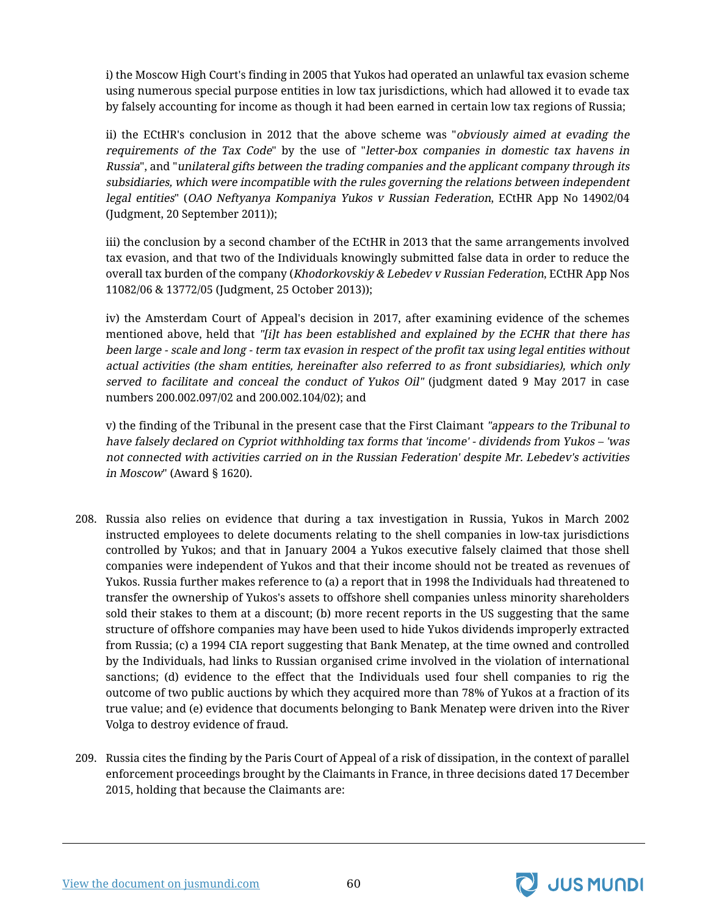i) the Moscow High Court's finding in 2005 that Yukos had operated an unlawful tax evasion scheme using numerous special purpose entities in low tax jurisdictions, which had allowed it to evade tax by falsely accounting for income as though it had been earned in certain low tax regions of Russia;

ii) the ECtHR's conclusion in 2012 that the above scheme was "*obviously aimed at evading the requirements of the Tax Code*" by the use of "*letter-box companies in domestic tax havens in Russia*", and "*unilateral gifts between the trading companies and the applicant company through its subsidiaries, which were incompatible with the rules governing the relations between independent legal entities*" (*OAO Neftyanya Kompaniya Yukos v Russian Federation*, ECtHR App No 14902/04 (Judgment, 20 September 2011));

iii) the conclusion by a second chamber of the ECtHR in 2013 that the same arrangements involved tax evasion, and that two of the Individuals knowingly submitted false data in order to reduce the overall tax burden of the company (*Khodorkovskiy & Lebedev v Russian Federation*, ECtHR App Nos 11082/06 & 13772/05 (Judgment, 25 October 2013));

iv) the Amsterdam Court of Appeal's decision in 2017, after examining evidence of the schemes mentioned above, held that *"[i]t has been established and explained by the ECHR that there has been large - scale and long - term tax evasion in respect of the profit tax using legal entities without actual activities (the sham entities, hereinafter also referred to as front subsidiaries), which only served to facilitate and conceal the conduct of Yukos Oil"* (judgment dated 9 May 2017 in case numbers 200.002.097/02 and 200.002.104/02); and

v) the finding of the Tribunal in the present case that the First Claimant *"appears to the Tribunal to have falsely declared on Cypriot withholding tax forms that 'income' - dividends from Yukos – 'was not connected with activities carried on in the Russian Federation' despite Mr. Lebedev's activities in Moscow*" (Award § 1620).

208. Russia also relies on evidence that during a tax investigation in Russia, Yukos in March 2002 instructed employees to delete documents relating to the shell companies in low-tax jurisdictions controlled by Yukos; and that in January 2004 a Yukos executive falsely claimed that those shell companies were independent of Yukos and that their income should not be treated as revenues of Yukos. Russia further makes reference to (a) a report that in 1998 the Individuals had threatened to transfer the ownership of Yukos's assets to offshore shell companies unless minority shareholders sold their stakes to them at a discount; (b) more recent reports in the US suggesting that the same structure of offshore companies may have been used to hide Yukos dividends improperly extracted from Russia; (c) a 1994 CIA report suggesting that Bank Menatep, at the time owned and controlled by the Individuals, had links to Russian organised crime involved in the violation of international sanctions; (d) evidence to the effect that the Individuals used four shell companies to rig the outcome of two public auctions by which they acquired more than 78% of Yukos at a fraction of its true value; and (e) evidence that documents belonging to Bank Menatep were driven into the River Volga to destroy evidence of fraud.

209. Russia cites the finding by the Paris Court of Appeal of a risk of dissipation, in the context of parallel enforcement proceedings brought by the Claimants in France, in three decisions dated 17 December 2015, holding that because the Claimants are: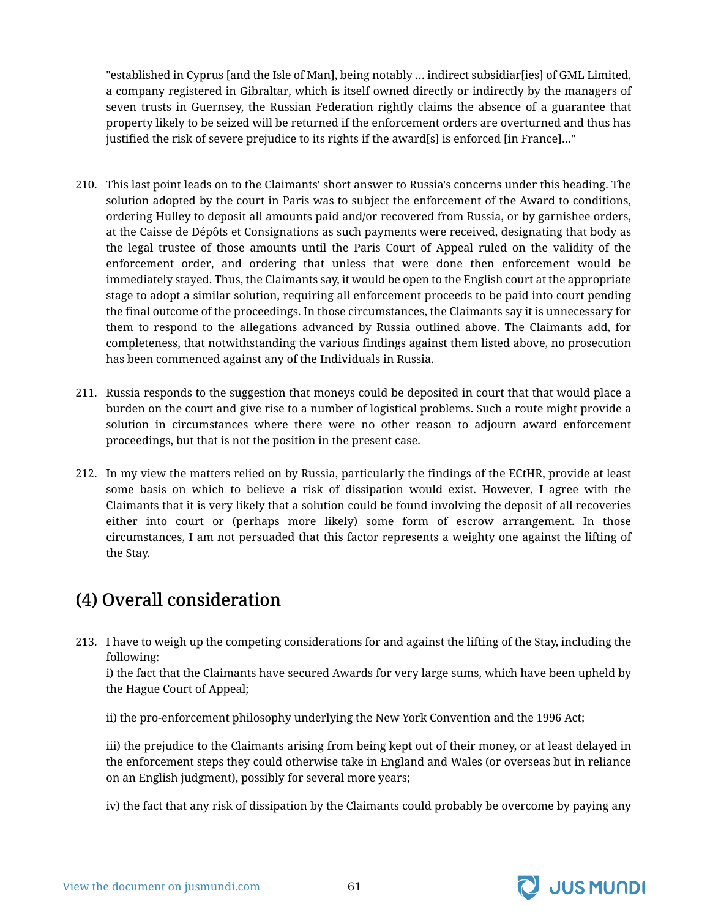"established in Cyprus [and the Isle of Man], being notably … indirect subsidiar[ies] of GML Limited, a company registered in Gibraltar, which is itself owned directly or indirectly by the managers of seven trusts in Guernsey, the Russian Federation rightly claims the absence of a guarantee that property likely to be seized will be returned if the enforcement orders are overturned and thus has justified the risk of severe prejudice to its rights if the award[s] is enforced [in France]…"

210. This last point leads on to the Claimants' short answer to Russia's concerns under this heading. The solution adopted by the court in Paris was to subject the enforcement of the Award to conditions, ordering Hulley to deposit all amounts paid and/or recovered from Russia, or by garnishee orders, at the Caisse de Dépôts et Consignations as such payments were received, designating that body as the legal trustee of those amounts until the Paris Court of Appeal ruled on the validity of the enforcement order, and ordering that unless that were done then enforcement would be immediately stayed. Thus, the Claimants say, it would be open to the English court at the appropriate stage to adopt a similar solution, requiring all enforcement proceeds to be paid into court pending the final outcome of the proceedings. In those circumstances, the Claimants say it is unnecessary for them to respond to the allegations advanced by Russia outlined above. The Claimants add, for completeness, that notwithstanding the various findings against them listed above, no prosecution has been commenced against any of the Individuals in Russia.

211. Russia responds to the suggestion that moneys could be deposited in court that that would place a burden on the court and give rise to a number of logistical problems. Such a route might provide a solution in circumstances where there were no other reason to adjourn award enforcement proceedings, but that is not the position in the present case.

212. In my view the matters relied on by Russia, particularly the findings of the ECtHR, provide at least some basis on which to believe a risk of dissipation would exist. However, I agree with the Claimants that it is very likely that a solution could be found involving the deposit of all recoveries either into court or (perhaps more likely) some form of escrow arrangement. In those circumstances, I am not persuaded that this factor represents a weighty one against the lifting of the Stay.

## (4) Overall consideration

213. I have to weigh up the competing considerations for and against the lifting of the Stay, including the following:

i) the fact that the Claimants have secured Awards for very large sums, which have been upheld by the Hague Court of Appeal;

ii) the pro-enforcement philosophy underlying the New York Convention and the 1996 Act;

iii) the prejudice to the Claimants arising from being kept out of their money, or at least delayed in the enforcement steps they could otherwise take in England and Wales (or overseas but in reliance on an English judgment), possibly for several more years;

iv) the fact that any risk of dissipation by the Claimants could probably be overcome by paying any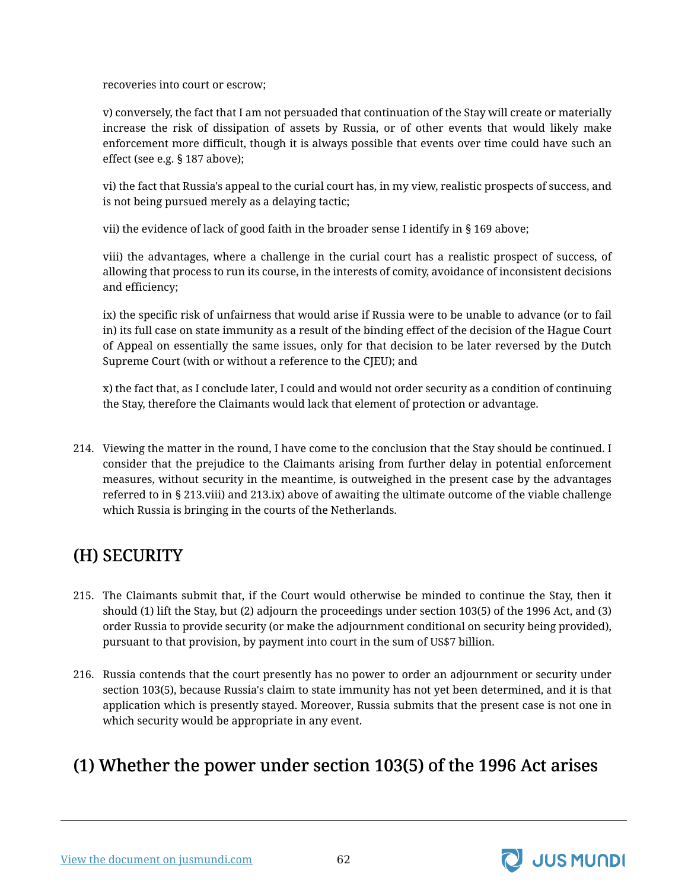recoveries into court or escrow;

v) conversely, the fact that I am not persuaded that continuation of the Stay will create or materially increase the risk of dissipation of assets by Russia, or of other events that would likely make enforcement more difficult, though it is always possible that events over time could have such an effect (see e.g. § 187 above);

vi) the fact that Russia's appeal to the curial court has, in my view, realistic prospects of success, and is not being pursued merely as a delaying tactic;

vii) the evidence of lack of good faith in the broader sense I identify in § 169 above;

viii) the advantages, where a challenge in the curial court has a realistic prospect of success, of allowing that process to run its course, in the interests of comity, avoidance of inconsistent decisions and efficiency;

ix) the specific risk of unfairness that would arise if Russia were to be unable to advance (or to fail in) its full case on state immunity as a result of the binding effect of the decision of the Hague Court of Appeal on essentially the same issues, only for that decision to be later reversed by the Dutch Supreme Court (with or without a reference to the CJEU); and

x) the fact that, as I conclude later, I could and would not order security as a condition of continuing the Stay, therefore the Claimants would lack that element of protection or advantage.

214. Viewing the matter in the round, I have come to the conclusion that the Stay should be continued. I consider that the prejudice to the Claimants arising from further delay in potential enforcement measures, without security in the meantime, is outweighed in the present case by the advantages referred to in § 213.viii) and 213.ix) above of awaiting the ultimate outcome of the viable challenge which Russia is bringing in the courts of the Netherlands.

## (H) SECURITY

215. The Claimants submit that, if the Court would otherwise be minded to continue the Stay, then it should (1) lift the Stay, but (2) adjourn the proceedings under section 103(5) of the 1996 Act, and (3) order Russia to provide security (or make the adjournment conditional on security being provided), pursuant to that provision, by payment into court in the sum of US$7 billion.

216. Russia contends that the court presently has no power to order an adjournment or security under section 103(5), because Russia's claim to state immunity has not yet been determined, and it is that application which is presently stayed. Moreover, Russia submits that the present case is not one in which security would be appropriate in any event.

### (1) Whether the power under section 103(5) of the 1996 Act arises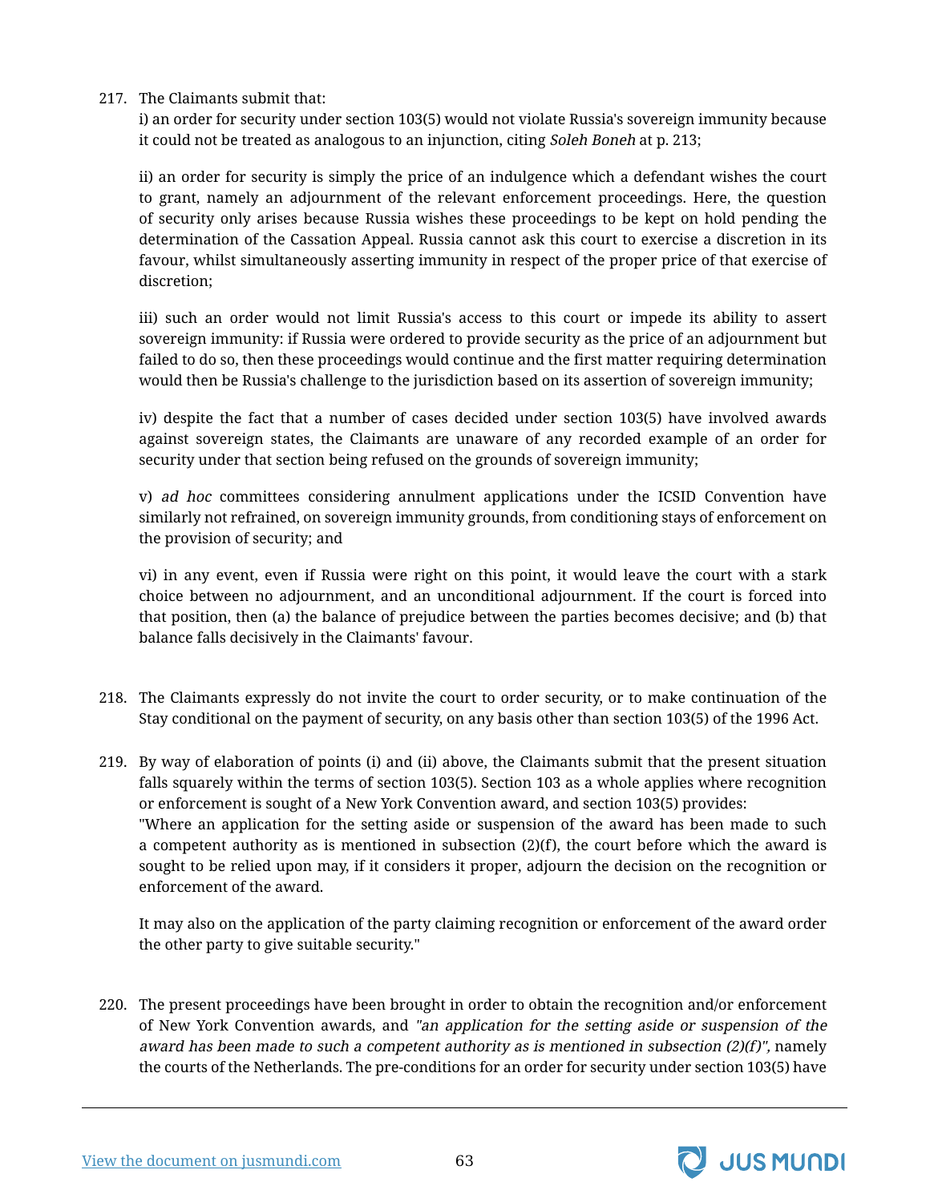217. The Claimants submit that:

i) an order for security under section 103(5) would not violate Russia's sovereign immunity because it could not be treated as analogous to an injunction, citing *Soleh Boneh* at p. 213;

ii) an order for security is simply the price of an indulgence which a defendant wishes the court to grant, namely an adjournment of the relevant enforcement proceedings. Here, the question of security only arises because Russia wishes these proceedings to be kept on hold pending the determination of the Cassation Appeal. Russia cannot ask this court to exercise a discretion in its favour, whilst simultaneously asserting immunity in respect of the proper price of that exercise of discretion;

iii) such an order would not limit Russia's access to this court or impede its ability to assert sovereign immunity: if Russia were ordered to provide security as the price of an adjournment but failed to do so, then these proceedings would continue and the first matter requiring determination would then be Russia's challenge to the jurisdiction based on its assertion of sovereign immunity;

iv) despite the fact that a number of cases decided under section 103(5) have involved awards against sovereign states, the Claimants are unaware of any recorded example of an order for security under that section being refused on the grounds of sovereign immunity;

v) *ad hoc* committees considering annulment applications under the ICSID Convention have similarly not refrained, on sovereign immunity grounds, from conditioning stays of enforcement on the provision of security; and

vi) in any event, even if Russia were right on this point, it would leave the court with a stark choice between no adjournment, and an unconditional adjournment. If the court is forced into that position, then (a) the balance of prejudice between the parties becomes decisive; and (b) that balance falls decisively in the Claimants' favour.

218. The Claimants expressly do not invite the court to order security, or to make continuation of the Stay conditional on the payment of security, on any basis other than section 103(5) of the 1996 Act.

219. By way of elaboration of points (i) and (ii) above, the Claimants submit that the present situation falls squarely within the terms of section 103(5). Section 103 as a whole applies where recognition or enforcement is sought of a New York Convention award, and section 103(5) provides:

"Where an application for the setting aside or suspension of the award has been made to such a competent authority as is mentioned in subsection (2)(f), the court before which the award is sought to be relied upon may, if it considers it proper, adjourn the decision on the recognition or enforcement of the award.

It may also on the application of the party claiming recognition or enforcement of the award order the other party to give suitable security."

220. The present proceedings have been brought in order to obtain the recognition and/or enforcement of New York Convention awards, and *"an application for the setting aside or suspension of the award has been made to such a competent authority as is mentioned in subsection (2)(f)",* namely the courts of the Netherlands. The pre-conditions for an order for security under section 103(5) have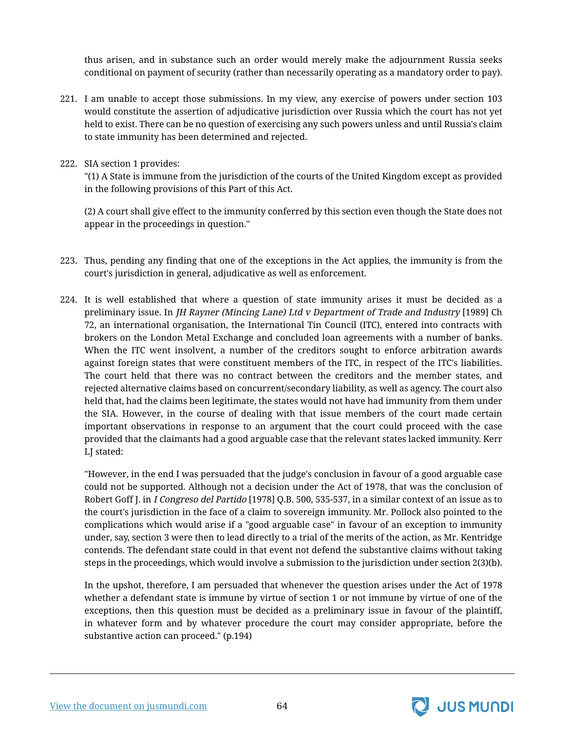thus arisen, and in substance such an order would merely make the adjournment Russia seeks conditional on payment of security (rather than necessarily operating as a mandatory order to pay).

221. I am unable to accept those submissions. In my view, any exercise of powers under section 103 would constitute the assertion of adjudicative jurisdiction over Russia which the court has not yet held to exist. There can be no question of exercising any such powers unless and until Russia's claim to state immunity has been determined and rejected.

222. SIA section 1 provides:

"(1) A State is immune from the jurisdiction of the courts of the United Kingdom except as provided in the following provisions of this Part of this Act.

(2) A court shall give effect to the immunity conferred by this section even though the State does not appear in the proceedings in question."

223. Thus, pending any finding that one of the exceptions in the Act applies, the immunity is from the court's jurisdiction in general, adjudicative as well as enforcement.

224. It is well established that where a question of state immunity arises it must be decided as a preliminary issue. In *JH Rayner (Mincing Lane) Ltd v Department of Trade and Industry* [1989] Ch 72, an international organisation, the International Tin Council (ITC), entered into contracts with brokers on the London Metal Exchange and concluded loan agreements with a number of banks. When the ITC went insolvent, a number of the creditors sought to enforce arbitration awards against foreign states that were constituent members of the ITC, in respect of the ITC's liabilities. The court held that there was no contract between the creditors and the member states, and rejected alternative claims based on concurrent/secondary liability, as well as agency. The court also held that, had the claims been legitimate, the states would not have had immunity from them under the SIA. However, in the course of dealing with that issue members of the court made certain important observations in response to an argument that the court could proceed with the case provided that the claimants had a good arguable case that the relevant states lacked immunity. Kerr LJ stated:

"However, in the end I was persuaded that the judge's conclusion in favour of a good arguable case could not be supported. Although not a decision under the Act of 1978, that was the conclusion of Robert Goff J. in *I Congreso del Partido* [1978] Q.B. 500, 535-537, in a similar context of an issue as to the court's jurisdiction in the face of a claim to sovereign immunity. Mr. Pollock also pointed to the complications which would arise if a "good arguable case" in favour of an exception to immunity under, say, section 3 were then to lead directly to a trial of the merits of the action, as Mr. Kentridge contends. The defendant state could in that event not defend the substantive claims without taking steps in the proceedings, which would involve a submission to the jurisdiction under section 2(3)(b).

In the upshot, therefore, I am persuaded that whenever the question arises under the Act of 1978 whether a defendant state is immune by virtue of section 1 or not immune by virtue of one of the exceptions, then this question must be decided as a preliminary issue in favour of the plaintiff, in whatever form and by whatever procedure the court may consider appropriate, before the substantive action can proceed." (p.194)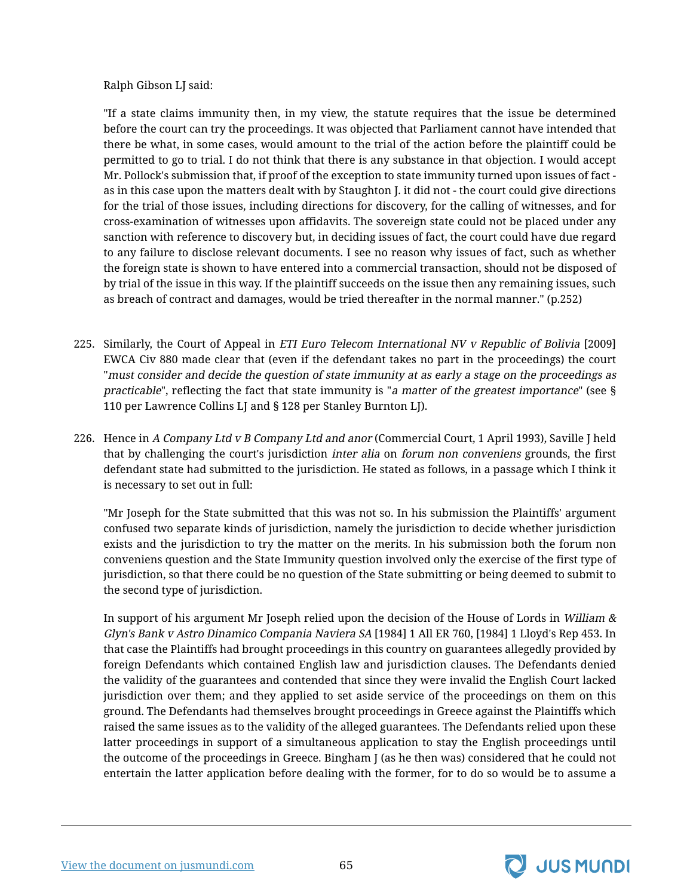Ralph Gibson LJ said:

"If a state claims immunity then, in my view, the statute requires that the issue be determined before the court can try the proceedings. It was objected that Parliament cannot have intended that there be what, in some cases, would amount to the trial of the action before the plaintiff could be permitted to go to trial. I do not think that there is any substance in that objection. I would accept Mr. Pollock's submission that, if proof of the exception to state immunity turned upon issues of fact - as in this case upon the matters dealt with by Staughton J. it did not - the court could give directions for the trial of those issues, including directions for discovery, for the calling of witnesses, and for cross-examination of witnesses upon affidavits. The sovereign state could not be placed under any sanction with reference to discovery but, in deciding issues of fact, the court could have due regard to any failure to disclose relevant documents. I see no reason why issues of fact, such as whether the foreign state is shown to have entered into a commercial transaction, should not be disposed of by trial of the issue in this way. If the plaintiff succeeds on the issue then any remaining issues, such as breach of contract and damages, would be tried thereafter in the normal manner." (p.252)

225. Similarly, the Court of Appeal in *ETI Euro Telecom International NV v Republic of Bolivia* [2009] EWCA Civ 880 made clear that (even if the defendant takes no part in the proceedings) the court "*must consider and decide the question of state immunity at as early a stage on the proceedings as practicable*", reflecting the fact that state immunity is "*a matter of the greatest importance*" (see § 110 per Lawrence Collins LJ and § 128 per Stanley Burnton LJ).

226. Hence in *A Company Ltd v B Company Ltd and anor* (Commercial Court, 1 April 1993), Saville J held that by challenging the court's jurisdiction *inter alia* on *forum non conveniens* grounds, the first defendant state had submitted to the jurisdiction. He stated as follows, in a passage which I think it is necessary to set out in full:

"Mr Joseph for the State submitted that this was not so. In his submission the Plaintiffs' argument confused two separate kinds of jurisdiction, namely the jurisdiction to decide whether jurisdiction exists and the jurisdiction to try the matter on the merits. In his submission both the forum non conveniens question and the State Immunity question involved only the exercise of the first type of jurisdiction, so that there could be no question of the State submitting or being deemed to submit to the second type of jurisdiction.

In support of his argument Mr Joseph relied upon the decision of the House of Lords in *William & Glyn's Bank v Astro Dinamico Compania Naviera SA* [1984] 1 All ER 760, [1984] 1 Lloyd's Rep 453. In that case the Plaintiffs had brought proceedings in this country on guarantees allegedly provided by foreign Defendants which contained English law and jurisdiction clauses. The Defendants denied the validity of the guarantees and contended that since they were invalid the English Court lacked jurisdiction over them; and they applied to set aside service of the proceedings on them on this ground. The Defendants had themselves brought proceedings in Greece against the Plaintiffs which raised the same issues as to the validity of the alleged guarantees. The Defendants relied upon these latter proceedings in support of a simultaneous application to stay the English proceedings until the outcome of the proceedings in Greece. Bingham J (as he then was) considered that he could not entertain the latter application before dealing with the former, for to do so would be to assume a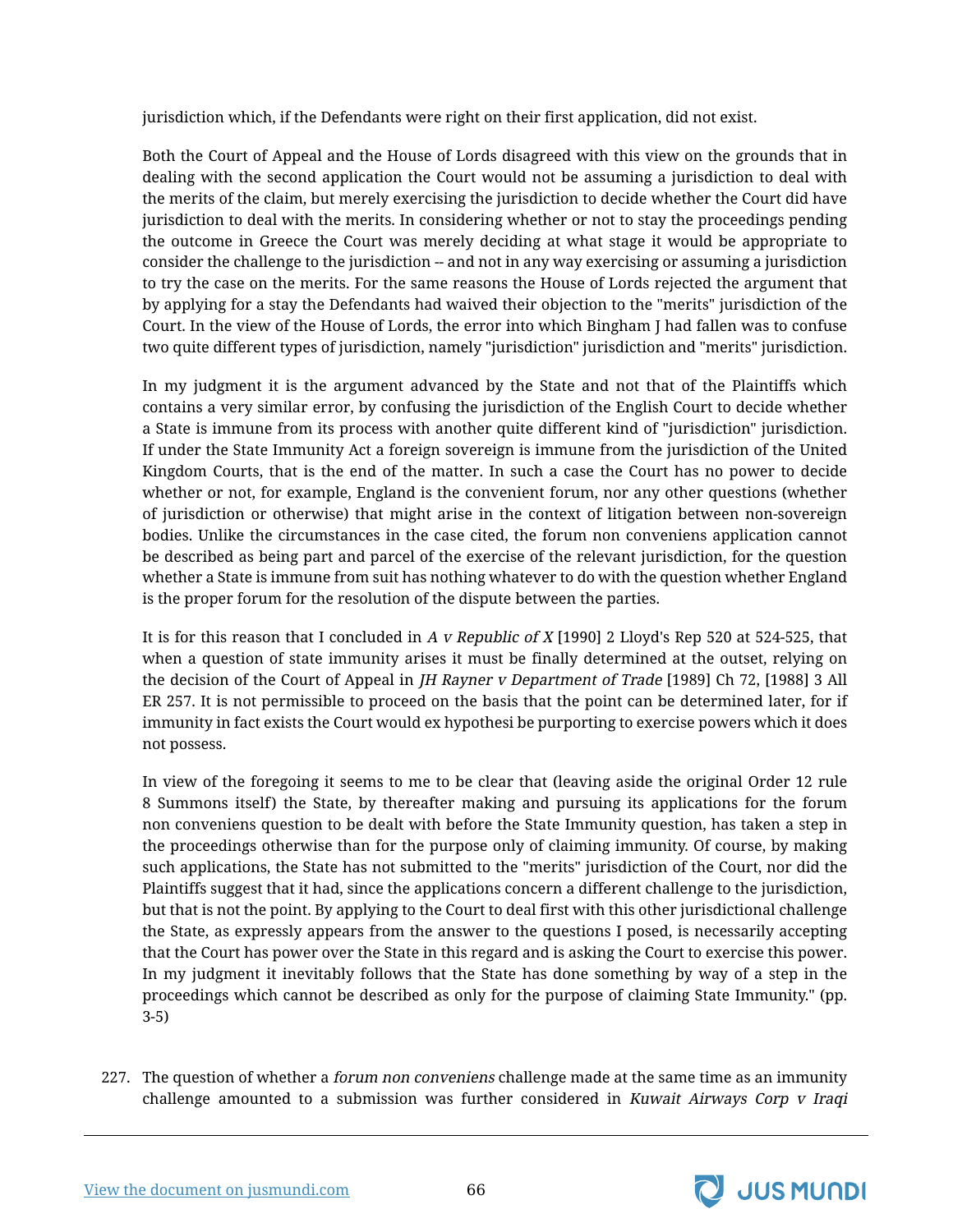jurisdiction which, if the Defendants were right on their first application, did not exist.

Both the Court of Appeal and the House of Lords disagreed with this view on the grounds that in dealing with the second application the Court would not be assuming a jurisdiction to deal with the merits of the claim, but merely exercising the jurisdiction to decide whether the Court did have jurisdiction to deal with the merits. In considering whether or not to stay the proceedings pending the outcome in Greece the Court was merely deciding at what stage it would be appropriate to consider the challenge to the jurisdiction -- and not in any way exercising or assuming a jurisdiction to try the case on the merits. For the same reasons the House of Lords rejected the argument that by applying for a stay the Defendants had waived their objection to the "merits" jurisdiction of the Court. In the view of the House of Lords, the error into which Bingham J had fallen was to confuse two quite different types of jurisdiction, namely "jurisdiction" jurisdiction and "merits" jurisdiction.

In my judgment it is the argument advanced by the State and not that of the Plaintiffs which contains a very similar error, by confusing the jurisdiction of the English Court to decide whether a State is immune from its process with another quite different kind of "jurisdiction" jurisdiction. If under the State Immunity Act a foreign sovereign is immune from the jurisdiction of the United Kingdom Courts, that is the end of the matter. In such a case the Court has no power to decide whether or not, for example, England is the convenient forum, nor any other questions (whether of jurisdiction or otherwise) that might arise in the context of litigation between non-sovereign bodies. Unlike the circumstances in the case cited, the forum non conveniens application cannot be described as being part and parcel of the exercise of the relevant jurisdiction, for the question whether a State is immune from suit has nothing whatever to do with the question whether England is the proper forum for the resolution of the dispute between the parties.

It is for this reason that I concluded in *A v Republic of X* [1990] 2 Lloyd's Rep 520 at 524-525, that when a question of state immunity arises it must be finally determined at the outset, relying on the decision of the Court of Appeal in *JH Rayner v Department of Trade* [1989] Ch 72, [1988] 3 All ER 257. It is not permissible to proceed on the basis that the point can be determined later, for if immunity in fact exists the Court would ex hypothesi be purporting to exercise powers which it does not possess.

In view of the foregoing it seems to me to be clear that (leaving aside the original Order 12 rule 8 Summons itself) the State, by thereafter making and pursuing its applications for the forum non conveniens question to be dealt with before the State Immunity question, has taken a step in the proceedings otherwise than for the purpose only of claiming immunity. Of course, by making such applications, the State has not submitted to the "merits" jurisdiction of the Court, nor did the Plaintiffs suggest that it had, since the applications concern a different challenge to the jurisdiction, but that is not the point. By applying to the Court to deal first with this other jurisdictional challenge the State, as expressly appears from the answer to the questions I posed, is necessarily accepting that the Court has power over the State in this regard and is asking the Court to exercise this power. In my judgment it inevitably follows that the State has done something by way of a step in the proceedings which cannot be described as only for the purpose of claiming State Immunity." (pp. 3-5)

227. The question of whether a *forum non conveniens* challenge made at the same time as an immunity challenge amounted to a submission was further considered in *Kuwait Airways Corp v Iraqi*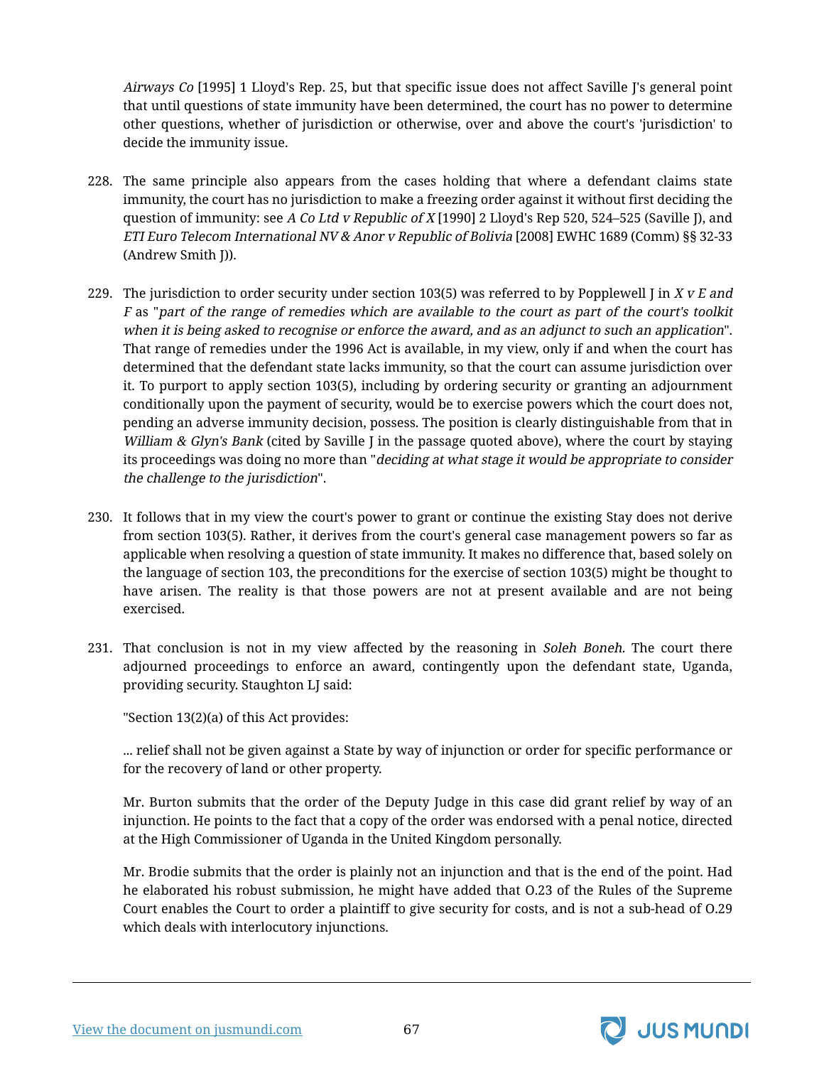*Airways Co* [1995] 1 Lloyd's Rep. 25, but that specific issue does not affect Saville J's general point that until questions of state immunity have been determined, the court has no power to determine other questions, whether of jurisdiction or otherwise, over and above the court's 'jurisdiction' to decide the immunity issue.

228. The same principle also appears from the cases holding that where a defendant claims state immunity, the court has no jurisdiction to make a freezing order against it without first deciding the question of immunity: see *A Co Ltd v Republic of X* [1990] 2 Lloyd's Rep 520, 524–525 (Saville J), and *ETI Euro Telecom International NV & Anor v Republic of Bolivia* [2008] EWHC 1689 (Comm) §§ 32-33 (Andrew Smith J)).

229. The jurisdiction to order security under section 103(5) was referred to by Popplewell J in *X v E and F* as "*part of the range of remedies which are available to the court as part of the court's toolkit when it is being asked to recognise or enforce the award, and as an adjunct to such an application*". That range of remedies under the 1996 Act is available, in my view, only if and when the court has determined that the defendant state lacks immunity, so that the court can assume jurisdiction over it. To purport to apply section 103(5), including by ordering security or granting an adjournment conditionally upon the payment of security, would be to exercise powers which the court does not, pending an adverse immunity decision, possess. The position is clearly distinguishable from that in *William & Glyn's Bank* (cited by Saville J in the passage quoted above), where the court by staying its proceedings was doing no more than "*deciding at what stage it would be appropriate to consider the challenge to the jurisdiction*".

230. It follows that in my view the court's power to grant or continue the existing Stay does not derive from section 103(5). Rather, it derives from the court's general case management powers so far as applicable when resolving a question of state immunity. It makes no difference that, based solely on the language of section 103, the preconditions for the exercise of section 103(5) might be thought to have arisen. The reality is that those powers are not at present available and are not being exercised.

231. That conclusion is not in my view affected by the reasoning in *Soleh Boneh.* The court there adjourned proceedings to enforce an award, contingently upon the defendant state, Uganda, providing security. Staughton LJ said:

"Section 13(2)(a) of this Act provides:

... relief shall not be given against a State by way of injunction or order for specific performance or for the recovery of land or other property.

Mr. Burton submits that the order of the Deputy Judge in this case did grant relief by way of an injunction. He points to the fact that a copy of the order was endorsed with a penal notice, directed at the High Commissioner of Uganda in the United Kingdom personally.

Mr. Brodie submits that the order is plainly not an injunction and that is the end of the point. Had he elaborated his robust submission, he might have added that O.23 of the Rules of the Supreme Court enables the Court to order a plaintiff to give security for costs, and is not a sub-head of O.29 which deals with interlocutory injunctions.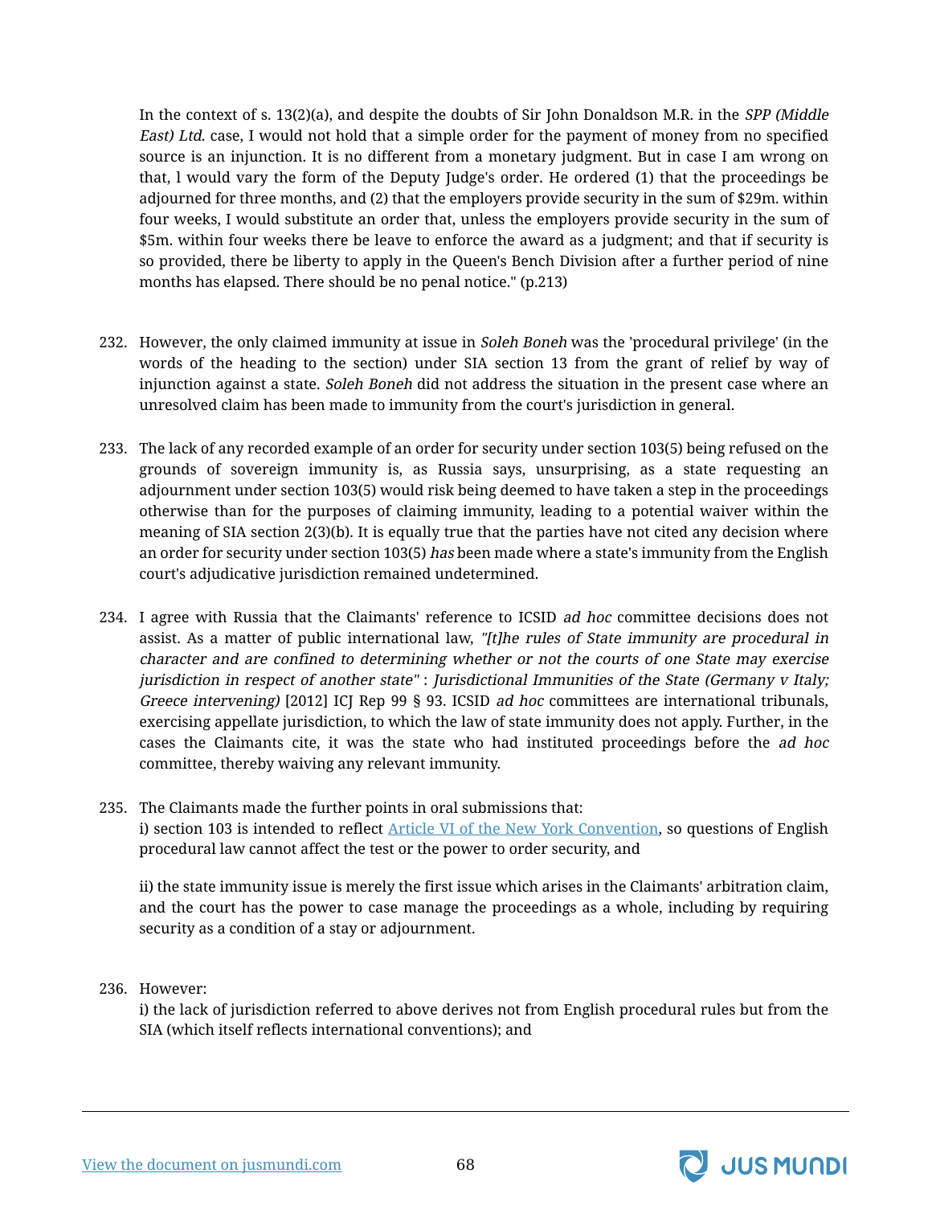> In the context of s. 13(2)(a), and despite the doubts of Sir John Donaldson M.R. in the *SPP (Middle East) Ltd.* case, I would not hold that a simple order for the payment of money from no specified source is an injunction. It is no different from a monetary judgment. But in case I am wrong on that, l would vary the form of the Deputy Judge's order. He ordered (1) that the proceedings be adjourned for three months, and (2) that the employers provide security in the sum of $29m. within four weeks, I would substitute an order that, unless the employers provide security in the sum of $5m. within four weeks there be leave to enforce the award as a judgment; and that if security is so provided, there be liberty to apply in the Queen's Bench Division after a further period of nine months has elapsed. There should be no penal notice." (p.213)

232. However, the only claimed immunity at issue in *Soleh Boneh* was the 'procedural privilege' (in the words of the heading to the section) under SIA section 13 from the grant of relief by way of injunction against a state. *Soleh Boneh* did not address the situation in the present case where an unresolved claim has been made to immunity from the court's jurisdiction in general.

233. The lack of any recorded example of an order for security under section 103(5) being refused on the grounds of sovereign immunity is, as Russia says, unsurprising, as a state requesting an adjournment under section 103(5) would risk being deemed to have taken a step in the proceedings otherwise than for the purposes of claiming immunity, leading to a potential waiver within the meaning of SIA section 2(3)(b). It is equally true that the parties have not cited any decision where an order for security under section 103(5) *has* been made where a state's immunity from the English court's adjudicative jurisdiction remained undetermined.

234. I agree with Russia that the Claimants' reference to ICSID *ad hoc* committee decisions does not assist. As a matter of public international law, *"[t]he rules of State immunity are procedural in character and are confined to determining whether or not the courts of one State may exercise jurisdiction in respect of another state"* : *Jurisdictional Immunities of the State (Germany v Italy; Greece intervening)* [2012] ICJ Rep 99 § 93. ICSID *ad hoc* committees are international tribunals, exercising appellate jurisdiction, to which the law of state immunity does not apply. Further, in the cases the Claimants cite, it was the state who had instituted proceedings before the *ad hoc* committee, thereby waiving any relevant immunity.

235. The Claimants made the further points in oral submissions that:

    i) section 103 is intended to reflect Article VI of the New York Convention, so questions of English procedural law cannot affect the test or the power to order security, and

    ii) the state immunity issue is merely the first issue which arises in the Claimants' arbitration claim, and the court has the power to case manage the proceedings as a whole, including by requiring security as a condition of a stay or adjournment.

236. However:

    i) the lack of jurisdiction referred to above derives not from English procedural rules but from the SIA (which itself reflects international conventions); and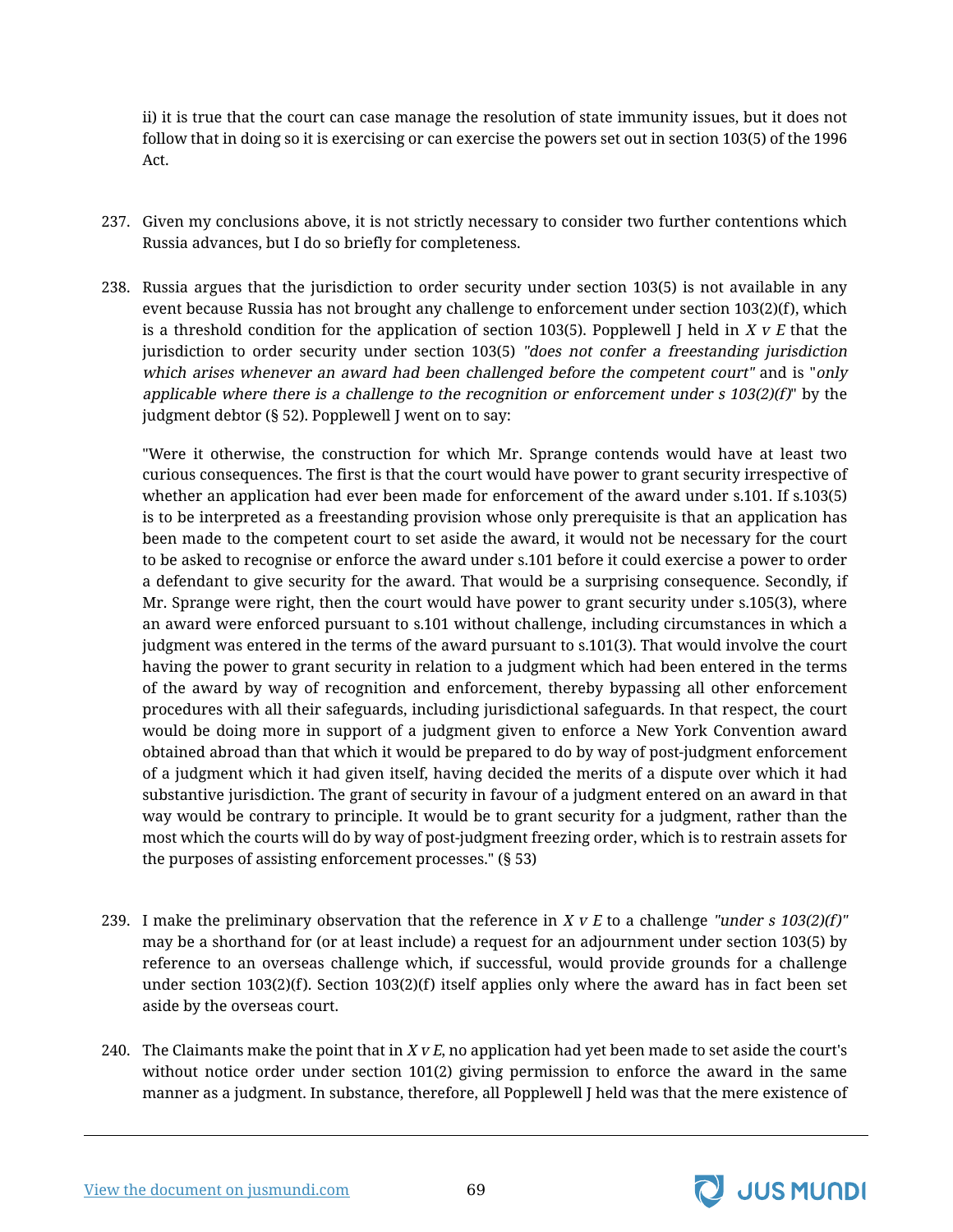ii) it is true that the court can case manage the resolution of state immunity issues, but it does not follow that in doing so it is exercising or can exercise the powers set out in section 103(5) of the 1996 Act.

237. Given my conclusions above, it is not strictly necessary to consider two further contentions which Russia advances, but I do so briefly for completeness.

238. Russia argues that the jurisdiction to order security under section 103(5) is not available in any event because Russia has not brought any challenge to enforcement under section 103(2)(f), which is a threshold condition for the application of section 103(5). Popplewell J held in *X v E* that the jurisdiction to order security under section 103(5) *"does not confer a freestanding jurisdiction which arises whenever an award had been challenged before the competent court"* and is "*only applicable where there is a challenge to the recognition or enforcement under s 103(2)(f)*" by the judgment debtor (§ 52). Popplewell J went on to say:

"Were it otherwise, the construction for which Mr. Sprange contends would have at least two curious consequences. The first is that the court would have power to grant security irrespective of whether an application had ever been made for enforcement of the award under s.101. If s.103(5) is to be interpreted as a freestanding provision whose only prerequisite is that an application has been made to the competent court to set aside the award, it would not be necessary for the court to be asked to recognise or enforce the award under s.101 before it could exercise a power to order a defendant to give security for the award. That would be a surprising consequence. Secondly, if Mr. Sprange were right, then the court would have power to grant security under s.105(3), where an award were enforced pursuant to s.101 without challenge, including circumstances in which a judgment was entered in the terms of the award pursuant to s.101(3). That would involve the court having the power to grant security in relation to a judgment which had been entered in the terms of the award by way of recognition and enforcement, thereby bypassing all other enforcement procedures with all their safeguards, including jurisdictional safeguards. In that respect, the court would be doing more in support of a judgment given to enforce a New York Convention award obtained abroad than that which it would be prepared to do by way of post-judgment enforcement of a judgment which it had given itself, having decided the merits of a dispute over which it had substantive jurisdiction. The grant of security in favour of a judgment entered on an award in that way would be contrary to principle. It would be to grant security for a judgment, rather than the most which the courts will do by way of post-judgment freezing order, which is to restrain assets for the purposes of assisting enforcement processes." (§ 53)

239. I make the preliminary observation that the reference in *X v E* to a challenge *"under s 103(2)(f)"* may be a shorthand for (or at least include) a request for an adjournment under section 103(5) by reference to an overseas challenge which, if successful, would provide grounds for a challenge under section 103(2)(f). Section 103(2)(f) itself applies only where the award has in fact been set aside by the overseas court.

240. The Claimants make the point that in *X v E*, no application had yet been made to set aside the court's without notice order under section 101(2) giving permission to enforce the award in the same manner as a judgment. In substance, therefore, all Popplewell J held was that the mere existence of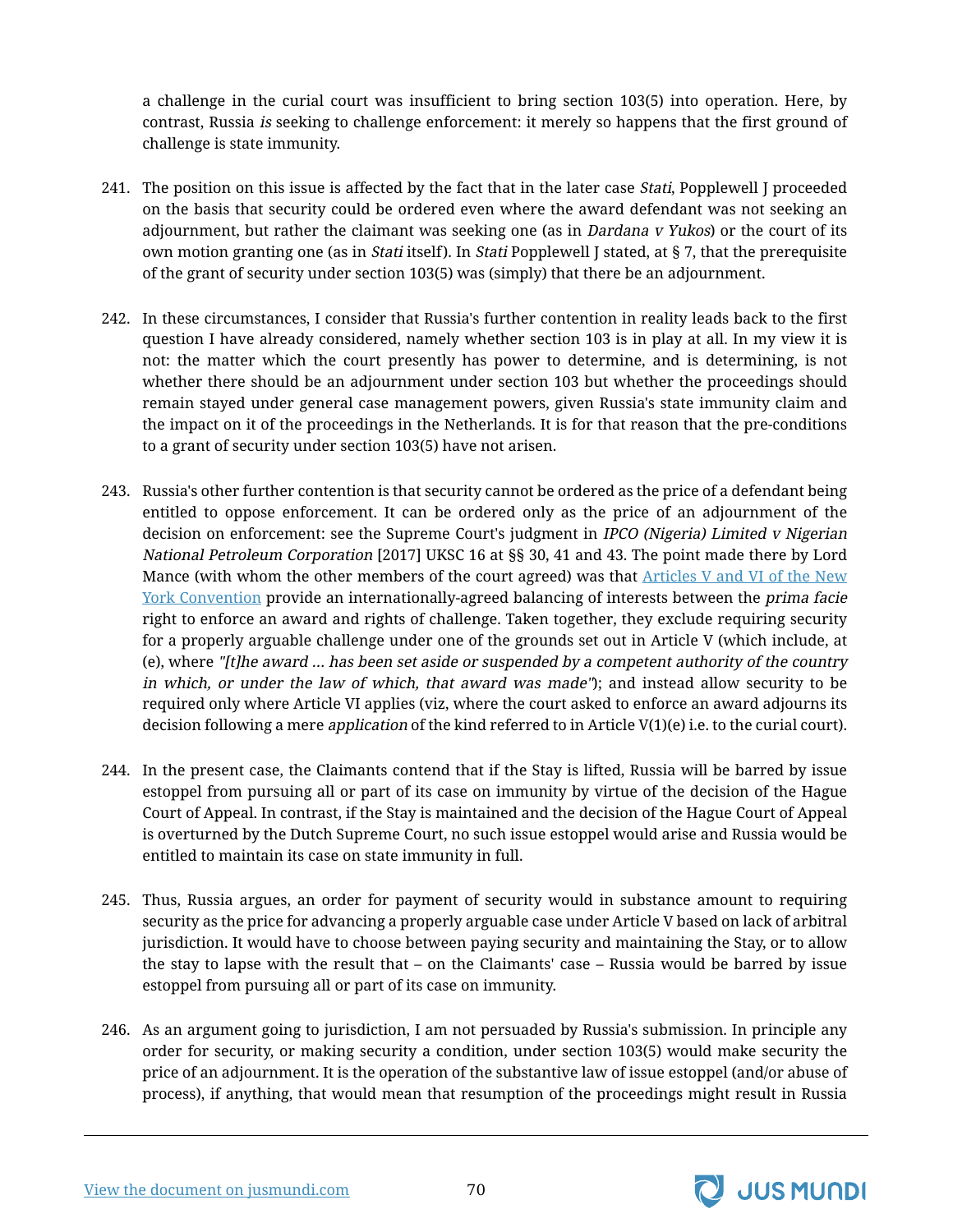a challenge in the curial court was insufficient to bring section 103(5) into operation. Here, by contrast, Russia *is* seeking to challenge enforcement: it merely so happens that the first ground of challenge is state immunity.

241. The position on this issue is affected by the fact that in the later case *Stati*, Popplewell J proceeded on the basis that security could be ordered even where the award defendant was not seeking an adjournment, but rather the claimant was seeking one (as in *Dardana v Yukos*) or the court of its own motion granting one (as in *Stati* itself). In *Stati* Popplewell J stated, at § 7, that the prerequisite of the grant of security under section 103(5) was (simply) that there be an adjournment.

242. In these circumstances, I consider that Russia's further contention in reality leads back to the first question I have already considered, namely whether section 103 is in play at all. In my view it is not: the matter which the court presently has power to determine, and is determining, is not whether there should be an adjournment under section 103 but whether the proceedings should remain stayed under general case management powers, given Russia's state immunity claim and the impact on it of the proceedings in the Netherlands. It is for that reason that the pre-conditions to a grant of security under section 103(5) have not arisen.

243. Russia's other further contention is that security cannot be ordered as the price of a defendant being entitled to oppose enforcement. It can be ordered only as the price of an adjournment of the decision on enforcement: see the Supreme Court's judgment in *IPCO (Nigeria) Limited v Nigerian National Petroleum Corporation* [2017] UKSC 16 at §§ 30, 41 and 43. The point made there by Lord Mance (with whom the other members of the court agreed) was that Articles V and VI of the New York Convention provide an internationally-agreed balancing of interests between the *prima facie* right to enforce an award and rights of challenge. Taken together, they exclude requiring security for a properly arguable challenge under one of the grounds set out in Article V (which include, at (e), where *"[t]he award … has been set aside or suspended by a competent authority of the country in which, or under the law of which, that award was made"*); and instead allow security to be required only where Article VI applies (viz, where the court asked to enforce an award adjourns its decision following a mere *application* of the kind referred to in Article V(1)(e) i.e. to the curial court).

244. In the present case, the Claimants contend that if the Stay is lifted, Russia will be barred by issue estoppel from pursuing all or part of its case on immunity by virtue of the decision of the Hague Court of Appeal. In contrast, if the Stay is maintained and the decision of the Hague Court of Appeal is overturned by the Dutch Supreme Court, no such issue estoppel would arise and Russia would be entitled to maintain its case on state immunity in full.

245. Thus, Russia argues, an order for payment of security would in substance amount to requiring security as the price for advancing a properly arguable case under Article V based on lack of arbitral jurisdiction. It would have to choose between paying security and maintaining the Stay, or to allow the stay to lapse with the result that – on the Claimants' case – Russia would be barred by issue estoppel from pursuing all or part of its case on immunity.

246. As an argument going to jurisdiction, I am not persuaded by Russia's submission. In principle any order for security, or making security a condition, under section 103(5) would make security the price of an adjournment. It is the operation of the substantive law of issue estoppel (and/or abuse of process), if anything, that would mean that resumption of the proceedings might result in Russia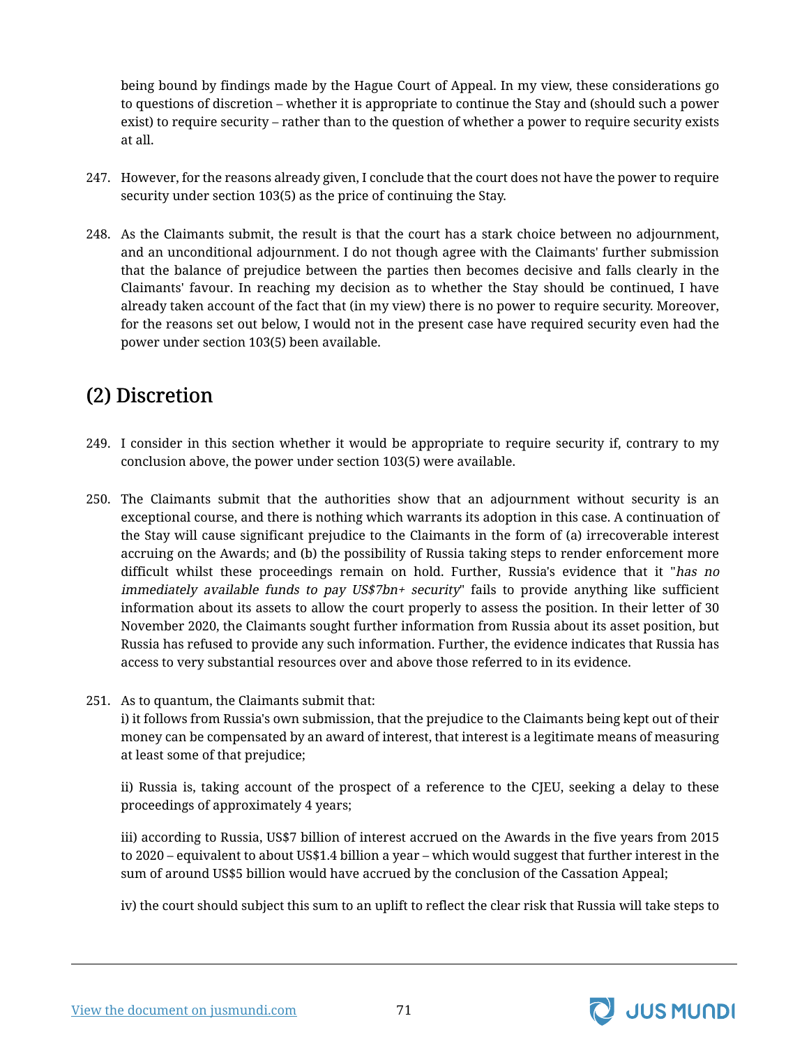being bound by findings made by the Hague Court of Appeal. In my view, these considerations go to questions of discretion – whether it is appropriate to continue the Stay and (should such a power exist) to require security – rather than to the question of whether a power to require security exists at all.

247. However, for the reasons already given, I conclude that the court does not have the power to require security under section 103(5) as the price of continuing the Stay.

248. As the Claimants submit, the result is that the court has a stark choice between no adjournment, and an unconditional adjournment. I do not though agree with the Claimants' further submission that the balance of prejudice between the parties then becomes decisive and falls clearly in the Claimants' favour. In reaching my decision as to whether the Stay should be continued, I have already taken account of the fact that (in my view) there is no power to require security. Moreover, for the reasons set out below, I would not in the present case have required security even had the power under section 103(5) been available.

## (2) Discretion

249. I consider in this section whether it would be appropriate to require security if, contrary to my conclusion above, the power under section 103(5) were available.

250. The Claimants submit that the authorities show that an adjournment without security is an exceptional course, and there is nothing which warrants its adoption in this case. A continuation of the Stay will cause significant prejudice to the Claimants in the form of (a) irrecoverable interest accruing on the Awards; and (b) the possibility of Russia taking steps to render enforcement more difficult whilst these proceedings remain on hold. Further, Russia's evidence that it "*has no immediately available funds to pay US$7bn+ security*" fails to provide anything like sufficient information about its assets to allow the court properly to assess the position. In their letter of 30 November 2020, the Claimants sought further information from Russia about its asset position, but Russia has refused to provide any such information. Further, the evidence indicates that Russia has access to very substantial resources over and above those referred to in its evidence.

251. As to quantum, the Claimants submit that:

i) it follows from Russia's own submission, that the prejudice to the Claimants being kept out of their money can be compensated by an award of interest, that interest is a legitimate means of measuring at least some of that prejudice;

ii) Russia is, taking account of the prospect of a reference to the CJEU, seeking a delay to these proceedings of approximately 4 years;

iii) according to Russia, US$7 billion of interest accrued on the Awards in the five years from 2015 to 2020 – equivalent to about US$1.4 billion a year – which would suggest that further interest in the sum of around US$5 billion would have accrued by the conclusion of the Cassation Appeal;

iv) the court should subject this sum to an uplift to reflect the clear risk that Russia will take steps to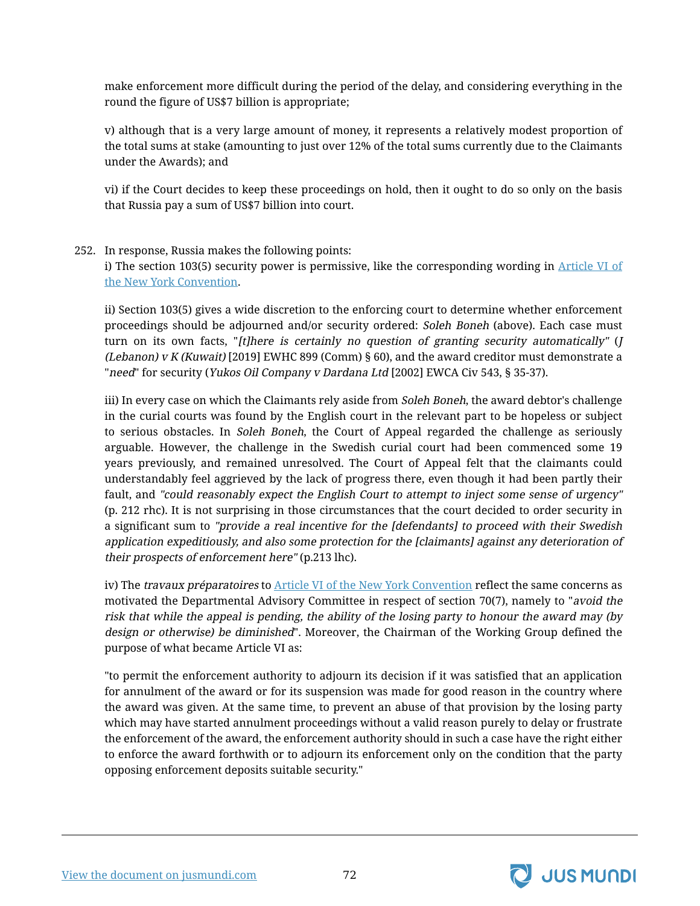make enforcement more difficult during the period of the delay, and considering everything in the round the figure of US$7 billion is appropriate;

v) although that is a very large amount of money, it represents a relatively modest proportion of the total sums at stake (amounting to just over 12% of the total sums currently due to the Claimants under the Awards); and

vi) if the Court decides to keep these proceedings on hold, then it ought to do so only on the basis that Russia pay a sum of US$7 billion into court.

252. In response, Russia makes the following points:
i) The section 103(5) security power is permissive, like the corresponding wording in Article VI of the New York Convention.

ii) Section 103(5) gives a wide discretion to the enforcing court to determine whether enforcement proceedings should be adjourned and/or security ordered: *Soleh Boneh* (above). Each case must turn on its own facts, "*[t]here is certainly no question of granting security automatically*" (*J (Lebanon) v K (Kuwait)* [2019] EWHC 899 (Comm) § 60), and the award creditor must demonstrate a "*need*" for security (*Yukos Oil Company v Dardana Ltd* [2002] EWCA Civ 543, § 35-37).

iii) In every case on which the Claimants rely aside from *Soleh Boneh*, the award debtor's challenge in the curial courts was found by the English court in the relevant part to be hopeless or subject to serious obstacles. In *Soleh Boneh*, the Court of Appeal regarded the challenge as seriously arguable. However, the challenge in the Swedish curial court had been commenced some 19 years previously, and remained unresolved. The Court of Appeal felt that the claimants could understandably feel aggrieved by the lack of progress there, even though it had been partly their fault, and *"could reasonably expect the English Court to attempt to inject some sense of urgency"* (p. 212 rhc). It is not surprising in those circumstances that the court decided to order security in a significant sum to *"provide a real incentive for the [defendants] to proceed with their Swedish application expeditiously, and also some protection for the [claimants] against any deterioration of their prospects of enforcement here"* (p.213 lhc).

iv) The *travaux préparatoires* to Article VI of the New York Convention reflect the same concerns as motivated the Departmental Advisory Committee in respect of section 70(7), namely to "*avoid the risk that while the appeal is pending, the ability of the losing party to honour the award may (by design or otherwise) be diminished*". Moreover, the Chairman of the Working Group defined the purpose of what became Article VI as:

"to permit the enforcement authority to adjourn its decision if it was satisfied that an application for annulment of the award or for its suspension was made for good reason in the country where the award was given. At the same time, to prevent an abuse of that provision by the losing party which may have started annulment proceedings without a valid reason purely to delay or frustrate the enforcement of the award, the enforcement authority should in such a case have the right either to enforce the award forthwith or to adjourn its enforcement only on the condition that the party opposing enforcement deposits suitable security."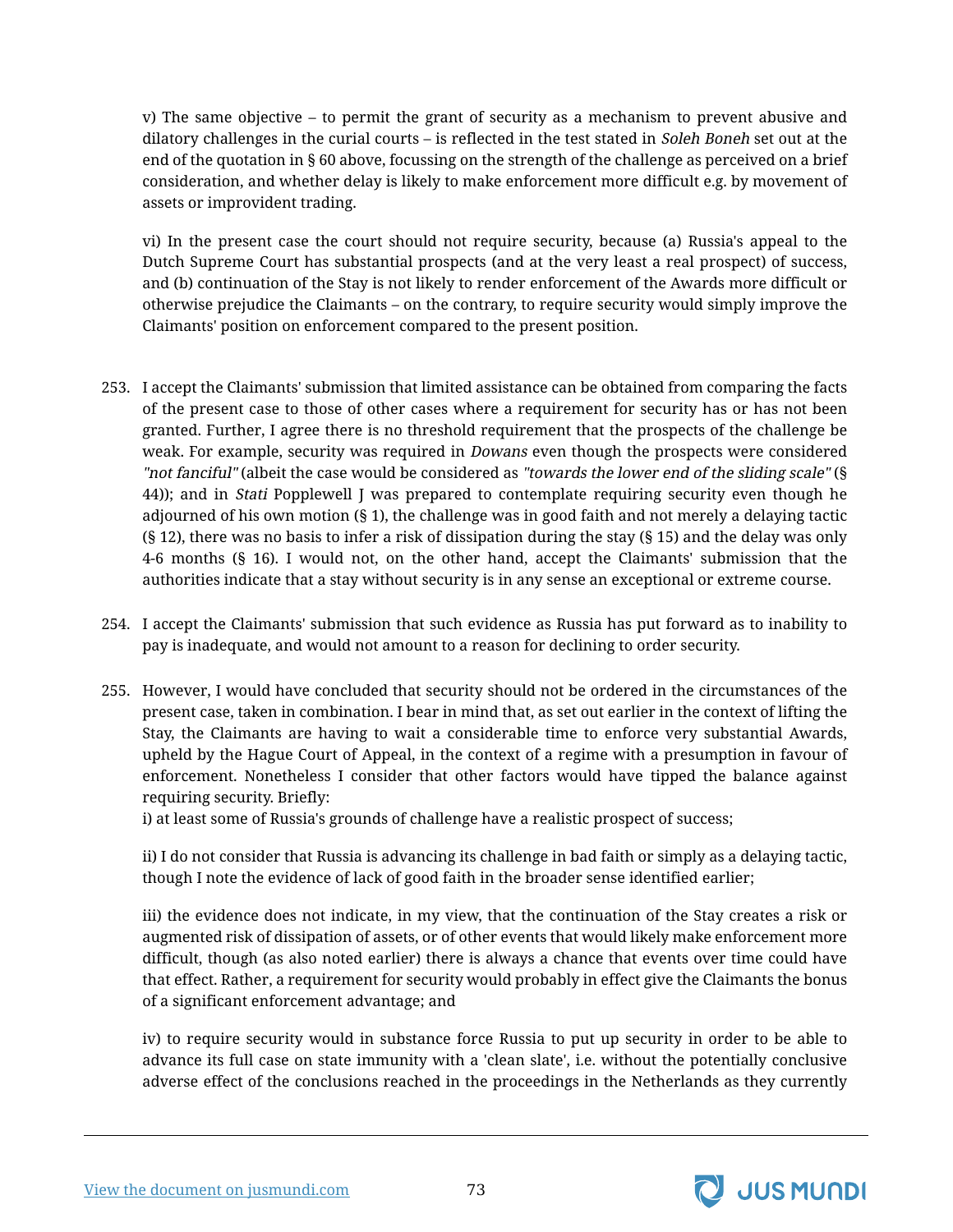v) The same objective – to permit the grant of security as a mechanism to prevent abusive and dilatory challenges in the curial courts – is reflected in the test stated in *Soleh Boneh* set out at the end of the quotation in § 60 above, focussing on the strength of the challenge as perceived on a brief consideration, and whether delay is likely to make enforcement more difficult e.g. by movement of assets or improvident trading.

vi) In the present case the court should not require security, because (a) Russia's appeal to the Dutch Supreme Court has substantial prospects (and at the very least a real prospect) of success, and (b) continuation of the Stay is not likely to render enforcement of the Awards more difficult or otherwise prejudice the Claimants – on the contrary, to require security would simply improve the Claimants' position on enforcement compared to the present position.

253. I accept the Claimants' submission that limited assistance can be obtained from comparing the facts of the present case to those of other cases where a requirement for security has or has not been granted. Further, I agree there is no threshold requirement that the prospects of the challenge be weak. For example, security was required in *Dowans* even though the prospects were considered *"not fanciful"* (albeit the case would be considered as *"towards the lower end of the sliding scale"* (§ 44)); and in *Stati* Popplewell J was prepared to contemplate requiring security even though he adjourned of his own motion (§ 1), the challenge was in good faith and not merely a delaying tactic (§ 12), there was no basis to infer a risk of dissipation during the stay (§ 15) and the delay was only 4-6 months (§ 16). I would not, on the other hand, accept the Claimants' submission that the authorities indicate that a stay without security is in any sense an exceptional or extreme course.

254. I accept the Claimants' submission that such evidence as Russia has put forward as to inability to pay is inadequate, and would not amount to a reason for declining to order security.

255. However, I would have concluded that security should not be ordered in the circumstances of the present case, taken in combination. I bear in mind that, as set out earlier in the context of lifting the Stay, the Claimants are having to wait a considerable time to enforce very substantial Awards, upheld by the Hague Court of Appeal, in the context of a regime with a presumption in favour of enforcement. Nonetheless I consider that other factors would have tipped the balance against requiring security. Briefly:

i) at least some of Russia's grounds of challenge have a realistic prospect of success;

ii) I do not consider that Russia is advancing its challenge in bad faith or simply as a delaying tactic, though I note the evidence of lack of good faith in the broader sense identified earlier;

iii) the evidence does not indicate, in my view, that the continuation of the Stay creates a risk or augmented risk of dissipation of assets, or of other events that would likely make enforcement more difficult, though (as also noted earlier) there is always a chance that events over time could have that effect. Rather, a requirement for security would probably in effect give the Claimants the bonus of a significant enforcement advantage; and

iv) to require security would in substance force Russia to put up security in order to be able to advance its full case on state immunity with a 'clean slate', i.e. without the potentially conclusive adverse effect of the conclusions reached in the proceedings in the Netherlands as they currently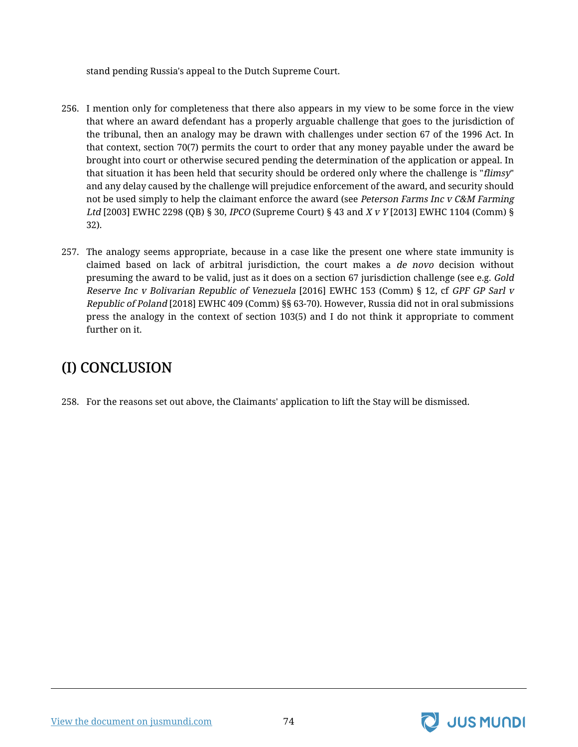stand pending Russia's appeal to the Dutch Supreme Court.

256. I mention only for completeness that there also appears in my view to be some force in the view that where an award defendant has a properly arguable challenge that goes to the jurisdiction of the tribunal, then an analogy may be drawn with challenges under section 67 of the 1996 Act. In that context, section 70(7) permits the court to order that any money payable under the award be brought into court or otherwise secured pending the determination of the application or appeal. In that situation it has been held that security should be ordered only where the challenge is "*flimsy*" and any delay caused by the challenge will prejudice enforcement of the award, and security should not be used simply to help the claimant enforce the award (see *Peterson Farms Inc v C&M Farming Ltd* [2003] EWHC 2298 (QB) § 30, *IPCO* (Supreme Court) § 43 and *X v Y* [2013] EWHC 1104 (Comm) § 32).

257. The analogy seems appropriate, because in a case like the present one where state immunity is claimed based on lack of arbitral jurisdiction, the court makes a *de novo* decision without presuming the award to be valid, just as it does on a section 67 jurisdiction challenge (see e.g. *Gold Reserve Inc v Bolivarian Republic of Venezuela* [2016] EWHC 153 (Comm) § 12, cf *GPF GP Sarl v Republic of Poland* [2018] EWHC 409 (Comm) §§ 63-70). However, Russia did not in oral submissions press the analogy in the context of section 103(5) and I do not think it appropriate to comment further on it.

## (I) CONCLUSION

258. For the reasons set out above, the Claimants' application to lift the Stay will be dismissed.